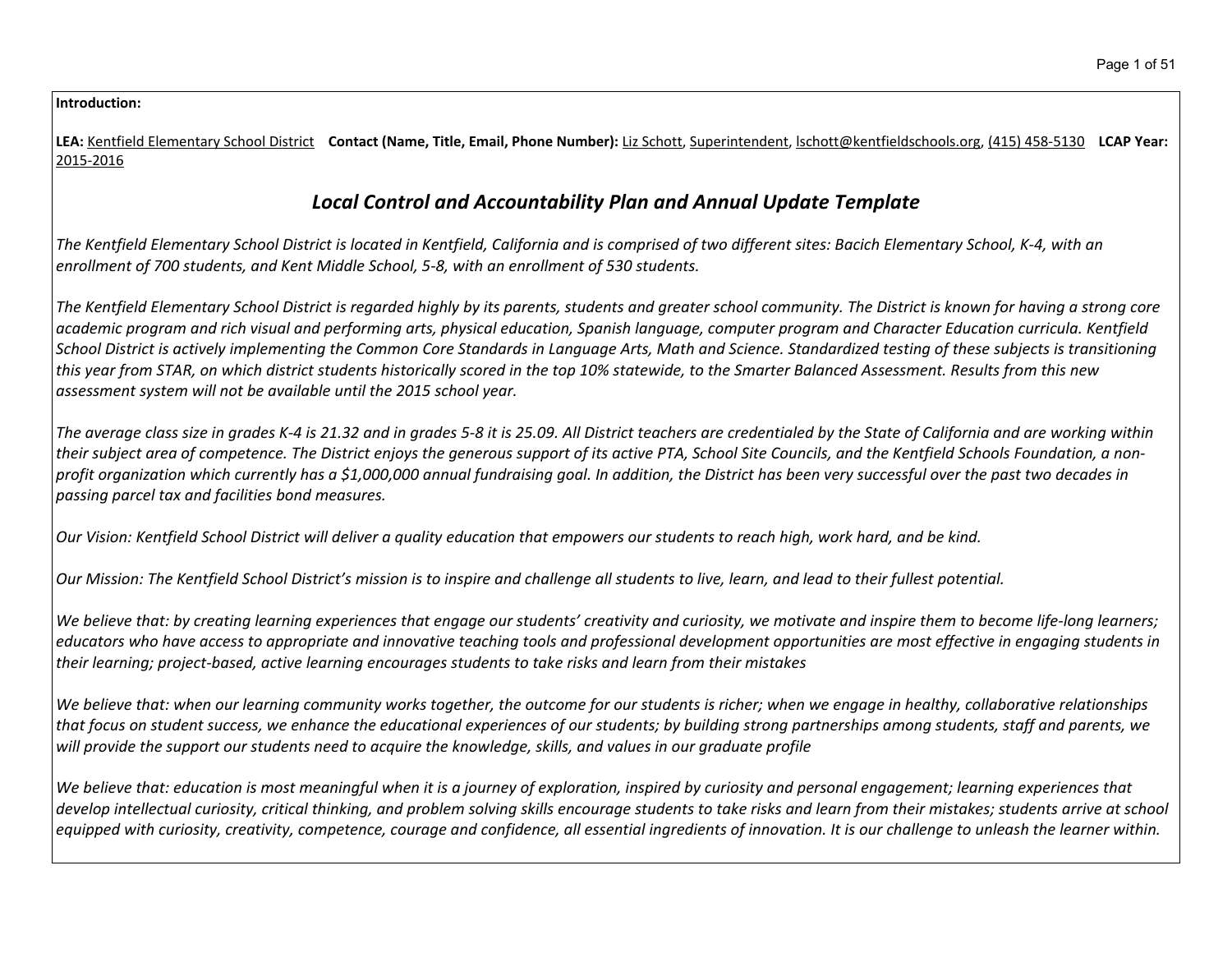**Introduction:**

**LEA:** Kentfield Elementary School District **Contact (Name, Title, Email, Phone Number):** Liz Schott, Superintendent, lschott@kentfieldschools.org, (415) 458-5130 **LCAP Year:** 2015-2016

## *Local Control and Accountability Plan and Annual Update Template*

*The Kentfield Elementary School District is located in Kentfield, California and is comprised of two different sites: Bacich Elementary School, K-4, with an enrollment of 700 students, and Kent Middle School, 5-8, with an enrollment of 530 students.*

*The Kentfield Elementary School District is regarded highly by its parents, students and greater school community. The District is known for having a strong core academic program and rich visual and performing arts, physical education, Spanish language, computer program and Character Education curricula. Kentfield School District is actively implementing the Common Core Standards in Language Arts, Math and Science. Standardized testing of these subjects is transitioning this year from STAR, on which district students historically scored in the top 10% statewide, to the Smarter Balanced Assessment. Results from this new assessment system will not be available until the 2015 school year.*

*The average class size in grades K-4 is 21.32 and in grades 5-8 it is 25.09. All District teachers are credentialed by the State of California and are working within their subject area of competence. The District enjoys the generous support of its active PTA, School Site Councils, and the Kentfield Schools Foundation, a non-profit organization which currently has a $1,000,000 annual fundraising goal. In addition, the District has been very successful over the past two decades in passing parcel tax and facilities bond measures.*

*Our Vision: Kentfield School District will deliver a quality education that empowers our students to reach high, work hard, and be kind.*

*Our Mission: The Kentfield School District's mission is to inspire and challenge all students to live, learn, and lead to their fullest potential.*

*We believe that: by creating learning experiences that engage our students' creativity and curiosity, we motivate and inspire them to become life-long learners; educators who have access to appropriate and innovative teaching tools and professional development opportunities are most effective in engaging students in their learning; project-based, active learning encourages students to take risks and learn from their mistakes*

*We believe that: when our learning community works together, the outcome for our students is richer; when we engage in healthy, collaborative relationships that focus on student success, we enhance the educational experiences of our students; by building strong partnerships among students, staff and parents, we will provide the support our students need to acquire the knowledge, skills, and values in our graduate profile*

*We believe that: education is most meaningful when it is a journey of exploration, inspired by curiosity and personal engagement; learning experiences that develop intellectual curiosity, critical thinking, and problem solving skills encourage students to take risks and learn from their mistakes; students arrive at school equipped with curiosity, creativity, competence, courage and confidence, all essential ingredients of innovation. It is our challenge to unleash the learner within.*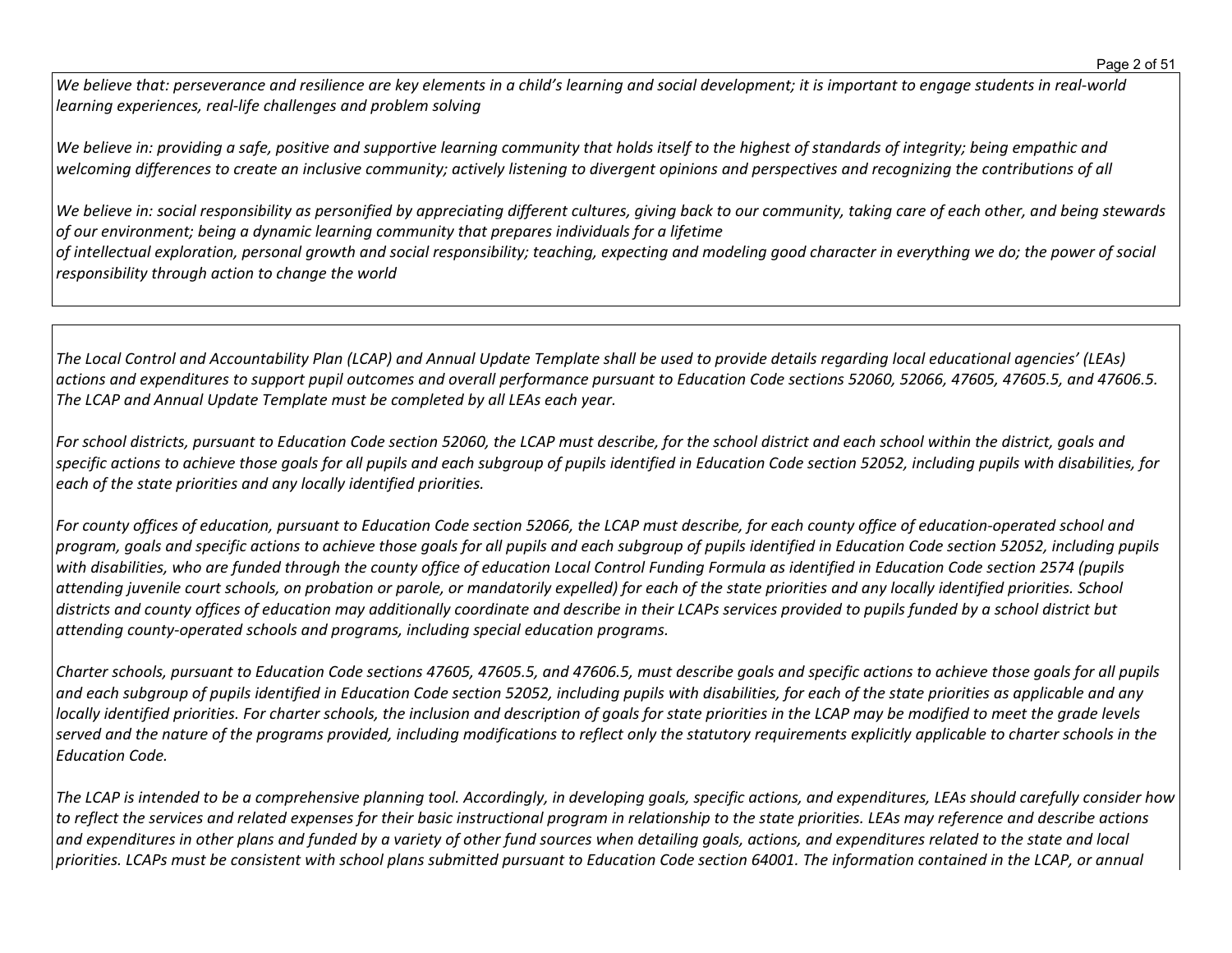*We believe that: perseverance and resilience are key elements in a child's learning and social development; it is important to engage students in real-world learning experiences, real-life challenges and problem solving*

*We believe in: providing a safe, positive and supportive learning community that holds itself to the highest of standards of integrity; being empathic and welcoming differences to create an inclusive community; actively listening to divergent opinions and perspectives and recognizing the contributions of all*

*We believe in: social responsibility as personified by appreciating different cultures, giving back to our community, taking care of each other, and being stewards of our environment; being a dynamic learning community that prepares individuals for a lifetime of intellectual exploration, personal growth and social responsibility; teaching, expecting and modeling good character in everything we do; the power of social responsibility through action to change the world*

---

*The Local Control and Accountability Plan (LCAP) and Annual Update Template shall be used to provide details regarding local educational agencies' (LEAs) actions and expenditures to support pupil outcomes and overall performance pursuant to Education Code sections 52060, 52066, 47605, 47605.5, and 47606.5. The LCAP and Annual Update Template must be completed by all LEAs each year.*

*For school districts, pursuant to Education Code section 52060, the LCAP must describe, for the school district and each school within the district, goals and specific actions to achieve those goals for all pupils and each subgroup of pupils identified in Education Code section 52052, including pupils with disabilities, for each of the state priorities and any locally identified priorities.*

*For county offices of education, pursuant to Education Code section 52066, the LCAP must describe, for each county office of education-operated school and program, goals and specific actions to achieve those goals for all pupils and each subgroup of pupils identified in Education Code section 52052, including pupils with disabilities, who are funded through the county office of education Local Control Funding Formula as identified in Education Code section 2574 (pupils attending juvenile court schools, on probation or parole, or mandatorily expelled) for each of the state priorities and any locally identified priorities. School districts and county offices of education may additionally coordinate and describe in their LCAPs services provided to pupils funded by a school district but attending county-operated schools and programs, including special education programs.*

*Charter schools, pursuant to Education Code sections 47605, 47605.5, and 47606.5, must describe goals and specific actions to achieve those goals for all pupils and each subgroup of pupils identified in Education Code section 52052, including pupils with disabilities, for each of the state priorities as applicable and any locally identified priorities. For charter schools, the inclusion and description of goals for state priorities in the LCAP may be modified to meet the grade levels served and the nature of the programs provided, including modifications to reflect only the statutory requirements explicitly applicable to charter schools in the Education Code.*

*The LCAP is intended to be a comprehensive planning tool. Accordingly, in developing goals, specific actions, and expenditures, LEAs should carefully consider how to reflect the services and related expenses for their basic instructional program in relationship to the state priorities. LEAs may reference and describe actions and expenditures in other plans and funded by a variety of other fund sources when detailing goals, actions, and expenditures related to the state and local priorities. LCAPs must be consistent with school plans submitted pursuant to Education Code section 64001. The information contained in the LCAP, or annual*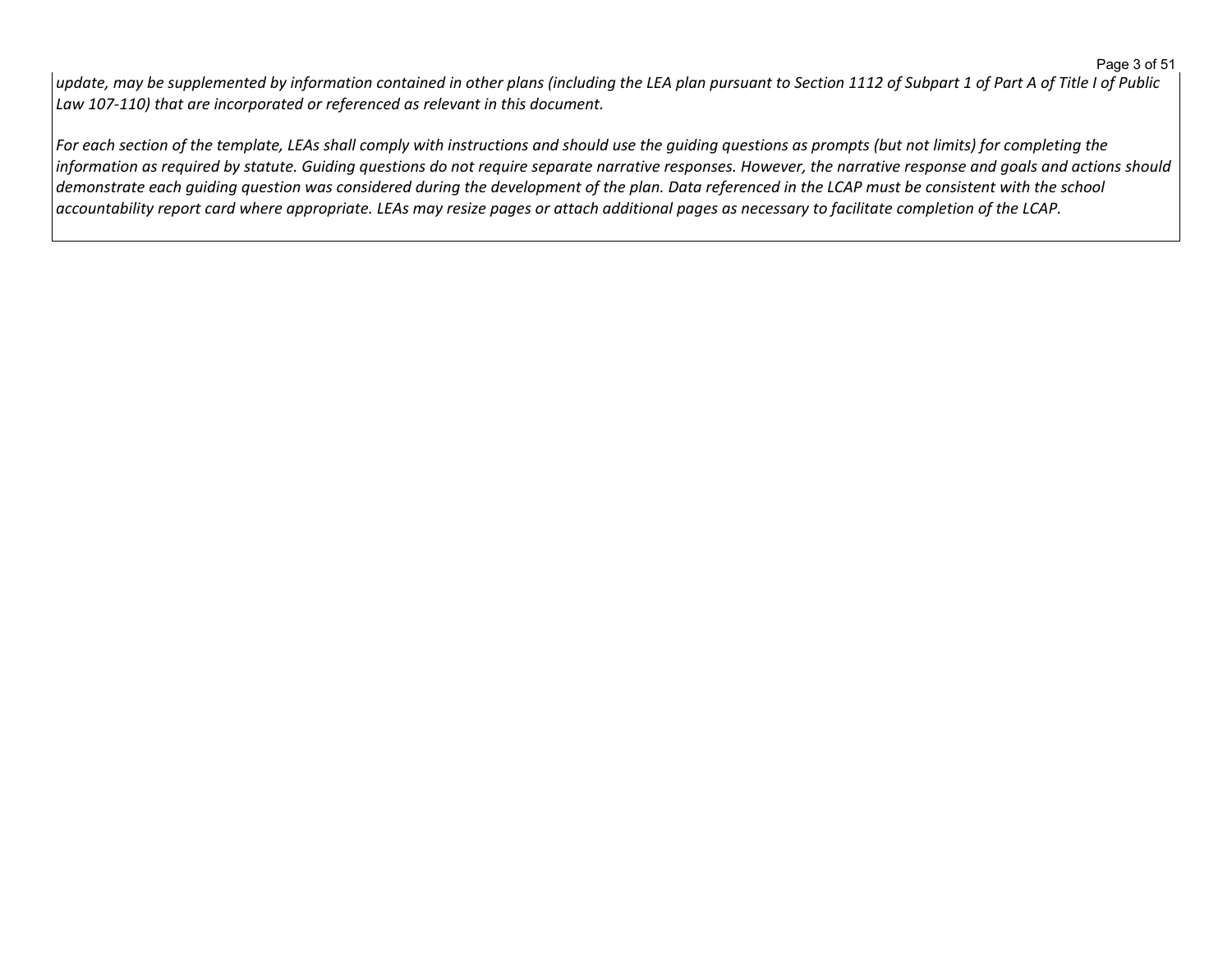*update, may be supplemented by information contained in other plans (including the LEA plan pursuant to Section 1112 of Subpart 1 of Part A of Title I of Public Law 107-110) that are incorporated or referenced as relevant in this document.*

*For each section of the template, LEAs shall comply with instructions and should use the guiding questions as prompts (but not limits) for completing the information as required by statute. Guiding questions do not require separate narrative responses. However, the narrative response and goals and actions should demonstrate each guiding question was considered during the development of the plan. Data referenced in the LCAP must be consistent with the school accountability report card where appropriate. LEAs may resize pages or attach additional pages as necessary to facilitate completion of the LCAP.*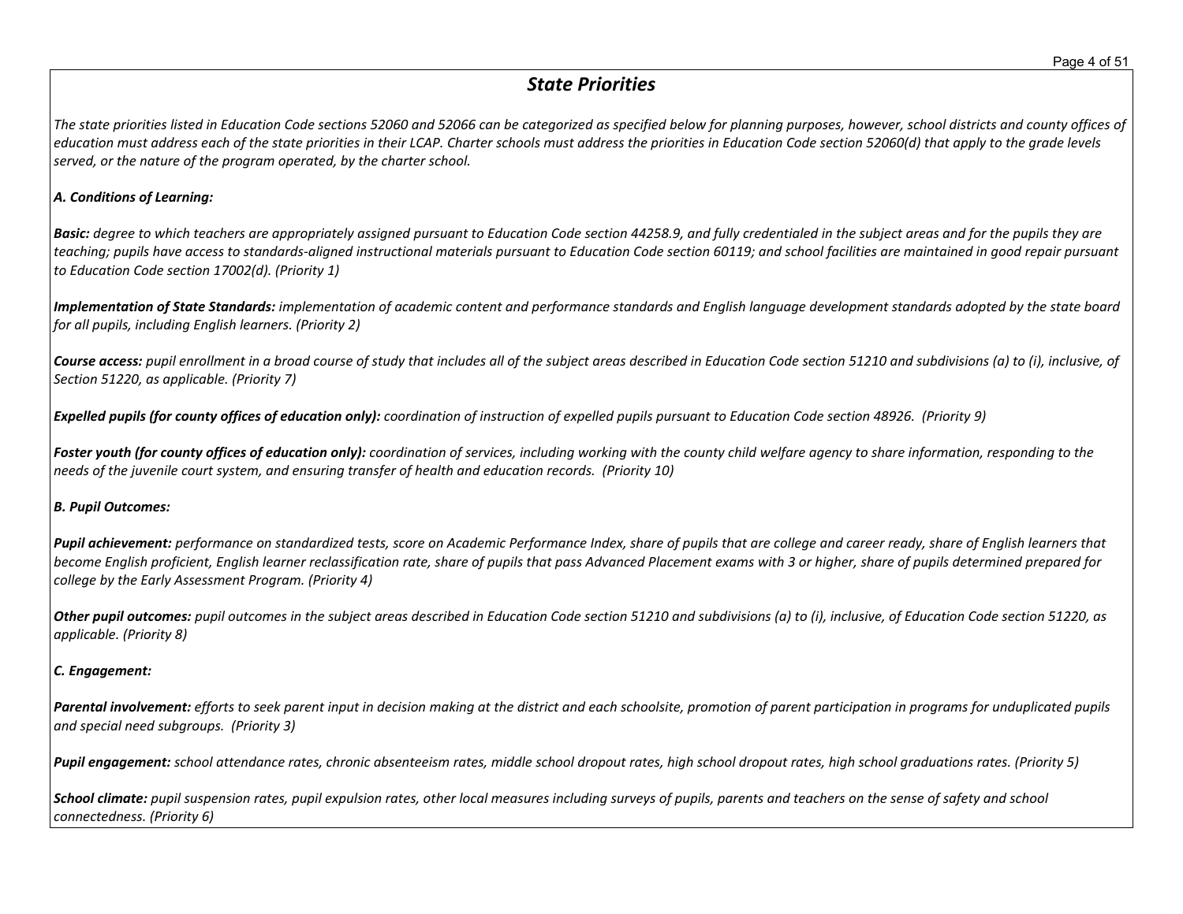## *State Priorities*

*The state priorities listed in Education Code sections 52060 and 52066 can be categorized as specified below for planning purposes, however, school districts and county offices of education must address each of the state priorities in their LCAP. Charter schools must address the priorities in Education Code section 52060(d) that apply to the grade levels served, or the nature of the program operated, by the charter school.*

***A. Conditions of Learning:***

***Basic:*** *degree to which teachers are appropriately assigned pursuant to Education Code section 44258.9, and fully credentialed in the subject areas and for the pupils they are teaching; pupils have access to standards-aligned instructional materials pursuant to Education Code section 60119; and school facilities are maintained in good repair pursuant to Education Code section 17002(d). (Priority 1)*

***Implementation of State Standards:*** *implementation of academic content and performance standards and English language development standards adopted by the state board for all pupils, including English learners. (Priority 2)*

***Course access:*** *pupil enrollment in a broad course of study that includes all of the subject areas described in Education Code section 51210 and subdivisions (a) to (i), inclusive, of Section 51220, as applicable. (Priority 7)*

***Expelled pupils (for county offices of education only):*** *coordination of instruction of expelled pupils pursuant to Education Code section 48926. (Priority 9)*

***Foster youth (for county offices of education only):*** *coordination of services, including working with the county child welfare agency to share information, responding to the needs of the juvenile court system, and ensuring transfer of health and education records. (Priority 10)*

***B. Pupil Outcomes:***

***Pupil achievement:*** *performance on standardized tests, score on Academic Performance Index, share of pupils that are college and career ready, share of English learners that become English proficient, English learner reclassification rate, share of pupils that pass Advanced Placement exams with 3 or higher, share of pupils determined prepared for college by the Early Assessment Program. (Priority 4)*

***Other pupil outcomes:*** *pupil outcomes in the subject areas described in Education Code section 51210 and subdivisions (a) to (i), inclusive, of Education Code section 51220, as applicable. (Priority 8)*

***C. Engagement:***

***Parental involvement:*** *efforts to seek parent input in decision making at the district and each schoolsite, promotion of parent participation in programs for unduplicated pupils and special need subgroups. (Priority 3)*

***Pupil engagement:*** *school attendance rates, chronic absenteeism rates, middle school dropout rates, high school dropout rates, high school graduations rates. (Priority 5)*

***School climate:*** *pupil suspension rates, pupil expulsion rates, other local measures including surveys of pupils, parents and teachers on the sense of safety and school connectedness. (Priority 6)*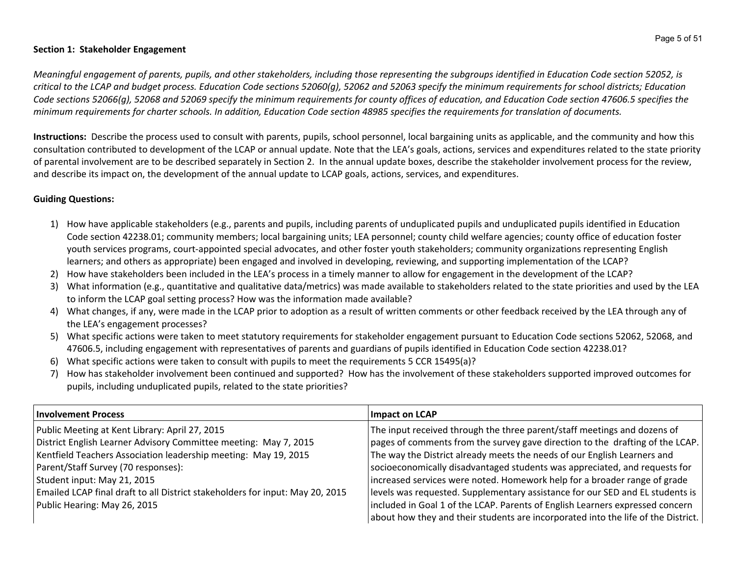**Section 1: Stakeholder Engagement**

*Meaningful engagement of parents, pupils, and other stakeholders, including those representing the subgroups identified in Education Code section 52052, is critical to the LCAP and budget process. Education Code sections 52060(g), 52062 and 52063 specify the minimum requirements for school districts; Education Code sections 52066(g), 52068 and 52069 specify the minimum requirements for county offices of education, and Education Code section 47606.5 specifies the minimum requirements for charter schools. In addition, Education Code section 48985 specifies the requirements for translation of documents.*

**Instructions:** Describe the process used to consult with parents, pupils, school personnel, local bargaining units as applicable, and the community and how this consultation contributed to development of the LCAP or annual update. Note that the LEA's goals, actions, services and expenditures related to the state priority of parental involvement are to be described separately in Section 2. In the annual update boxes, describe the stakeholder involvement process for the review, and describe its impact on, the development of the annual update to LCAP goals, actions, services, and expenditures.

**Guiding Questions:**

1) How have applicable stakeholders (e.g., parents and pupils, including parents of unduplicated pupils and unduplicated pupils identified in Education Code section 42238.01; community members; local bargaining units; LEA personnel; county child welfare agencies; county office of education foster youth services programs, court-appointed special advocates, and other foster youth stakeholders; community organizations representing English learners; and others as appropriate) been engaged and involved in developing, reviewing, and supporting implementation of the LCAP?
2) How have stakeholders been included in the LEA's process in a timely manner to allow for engagement in the development of the LCAP?
3) What information (e.g., quantitative and qualitative data/metrics) was made available to stakeholders related to the state priorities and used by the LEA to inform the LCAP goal setting process? How was the information made available?
4) What changes, if any, were made in the LCAP prior to adoption as a result of written comments or other feedback received by the LEA through any of the LEA's engagement processes?
5) What specific actions were taken to meet statutory requirements for stakeholder engagement pursuant to Education Code sections 52062, 52068, and 47606.5, including engagement with representatives of parents and guardians of pupils identified in Education Code section 42238.01?
6) What specific actions were taken to consult with pupils to meet the requirements 5 CCR 15495(a)?
7) How has stakeholder involvement been continued and supported? How has the involvement of these stakeholders supported improved outcomes for pupils, including unduplicated pupils, related to the state priorities?

| Involvement Process | Impact on LCAP |
|---|---|
| Public Meeting at Kent Library: April 27, 2015<br>District English Learner Advisory Committee meeting: May 7, 2015<br>Kentfield Teachers Association leadership meeting: May 19, 2015<br>Parent/Staff Survey (70 responses):<br>Student input: May 21, 2015<br>Emailed LCAP final draft to all District stakeholders for input: May 20, 2015<br>Public Hearing: May 26, 2015 | The input received through the three parent/staff meetings and dozens of pages of comments from the survey gave direction to the drafting of the LCAP. The way the District already meets the needs of our English Learners and socioeconomically disadvantaged students was appreciated, and requests for increased services were noted. Homework help for a broader range of grade levels was requested. Supplementary assistance for our SED and EL students is included in Goal 1 of the LCAP. Parents of English Learners expressed concern about how they and their students are incorporated into the life of the District. |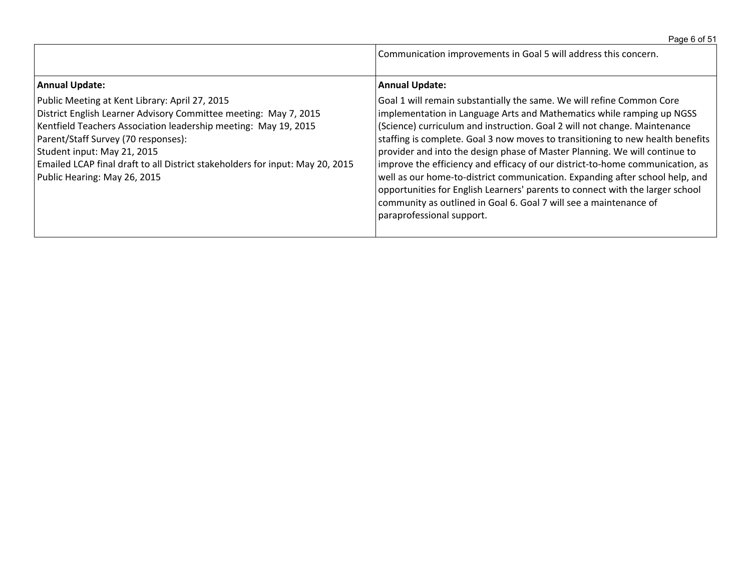|  |  |
| --- | --- |
|  | Communication improvements in Goal 5 will address this concern. |
| **Annual Update:**<br><br>Public Meeting at Kent Library: April 27, 2015<br>District English Learner Advisory Committee meeting: May 7, 2015<br>Kentfield Teachers Association leadership meeting: May 19, 2015<br>Parent/Staff Survey (70 responses):<br>Student input: May 21, 2015<br>Emailed LCAP final draft to all District stakeholders for input: May 20, 2015<br>Public Hearing: May 26, 2015 | **Annual Update:**<br><br>Goal 1 will remain substantially the same. We will refine Common Core implementation in Language Arts and Mathematics while ramping up NGSS (Science) curriculum and instruction. Goal 2 will not change. Maintenance staffing is complete. Goal 3 now moves to transitioning to new health benefits provider and into the design phase of Master Planning. We will continue to improve the efficiency and efficacy of our district-to-home communication, as well as our home-to-district communication. Expanding after school help, and opportunities for English Learners' parents to connect with the larger school community as outlined in Goal 6. Goal 7 will see a maintenance of paraprofessional support. |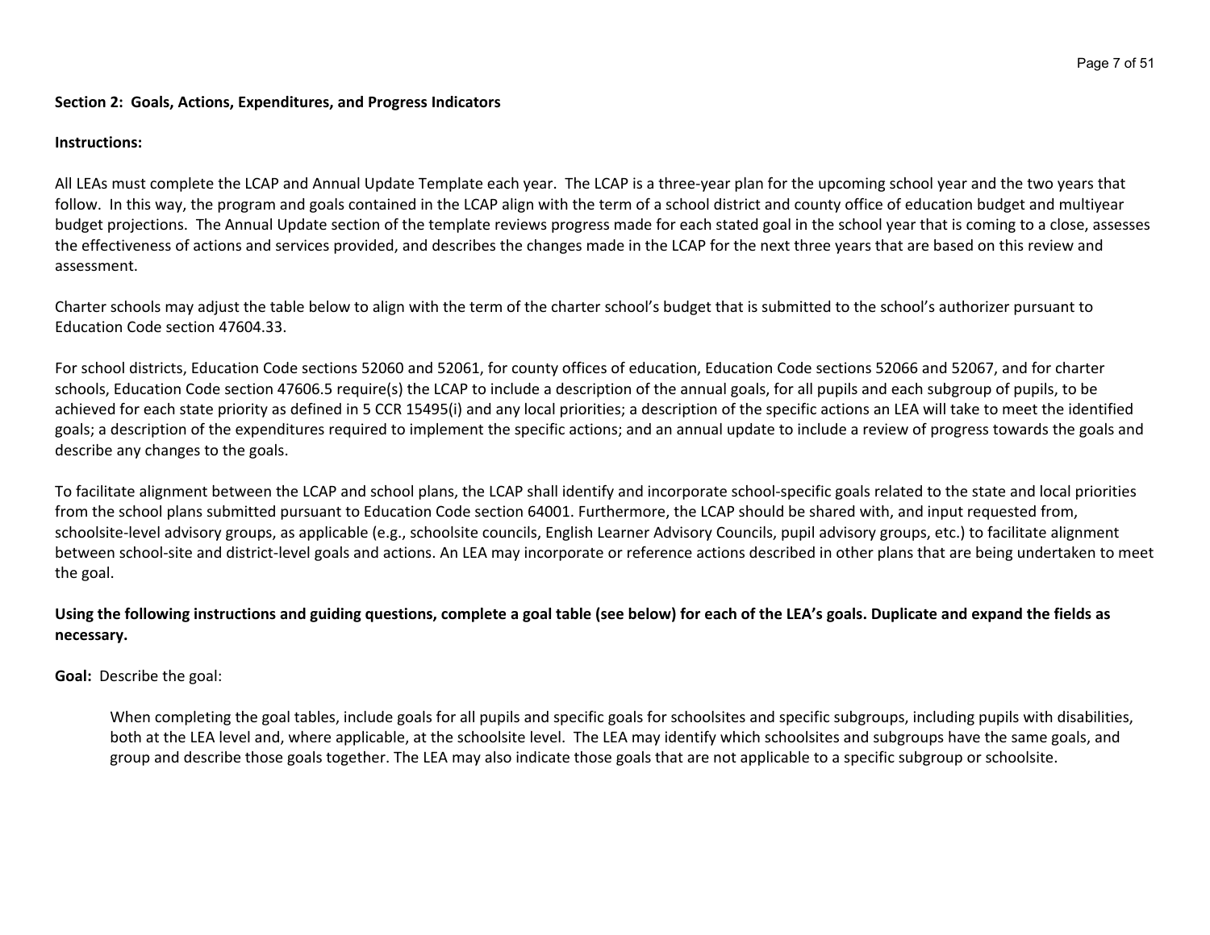**Section 2: Goals, Actions, Expenditures, and Progress Indicators**

**Instructions:**

All LEAs must complete the LCAP and Annual Update Template each year. The LCAP is a three-year plan for the upcoming school year and the two years that follow. In this way, the program and goals contained in the LCAP align with the term of a school district and county office of education budget and multiyear budget projections. The Annual Update section of the template reviews progress made for each stated goal in the school year that is coming to a close, assesses the effectiveness of actions and services provided, and describes the changes made in the LCAP for the next three years that are based on this review and assessment.

Charter schools may adjust the table below to align with the term of the charter school's budget that is submitted to the school's authorizer pursuant to Education Code section 47604.33.

For school districts, Education Code sections 52060 and 52061, for county offices of education, Education Code sections 52066 and 52067, and for charter schools, Education Code section 47606.5 require(s) the LCAP to include a description of the annual goals, for all pupils and each subgroup of pupils, to be achieved for each state priority as defined in 5 CCR 15495(i) and any local priorities; a description of the specific actions an LEA will take to meet the identified goals; a description of the expenditures required to implement the specific actions; and an annual update to include a review of progress towards the goals and describe any changes to the goals.

To facilitate alignment between the LCAP and school plans, the LCAP shall identify and incorporate school-specific goals related to the state and local priorities from the school plans submitted pursuant to Education Code section 64001. Furthermore, the LCAP should be shared with, and input requested from, schoolsite-level advisory groups, as applicable (e.g., schoolsite councils, English Learner Advisory Councils, pupil advisory groups, etc.) to facilitate alignment between school-site and district-level goals and actions. An LEA may incorporate or reference actions described in other plans that are being undertaken to meet the goal.

**Using the following instructions and guiding questions, complete a goal table (see below) for each of the LEA's goals. Duplicate and expand the fields as necessary.**

**Goal:** Describe the goal:

> When completing the goal tables, include goals for all pupils and specific goals for schoolsites and specific subgroups, including pupils with disabilities, both at the LEA level and, where applicable, at the schoolsite level. The LEA may identify which schoolsites and subgroups have the same goals, and group and describe those goals together. The LEA may also indicate those goals that are not applicable to a specific subgroup or schoolsite.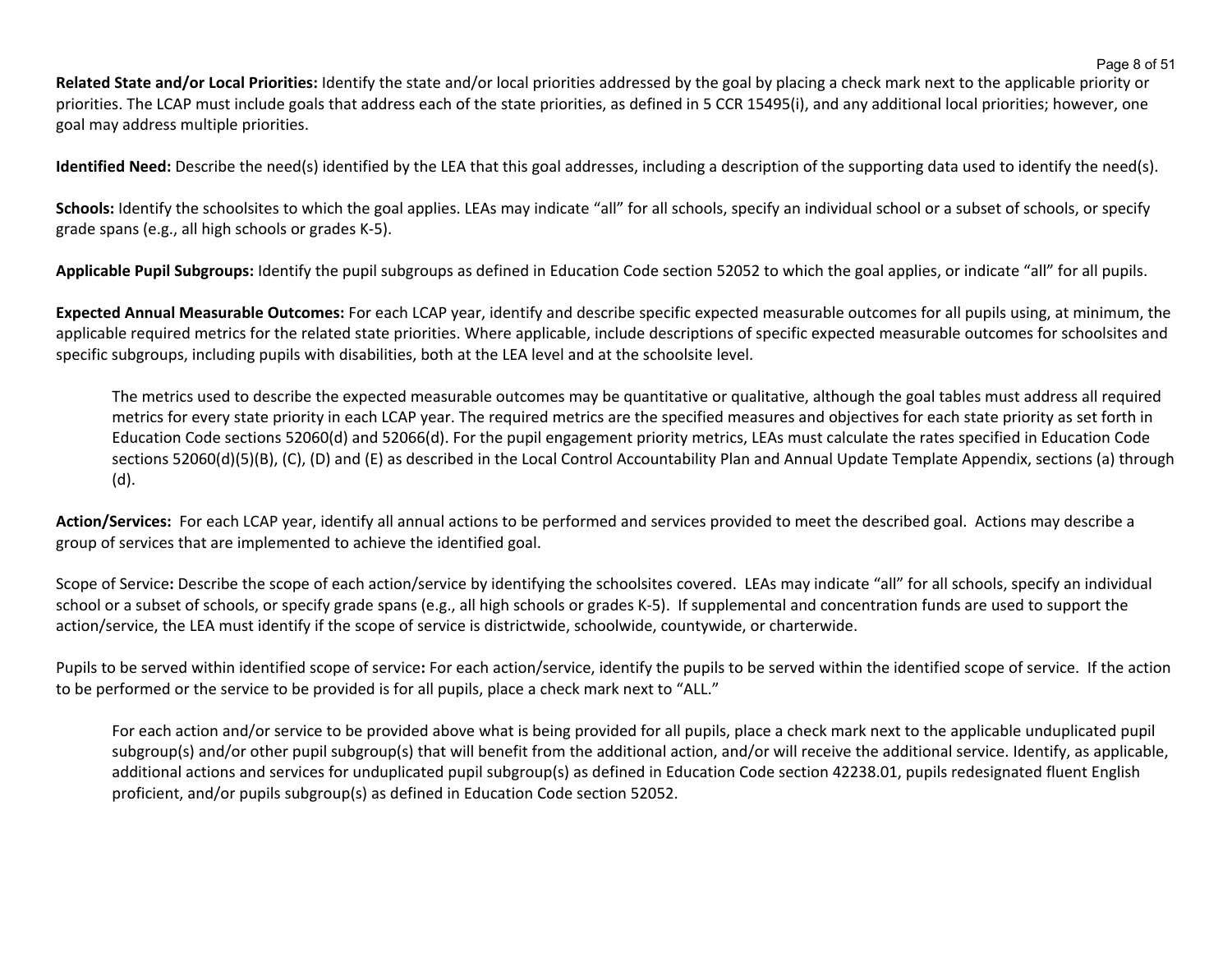**Related State and/or Local Priorities:** Identify the state and/or local priorities addressed by the goal by placing a check mark next to the applicable priority or priorities. The LCAP must include goals that address each of the state priorities, as defined in 5 CCR 15495(i), and any additional local priorities; however, one goal may address multiple priorities.

**Identified Need:** Describe the need(s) identified by the LEA that this goal addresses, including a description of the supporting data used to identify the need(s).

**Schools:** Identify the schoolsites to which the goal applies. LEAs may indicate "all" for all schools, specify an individual school or a subset of schools, or specify grade spans (e.g., all high schools or grades K-5).

**Applicable Pupil Subgroups:** Identify the pupil subgroups as defined in Education Code section 52052 to which the goal applies, or indicate "all" for all pupils.

**Expected Annual Measurable Outcomes:** For each LCAP year, identify and describe specific expected measurable outcomes for all pupils using, at minimum, the applicable required metrics for the related state priorities. Where applicable, include descriptions of specific expected measurable outcomes for schoolsites and specific subgroups, including pupils with disabilities, both at the LEA level and at the schoolsite level.

> The metrics used to describe the expected measurable outcomes may be quantitative or qualitative, although the goal tables must address all required metrics for every state priority in each LCAP year. The required metrics are the specified measures and objectives for each state priority as set forth in Education Code sections 52060(d) and 52066(d). For the pupil engagement priority metrics, LEAs must calculate the rates specified in Education Code sections 52060(d)(5)(B), (C), (D) and (E) as described in the Local Control Accountability Plan and Annual Update Template Appendix, sections (a) through (d).

**Action/Services:** For each LCAP year, identify all annual actions to be performed and services provided to meet the described goal. Actions may describe a group of services that are implemented to achieve the identified goal.

Scope of Service**:** Describe the scope of each action/service by identifying the schoolsites covered. LEAs may indicate "all" for all schools, specify an individual school or a subset of schools, or specify grade spans (e.g., all high schools or grades K-5). If supplemental and concentration funds are used to support the action/service, the LEA must identify if the scope of service is districtwide, schoolwide, countywide, or charterwide.

Pupils to be served within identified scope of service**:** For each action/service, identify the pupils to be served within the identified scope of service. If the action to be performed or the service to be provided is for all pupils, place a check mark next to "ALL."

> For each action and/or service to be provided above what is being provided for all pupils, place a check mark next to the applicable unduplicated pupil subgroup(s) and/or other pupil subgroup(s) that will benefit from the additional action, and/or will receive the additional service. Identify, as applicable, additional actions and services for unduplicated pupil subgroup(s) as defined in Education Code section 42238.01, pupils redesignated fluent English proficient, and/or pupils subgroup(s) as defined in Education Code section 52052.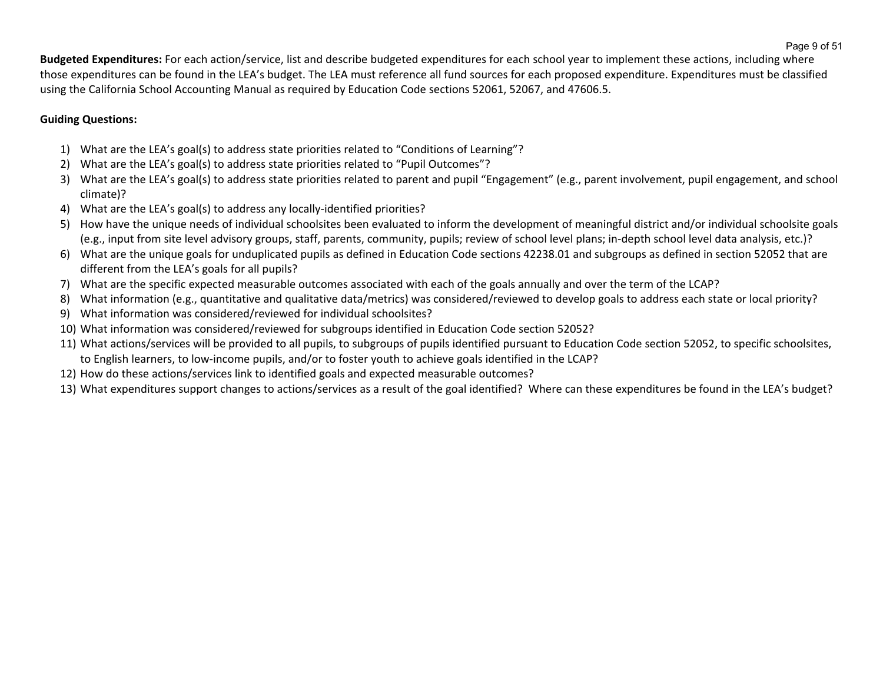**Budgeted Expenditures:** For each action/service, list and describe budgeted expenditures for each school year to implement these actions, including where those expenditures can be found in the LEA's budget. The LEA must reference all fund sources for each proposed expenditure. Expenditures must be classified using the California School Accounting Manual as required by Education Code sections 52061, 52067, and 47606.5.

**Guiding Questions:**

1) What are the LEA's goal(s) to address state priorities related to "Conditions of Learning"?
2) What are the LEA's goal(s) to address state priorities related to "Pupil Outcomes"?
3) What are the LEA's goal(s) to address state priorities related to parent and pupil "Engagement" (e.g., parent involvement, pupil engagement, and school climate)?
4) What are the LEA's goal(s) to address any locally-identified priorities?
5) How have the unique needs of individual schoolsites been evaluated to inform the development of meaningful district and/or individual schoolsite goals (e.g., input from site level advisory groups, staff, parents, community, pupils; review of school level plans; in-depth school level data analysis, etc.)?
6) What are the unique goals for unduplicated pupils as defined in Education Code sections 42238.01 and subgroups as defined in section 52052 that are different from the LEA's goals for all pupils?
7) What are the specific expected measurable outcomes associated with each of the goals annually and over the term of the LCAP?
8) What information (e.g., quantitative and qualitative data/metrics) was considered/reviewed to develop goals to address each state or local priority?
9) What information was considered/reviewed for individual schoolsites?
10) What information was considered/reviewed for subgroups identified in Education Code section 52052?
11) What actions/services will be provided to all pupils, to subgroups of pupils identified pursuant to Education Code section 52052, to specific schoolsites, to English learners, to low-income pupils, and/or to foster youth to achieve goals identified in the LCAP?
12) How do these actions/services link to identified goals and expected measurable outcomes?
13) What expenditures support changes to actions/services as a result of the goal identified? Where can these expenditures be found in the LEA's budget?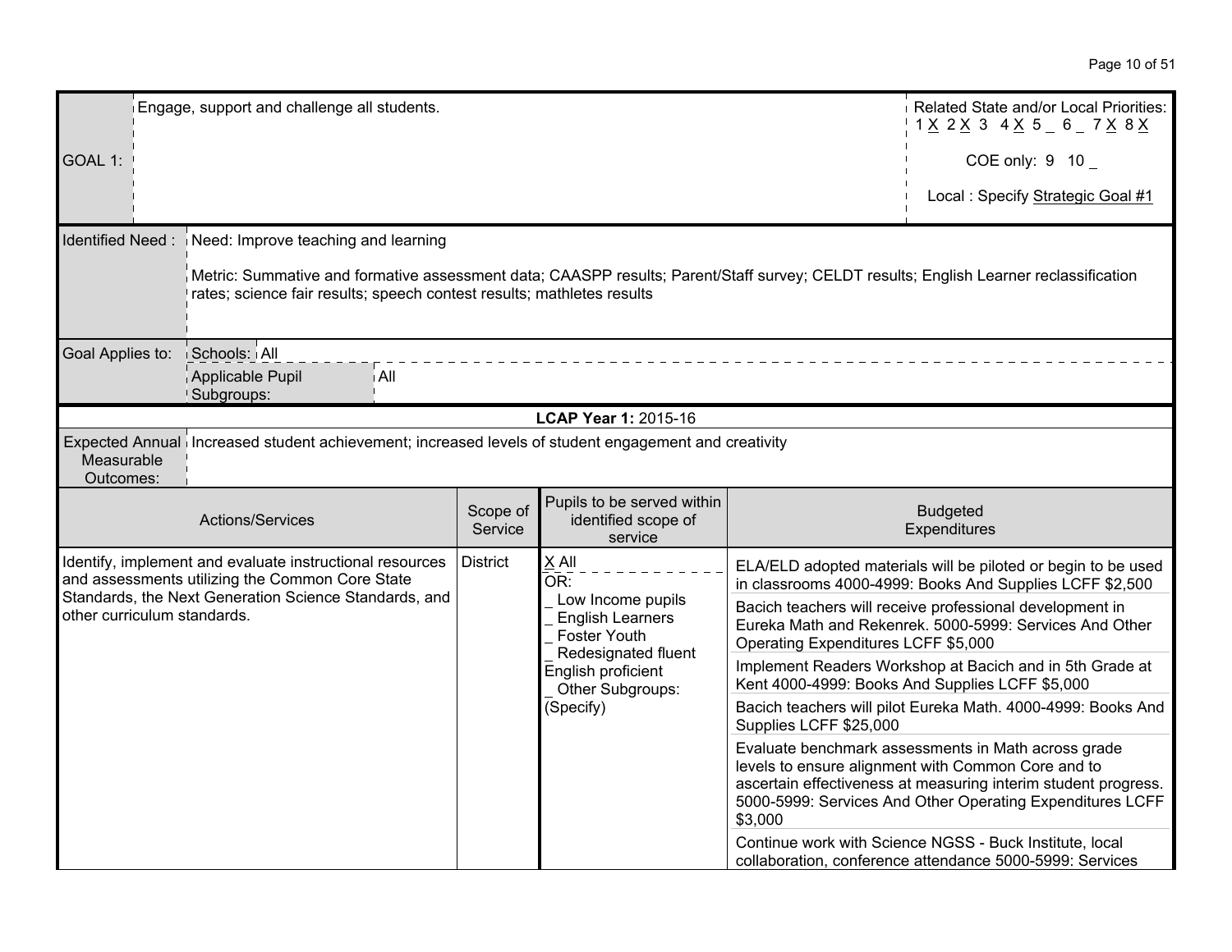| GOAL 1: | Engage, support and challenge all students. | Related State and/or Local Priorities: 1 X 2 X 3 4 X 5 _ 6 _ 7 X 8 X<br><br>COE only: 9 10 _<br><br>Local : Specify Strategic Goal #1 |
|---|---|---|

| Identified Need : | Need: Improve teaching and learning<br><br>Metric: Summative and formative assessment data; CAASPP results; Parent/Staff survey; CELDT results; English Learner reclassification rates; science fair results; speech contest results; mathletes results |
|---|---|
| Goal Applies to: | Schools: All<br>Applicable Pupil Subgroups: All |

**LCAP Year 1:** 2015-16

| Expected Annual Measurable Outcomes: | Increased student achievement; increased levels of student engagement and creativity |
|---|---|

| Actions/Services | Scope of Service | Pupils to be served within identified scope of service | Budgeted Expenditures |
|---|---|---|---|
| Identify, implement and evaluate instructional resources and assessments utilizing the Common Core State Standards, the Next Generation Science Standards, and other curriculum standards. | District | X All<br>OR:<br>_ Low Income pupils<br>_ English Learners<br>_ Foster Youth<br>_ Redesignated fluent English proficient<br>_ Other Subgroups: (Specify) | ELA/ELD adopted materials will be piloted or begin to be used in classrooms 4000-4999: Books And Supplies LCFF $2,500 |
| | | | Bacich teachers will receive professional development in Eureka Math and Rekenrek. 5000-5999: Services And Other Operating Expenditures LCFF $5,000 |
| | | | Implement Readers Workshop at Bacich and in 5th Grade at Kent 4000-4999: Books And Supplies LCFF $5,000 |
| | | | Bacich teachers will pilot Eureka Math. 4000-4999: Books And Supplies LCFF $25,000 |
| | | | Evaluate benchmark assessments in Math across grade levels to ensure alignment with Common Core and to ascertain effectiveness at measuring interim student progress. 5000-5999: Services And Other Operating Expenditures LCFF $3,000 |
| | | | Continue work with Science NGSS - Buck Institute, local collaboration, conference attendance 5000-5999: Services |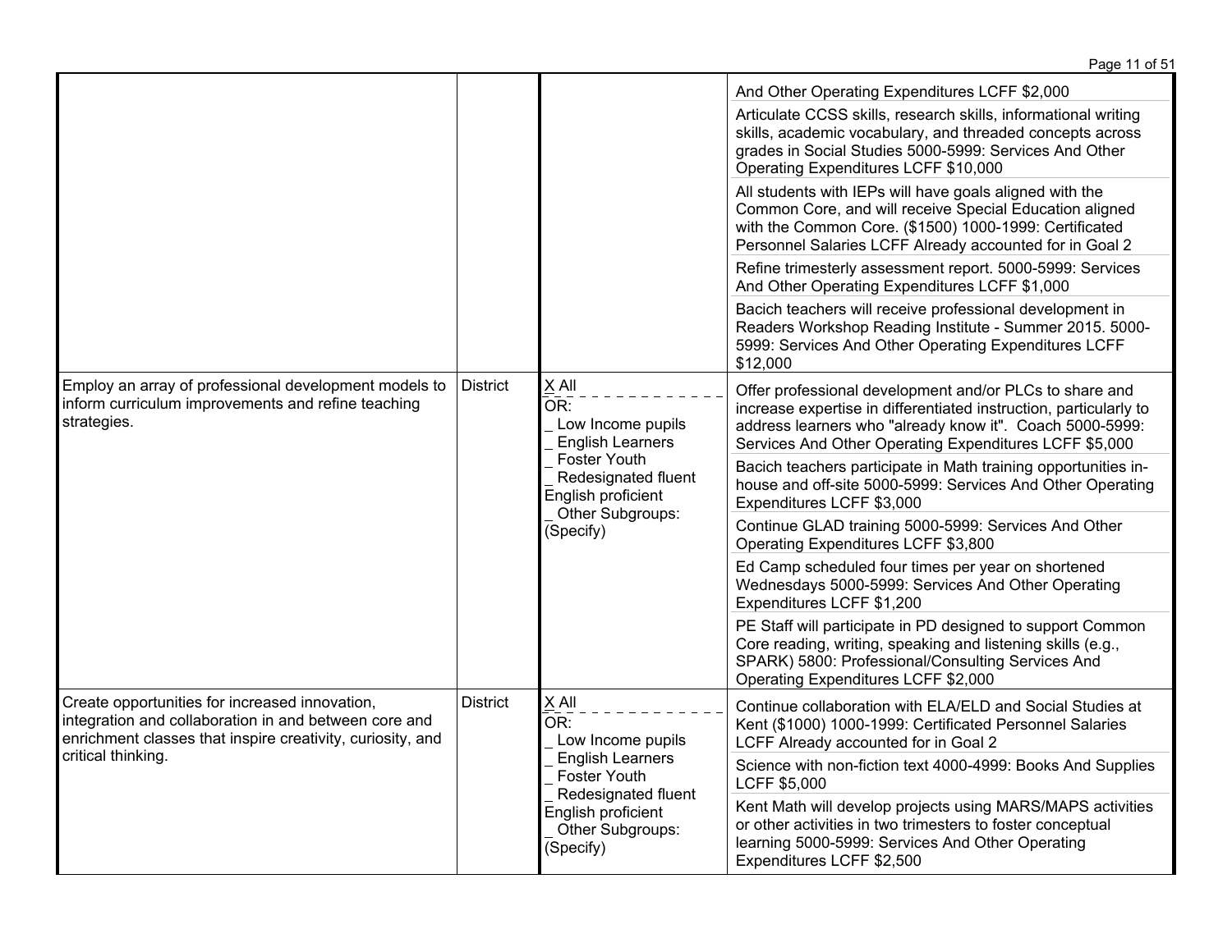| | | | |
|---|---|---|---|
| | | | And Other Operating Expenditures LCFF $2,000<br><br>Articulate CCSS skills, research skills, informational writing skills, academic vocabulary, and threaded concepts across grades in Social Studies 5000-5999: Services And Other Operating Expenditures LCFF $10,000<br><br>All students with IEPs will have goals aligned with the Common Core, and will receive Special Education aligned with the Common Core. ($1500) 1000-1999: Certificated Personnel Salaries LCFF Already accounted for in Goal 2<br><br>Refine trimesterly assessment report. 5000-5999: Services And Other Operating Expenditures LCFF $1,000<br><br>Bacich teachers will receive professional development in Readers Workshop Reading Institute - Summer 2015. 5000-5999: Services And Other Operating Expenditures LCFF $12,000 |
| Employ an array of professional development models to inform curriculum improvements and refine teaching strategies. | District | X All<br>OR:<br>_ Low Income pupils<br>_ English Learners<br>_ Foster Youth<br>_ Redesignated fluent English proficient<br>_ Other Subgroups: (Specify) | Offer professional development and/or PLCs to share and increase expertise in differentiated instruction, particularly to address learners who "already know it". Coach 5000-5999: Services And Other Operating Expenditures LCFF $5,000<br><br>Bacich teachers participate in Math training opportunities in-house and off-site 5000-5999: Services And Other Operating Expenditures LCFF $3,000<br><br>Continue GLAD training 5000-5999: Services And Other Operating Expenditures LCFF $3,800<br><br>Ed Camp scheduled four times per year on shortened Wednesdays 5000-5999: Services And Other Operating Expenditures LCFF $1,200<br><br>PE Staff will participate in PD designed to support Common Core reading, writing, speaking and listening skills (e.g., SPARK) 5800: Professional/Consulting Services And Operating Expenditures LCFF $2,000 |
| Create opportunities for increased innovation, integration and collaboration in and between core and enrichment classes that inspire creativity, curiosity, and critical thinking. | District | X All<br>OR:<br>_ Low Income pupils<br>_ English Learners<br>_ Foster Youth<br>_ Redesignated fluent English proficient<br>_ Other Subgroups: (Specify) | Continue collaboration with ELA/ELD and Social Studies at Kent ($1000) 1000-1999: Certificated Personnel Salaries LCFF Already accounted for in Goal 2<br><br>Science with non-fiction text 4000-4999: Books And Supplies LCFF $5,000<br><br>Kent Math will develop projects using MARS/MAPS activities or other activities in two trimesters to foster conceptual learning 5000-5999: Services And Other Operating Expenditures LCFF $2,500 |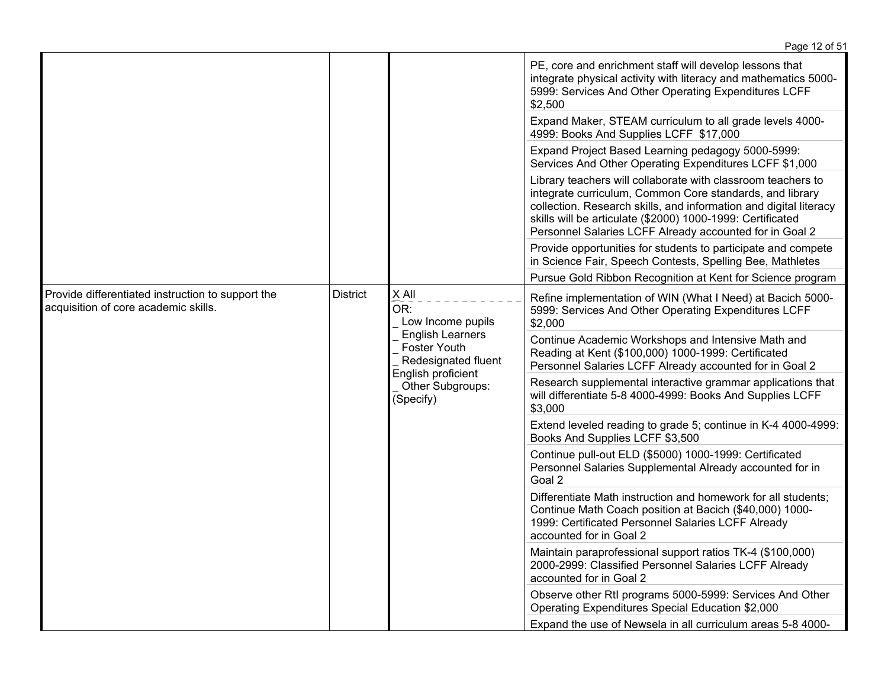| | | | |
|---|---|---|---|
| | | | PE, core and enrichment staff will develop lessons that integrate physical activity with literacy and mathematics 5000-5999: Services And Other Operating Expenditures LCFF $2,500 |
| | | | Expand Maker, STEAM curriculum to all grade levels 4000-4999: Books And Supplies LCFF $17,000 |
| | | | Expand Project Based Learning pedagogy 5000-5999: Services And Other Operating Expenditures LCFF $1,000 |
| | | | Library teachers will collaborate with classroom teachers to integrate curriculum, Common Core standards, and library collection. Research skills, and information and digital literacy skills will be articulate ($2000) 1000-1999: Certificated Personnel Salaries LCFF Already accounted for in Goal 2 |
| | | | Provide opportunities for students to participate and compete in Science Fair, Speech Contests, Spelling Bee, Mathletes |
| | | | Pursue Gold Ribbon Recognition at Kent for Science program |
| Provide differentiated instruction to support the acquisition of core academic skills. | District | X All<br>OR:<br>_ Low Income pupils<br>_ English Learners<br>_ Foster Youth<br>_ Redesignated fluent English proficient<br>_ Other Subgroups: (Specify) | Refine implementation of WIN (What I Need) at Bacich 5000-5999: Services And Other Operating Expenditures LCFF $2,000 |
| | | | Continue Academic Workshops and Intensive Math and Reading at Kent ($100,000) 1000-1999: Certificated Personnel Salaries LCFF Already accounted for in Goal 2 |
| | | | Research supplemental interactive grammar applications that will differentiate 5-8 4000-4999: Books And Supplies LCFF $3,000 |
| | | | Extend leveled reading to grade 5; continue in K-4 4000-4999: Books And Supplies LCFF $3,500 |
| | | | Continue pull-out ELD ($5000) 1000-1999: Certificated Personnel Salaries Supplemental Already accounted for in Goal 2 |
| | | | Differentiate Math instruction and homework for all students; Continue Math Coach position at Bacich ($40,000) 1000-1999: Certificated Personnel Salaries LCFF Already accounted for in Goal 2 |
| | | | Maintain paraprofessional support ratios TK-4 ($100,000) 2000-2999: Classified Personnel Salaries LCFF Already accounted for in Goal 2 |
| | | | Observe other RtI programs 5000-5999: Services And Other Operating Expenditures Special Education $2,000 |
| | | | Expand the use of Newsela in all curriculum areas 5-8 4000- |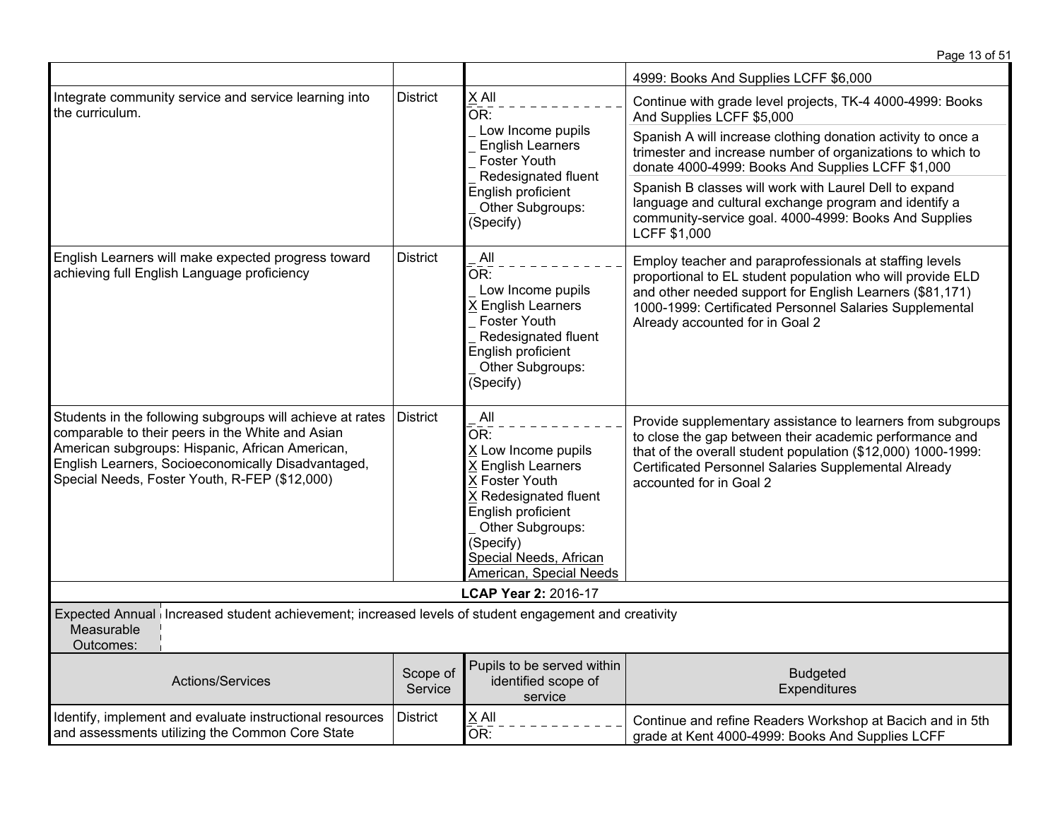| Actions/Services | Scope of Service | Pupils to be served within identified scope of service | Budgeted Expenditures |
|---|---|---|---|
| | | | 4999: Books And Supplies LCFF $6,000 |
| Integrate community service and service learning into the curriculum. | District | X All<br>OR:<br>_ Low Income pupils<br>_ English Learners<br>_ Foster Youth<br>_ Redesignated fluent English proficient<br>_ Other Subgroups: (Specify) | Continue with grade level projects, TK-4 4000-4999: Books And Supplies LCFF $5,000<br><br>Spanish A will increase clothing donation activity to once a trimester and increase number of organizations to which to donate 4000-4999: Books And Supplies LCFF $1,000<br><br>Spanish B classes will work with Laurel Dell to expand language and cultural exchange program and identify a community-service goal. 4000-4999: Books And Supplies LCFF $1,000 |
| English Learners will make expected progress toward achieving full English Language proficiency | District | _ All<br>OR:<br>_ Low Income pupils<br>X English Learners<br>_ Foster Youth<br>_ Redesignated fluent English proficient<br>_ Other Subgroups: (Specify) | Employ teacher and paraprofessionals at staffing levels proportional to EL student population who will provide ELD and other needed support for English Learners ($81,171) 1000-1999: Certificated Personnel Salaries Supplemental Already accounted for in Goal 2 |
| Students in the following subgroups will achieve at rates comparable to their peers in the White and Asian American subgroups: Hispanic, African American, English Learners, Socioeconomically Disadvantaged, Special Needs, Foster Youth, R-FEP ($12,000) | District | _ All<br>OR:<br>X Low Income pupils<br>X English Learners<br>X Foster Youth<br>X Redesignated fluent English proficient<br>_ Other Subgroups: (Specify)<br>Special Needs, African American, Special Needs | Provide supplementary assistance to learners from subgroups to close the gap between their academic performance and that of the overall student population ($12,000) 1000-1999: Certificated Personnel Salaries Supplemental Already accounted for in Goal 2 |

**LCAP Year 2:** 2016-17

| Expected Annual Measurable Outcomes: | Increased student achievement; increased levels of student engagement and creativity |
|---|---|

| Actions/Services | Scope of Service | Pupils to be served within identified scope of service | Budgeted Expenditures |
|---|---|---|---|
| Identify, implement and evaluate instructional resources and assessments utilizing the Common Core State | District | X All<br>OR: | Continue and refine Readers Workshop at Bacich and in 5th grade at Kent 4000-4999: Books And Supplies LCFF |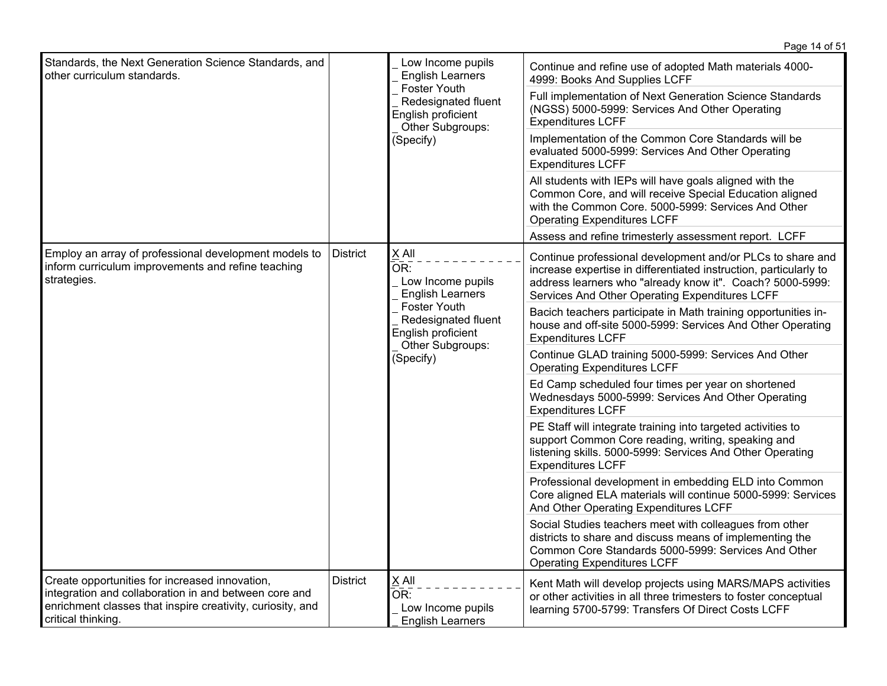| | | | |
|---|---|---|---|
| Standards, the Next Generation Science Standards, and other curriculum standards. | | _ Low Income pupils<br>_ English Learners<br>_ Foster Youth<br>_ Redesignated fluent English proficient<br>_ Other Subgroups: (Specify) | Continue and refine use of adopted Math materials 4000-4999: Books And Supplies LCFF<br>Full implementation of Next Generation Science Standards (NGSS) 5000-5999: Services And Other Operating Expenditures LCFF<br>Implementation of the Common Core Standards will be evaluated 5000-5999: Services And Other Operating Expenditures LCFF<br>All students with IEPs will have goals aligned with the Common Core, and will receive Special Education aligned with the Common Core. 5000-5999: Services And Other Operating Expenditures LCFF<br>Assess and refine trimesterly assessment report. LCFF |
| Employ an array of professional development models to inform curriculum improvements and refine teaching strategies. | District | X All<br>OR:<br>_ Low Income pupils<br>_ English Learners<br>_ Foster Youth<br>_ Redesignated fluent English proficient<br>_ Other Subgroups: (Specify) | Continue professional development and/or PLCs to share and increase expertise in differentiated instruction, particularly to address learners who "already know it". Coach? 5000-5999: Services And Other Operating Expenditures LCFF<br>Bacich teachers participate in Math training opportunities in-house and off-site 5000-5999: Services And Other Operating Expenditures LCFF<br>Continue GLAD training 5000-5999: Services And Other Operating Expenditures LCFF<br>Ed Camp scheduled four times per year on shortened Wednesdays 5000-5999: Services And Other Operating Expenditures LCFF<br>PE Staff will integrate training into targeted activities to support Common Core reading, writing, speaking and listening skills. 5000-5999: Services And Other Operating Expenditures LCFF<br>Professional development in embedding ELD into Common Core aligned ELA materials will continue 5000-5999: Services And Other Operating Expenditures LCFF<br>Social Studies teachers meet with colleagues from other districts to share and discuss means of implementing the Common Core Standards 5000-5999: Services And Other Operating Expenditures LCFF |
| Create opportunities for increased innovation, integration and collaboration in and between core and enrichment classes that inspire creativity, curiosity, and critical thinking. | District | X All<br>OR:<br>_ Low Income pupils<br>_ English Learners | Kent Math will develop projects using MARS/MAPS activities or other activities in all three trimesters to foster conceptual learning 5700-5799: Transfers Of Direct Costs LCFF |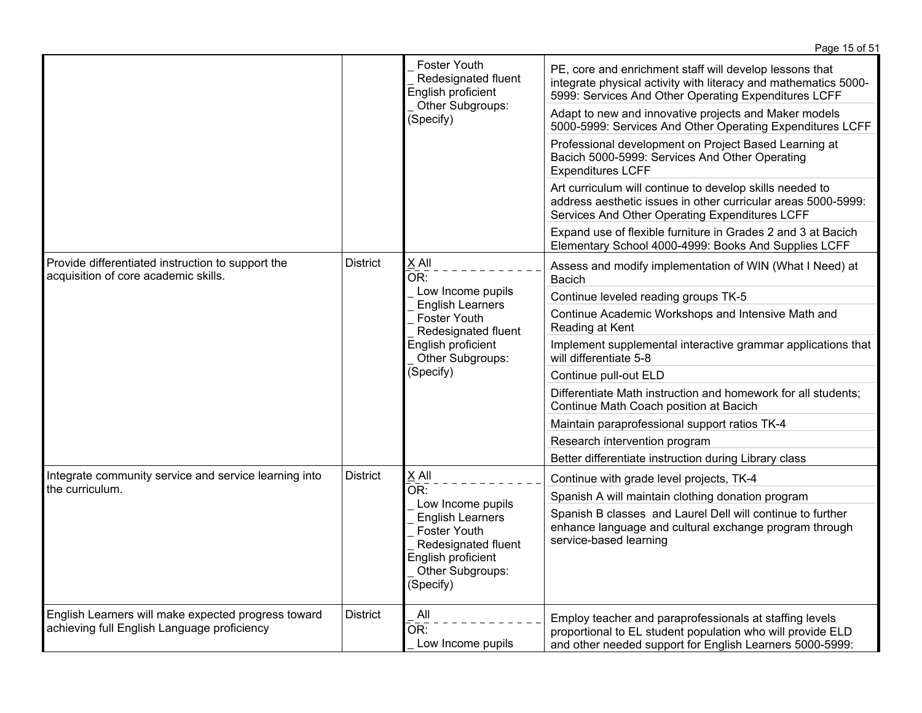| | | | |
|---|---|---|---|
| | | _ Foster Youth<br>_ Redesignated fluent English proficient<br>_ Other Subgroups: (Specify) | PE, core and enrichment staff will develop lessons that integrate physical activity with literacy and mathematics 5000-5999: Services And Other Operating Expenditures LCFF<br>Adapt to new and innovative projects and Maker models 5000-5999: Services And Other Operating Expenditures LCFF<br>Professional development on Project Based Learning at Bacich 5000-5999: Services And Other Operating Expenditures LCFF<br>Art curriculum will continue to develop skills needed to address aesthetic issues in other curricular areas 5000-5999: Services And Other Operating Expenditures LCFF<br>Expand use of flexible furniture in Grades 2 and 3 at Bacich Elementary School 4000-4999: Books And Supplies LCFF |
| Provide differentiated instruction to support the acquisition of core academic skills. | District | X All<br>OR:<br>_ Low Income pupils<br>_ English Learners<br>_ Foster Youth<br>_ Redesignated fluent English proficient<br>_ Other Subgroups: (Specify) | Assess and modify implementation of WIN (What I Need) at Bacich<br>Continue leveled reading groups TK-5<br>Continue Academic Workshops and Intensive Math and Reading at Kent<br>Implement supplemental interactive grammar applications that will differentiate 5-8<br>Continue pull-out ELD<br>Differentiate Math instruction and homework for all students; Continue Math Coach position at Bacich<br>Maintain paraprofessional support ratios TK-4<br>Research intervention program<br>Better differentiate instruction during Library class |
| Integrate community service and service learning into the curriculum. | District | X All<br>OR:<br>_ Low Income pupils<br>_ English Learners<br>_ Foster Youth<br>_ Redesignated fluent English proficient<br>_ Other Subgroups: (Specify) | Continue with grade level projects, TK-4<br>Spanish A will maintain clothing donation program<br>Spanish B classes and Laurel Dell will continue to further enhance language and cultural exchange program through service-based learning |
| English Learners will make expected progress toward achieving full English Language proficiency | District | _ All<br>OR:<br>_ Low Income pupils | Employ teacher and paraprofessionals at staffing levels proportional to EL student population who will provide ELD and other needed support for English Learners 5000-5999: |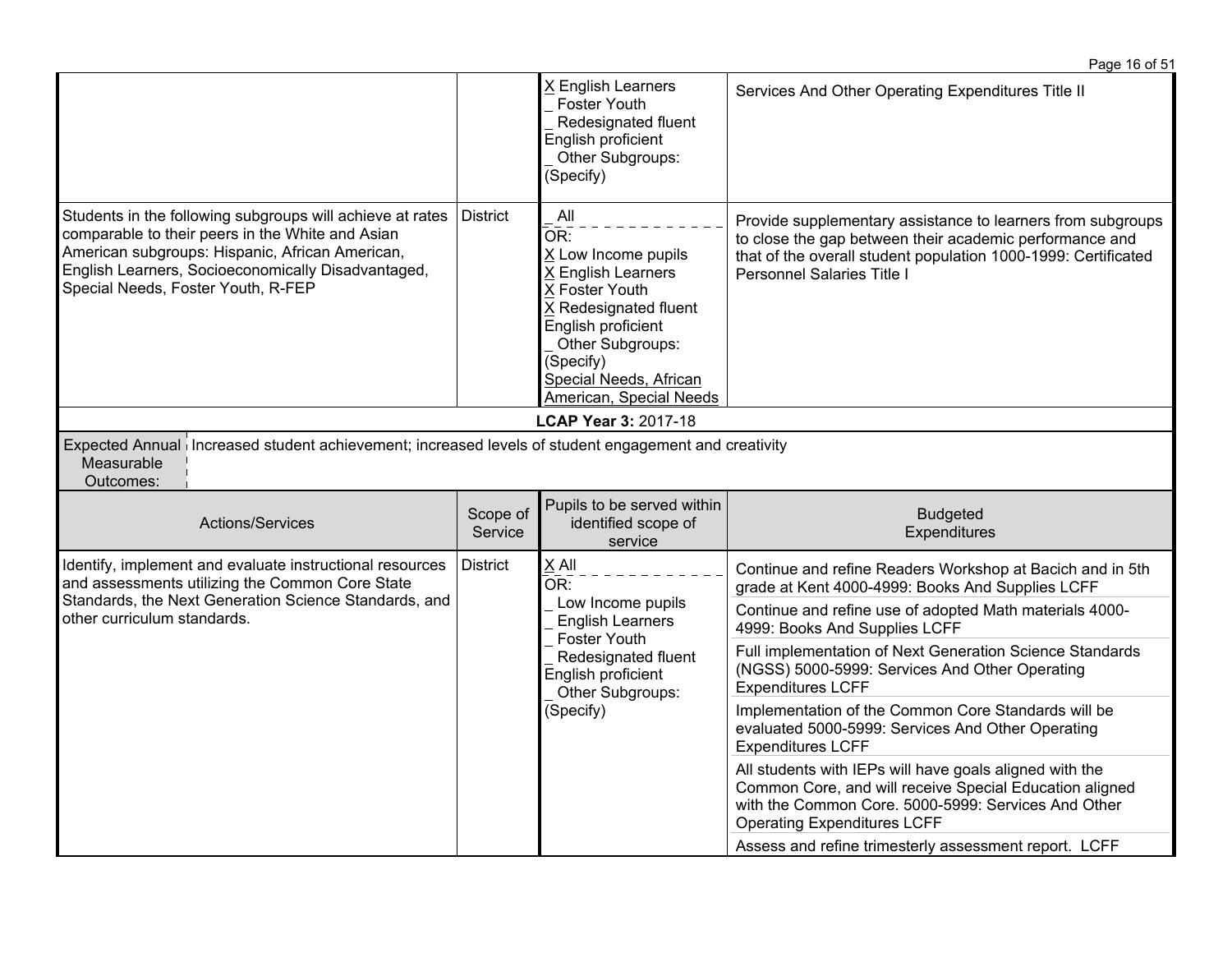| Actions/Services | Scope of Service | Pupils to be served within identified scope of service | Budgeted Expenditures |
|---|---|---|---|
| | | X English Learners<br>_ Foster Youth<br>_ Redesignated fluent English proficient<br>_ Other Subgroups: (Specify) | Services And Other Operating Expenditures Title II |
| Students in the following subgroups will achieve at rates comparable to their peers in the White and Asian American subgroups: Hispanic, African American, English Learners, Socioeconomically Disadvantaged, Special Needs, Foster Youth, R-FEP | District | _ All<br>OR:<br>X Low Income pupils<br>X English Learners<br>X Foster Youth<br>X Redesignated fluent English proficient<br>_ Other Subgroups: (Specify)<br>Special Needs, African American, Special Needs | Provide supplementary assistance to learners from subgroups to close the gap between their academic performance and that of the overall student population 1000-1999: Certificated Personnel Salaries Title I |

**LCAP Year 3:** 2017-18

| Expected Annual Measurable Outcomes: | Increased student achievement; increased levels of student engagement and creativity |
|---|---|

| Actions/Services | Scope of Service | Pupils to be served within identified scope of service | Budgeted Expenditures |
|---|---|---|---|
| Identify, implement and evaluate instructional resources and assessments utilizing the Common Core State Standards, the Next Generation Science Standards, and other curriculum standards. | District | X All<br>OR:<br>_ Low Income pupils<br>_ English Learners<br>_ Foster Youth<br>_ Redesignated fluent English proficient<br>_ Other Subgroups: (Specify) | Continue and refine Readers Workshop at Bacich and in 5th grade at Kent 4000-4999: Books And Supplies LCFF<br><br>Continue and refine use of adopted Math materials 4000-4999: Books And Supplies LCFF<br><br>Full implementation of Next Generation Science Standards (NGSS) 5000-5999: Services And Other Operating Expenditures LCFF<br><br>Implementation of the Common Core Standards will be evaluated 5000-5999: Services And Other Operating Expenditures LCFF<br><br>All students with IEPs will have goals aligned with the Common Core, and will receive Special Education aligned with the Common Core. 5000-5999: Services And Other Operating Expenditures LCFF<br><br>Assess and refine trimesterly assessment report. LCFF |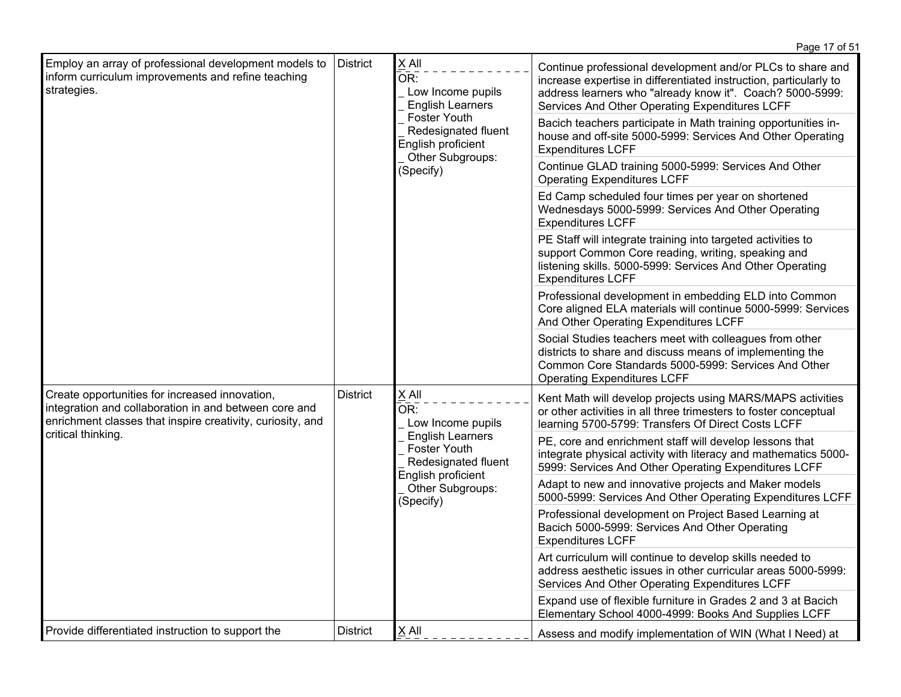| | | | |
|---|---|---|---|
| Employ an array of professional development models to inform curriculum improvements and refine teaching strategies. | District | X All<br>OR:<br>_ Low Income pupils<br>_ English Learners<br>_ Foster Youth<br>_ Redesignated fluent English proficient<br>_ Other Subgroups: (Specify) | Continue professional development and/or PLCs to share and increase expertise in differentiated instruction, particularly to address learners who "already know it". Coach? 5000-5999: Services And Other Operating Expenditures LCFF<br><br>Bacich teachers participate in Math training opportunities in-house and off-site 5000-5999: Services And Other Operating Expenditures LCFF<br><br>Continue GLAD training 5000-5999: Services And Other Operating Expenditures LCFF<br><br>Ed Camp scheduled four times per year on shortened Wednesdays 5000-5999: Services And Other Operating Expenditures LCFF<br><br>PE Staff will integrate training into targeted activities to support Common Core reading, writing, speaking and listening skills. 5000-5999: Services And Other Operating Expenditures LCFF<br><br>Professional development in embedding ELD into Common Core aligned ELA materials will continue 5000-5999: Services And Other Operating Expenditures LCFF<br><br>Social Studies teachers meet with colleagues from other districts to share and discuss means of implementing the Common Core Standards 5000-5999: Services And Other Operating Expenditures LCFF |
| Create opportunities for increased innovation, integration and collaboration in and between core and enrichment classes that inspire creativity, curiosity, and critical thinking. | District | X All<br>OR:<br>_ Low Income pupils<br>_ English Learners<br>_ Foster Youth<br>_ Redesignated fluent English proficient<br>_ Other Subgroups: (Specify) | Kent Math will develop projects using MARS/MAPS activities or other activities in all three trimesters to foster conceptual learning 5700-5799: Transfers Of Direct Costs LCFF<br><br>PE, core and enrichment staff will develop lessons that integrate physical activity with literacy and mathematics 5000-5999: Services And Other Operating Expenditures LCFF<br><br>Adapt to new and innovative projects and Maker models 5000-5999: Services And Other Operating Expenditures LCFF<br><br>Professional development on Project Based Learning at Bacich 5000-5999: Services And Other Operating Expenditures LCFF<br><br>Art curriculum will continue to develop skills needed to address aesthetic issues in other curricular areas 5000-5999: Services And Other Operating Expenditures LCFF<br><br>Expand use of flexible furniture in Grades 2 and 3 at Bacich Elementary School 4000-4999: Books And Supplies LCFF |
| Provide differentiated instruction to support the | District | X All | Assess and modify implementation of WIN (What I Need) at |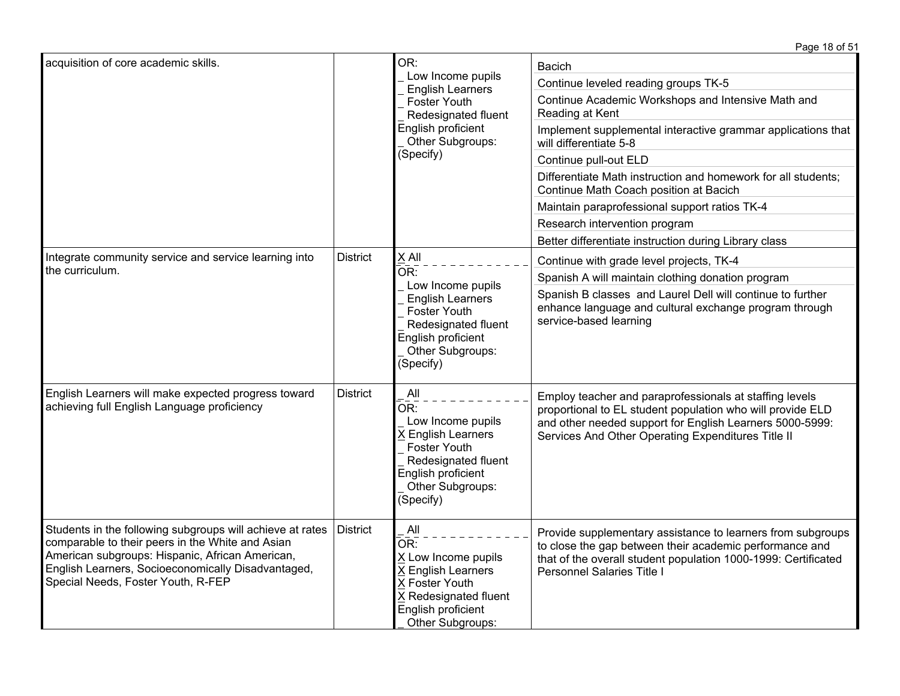| | | | |
|---|---|---|---|
| acquisition of core academic skills. | | OR:<br>_ Low Income pupils<br>_ English Learners<br>_ Foster Youth<br>_ Redesignated fluent English proficient<br>_ Other Subgroups: (Specify) | Bacich<br>Continue leveled reading groups TK-5<br>Continue Academic Workshops and Intensive Math and Reading at Kent<br>Implement supplemental interactive grammar applications that will differentiate 5-8<br>Continue pull-out ELD<br>Differentiate Math instruction and homework for all students; Continue Math Coach position at Bacich<br>Maintain paraprofessional support ratios TK-4<br>Research intervention program<br>Better differentiate instruction during Library class |
| Integrate community service and service learning into the curriculum. | District | X All<br>OR:<br>_ Low Income pupils<br>_ English Learners<br>_ Foster Youth<br>_ Redesignated fluent English proficient<br>_ Other Subgroups: (Specify) | Continue with grade level projects, TK-4<br>Spanish A will maintain clothing donation program<br>Spanish B classes and Laurel Dell will continue to further enhance language and cultural exchange program through service-based learning |
| English Learners will make expected progress toward achieving full English Language proficiency | District | _ All<br>OR:<br>_ Low Income pupils<br>X English Learners<br>_ Foster Youth<br>_ Redesignated fluent English proficient<br>_ Other Subgroups: (Specify) | Employ teacher and paraprofessionals at staffing levels proportional to EL student population who will provide ELD and other needed support for English Learners 5000-5999: Services And Other Operating Expenditures Title II |
| Students in the following subgroups will achieve at rates comparable to their peers in the White and Asian American subgroups: Hispanic, African American, English Learners, Socioeconomically Disadvantaged, Special Needs, Foster Youth, R-FEP | District | _ All<br>OR:<br>X Low Income pupils<br>X English Learners<br>X Foster Youth<br>X Redesignated fluent English proficient<br>_ Other Subgroups: | Provide supplementary assistance to learners from subgroups to close the gap between their academic performance and that of the overall student population 1000-1999: Certificated Personnel Salaries Title I |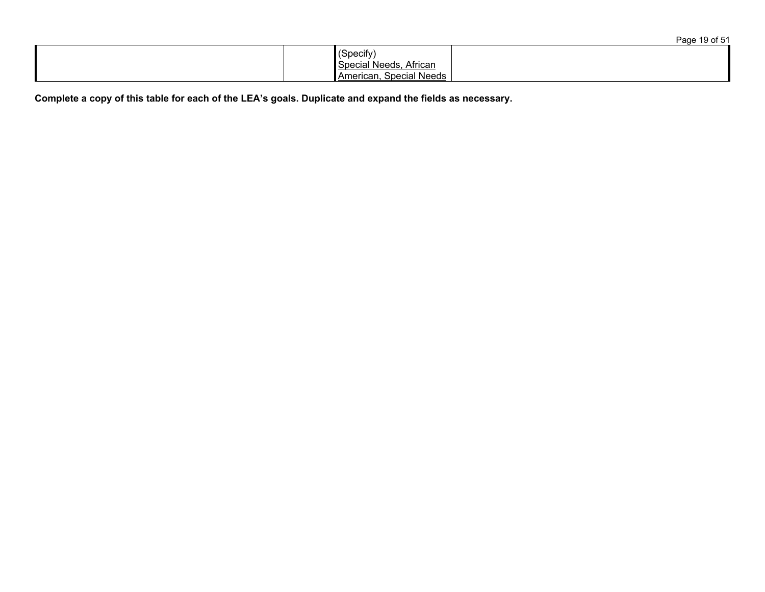|  |  |  |  |
|---|---|---|---|
|  |  | (Specify)<br>Special Needs, African American, Special Needs |  |

**Complete a copy of this table for each of the LEA's goals. Duplicate and expand the fields as necessary.**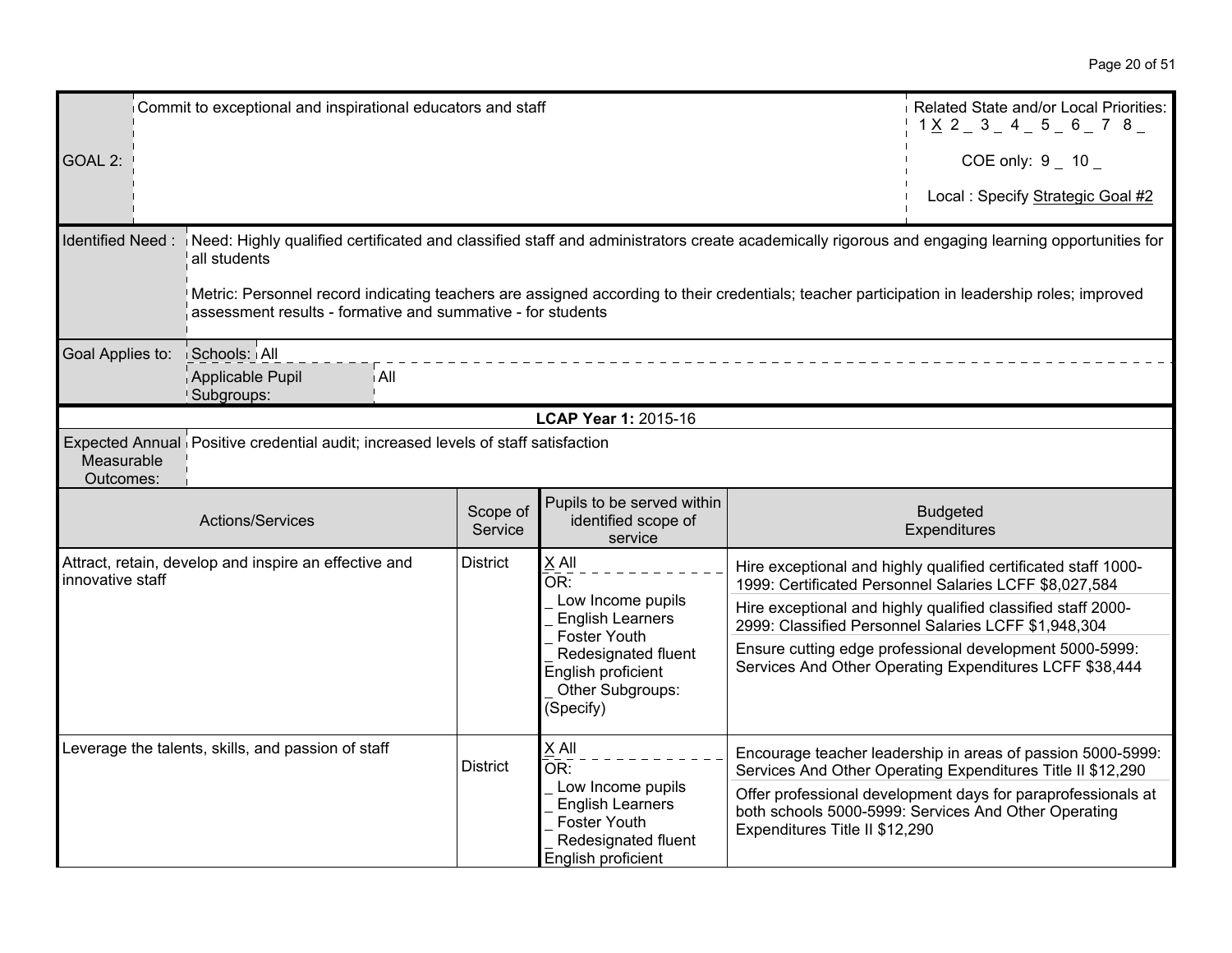| GOAL 2: | Commit to exceptional and inspirational educators and staff | Related State and/or Local Priorities: 1 X 2 _ 3 _ 4 _ 5 _ 6 _ 7 8 _ <br> COE only: 9 _ 10 _ <br> Local : Specify Strategic Goal #2 |
|---|---|---|

| Identified Need : | Need: Highly qualified certificated and classified staff and administrators create academically rigorous and engaging learning opportunities for all students <br><br> Metric: Personnel record indicating teachers are assigned according to their credentials; teacher participation in leadership roles; improved assessment results - formative and summative - for students |
|---|---|
| Goal Applies to: | Schools: All <br> Applicable Pupil Subgroups: All |

**LCAP Year 1:** 2015-16

| Expected Annual Measurable Outcomes: | Positive credential audit; increased levels of staff satisfaction |
|---|---|

| Actions/Services | Scope of Service | Pupils to be served within identified scope of service | Budgeted Expenditures |
|---|---|---|---|
| Attract, retain, develop and inspire an effective and innovative staff | District | X All <br> OR: <br> _ Low Income pupils <br> _ English Learners <br> _ Foster Youth <br> _ Redesignated fluent English proficient <br> _ Other Subgroups: (Specify) | Hire exceptional and highly qualified certificated staff 1000-1999: Certificated Personnel Salaries LCFF $8,027,584 <br> Hire exceptional and highly qualified classified staff 2000-2999: Classified Personnel Salaries LCFF $1,948,304 <br> Ensure cutting edge professional development 5000-5999: Services And Other Operating Expenditures LCFF $38,444 |
| Leverage the talents, skills, and passion of staff | District | X All <br> OR: <br> _ Low Income pupils <br> _ English Learners <br> _ Foster Youth <br> _ Redesignated fluent English proficient | Encourage teacher leadership in areas of passion 5000-5999: Services And Other Operating Expenditures Title II $12,290 <br> Offer professional development days for paraprofessionals at both schools 5000-5999: Services And Other Operating Expenditures Title II $12,290 |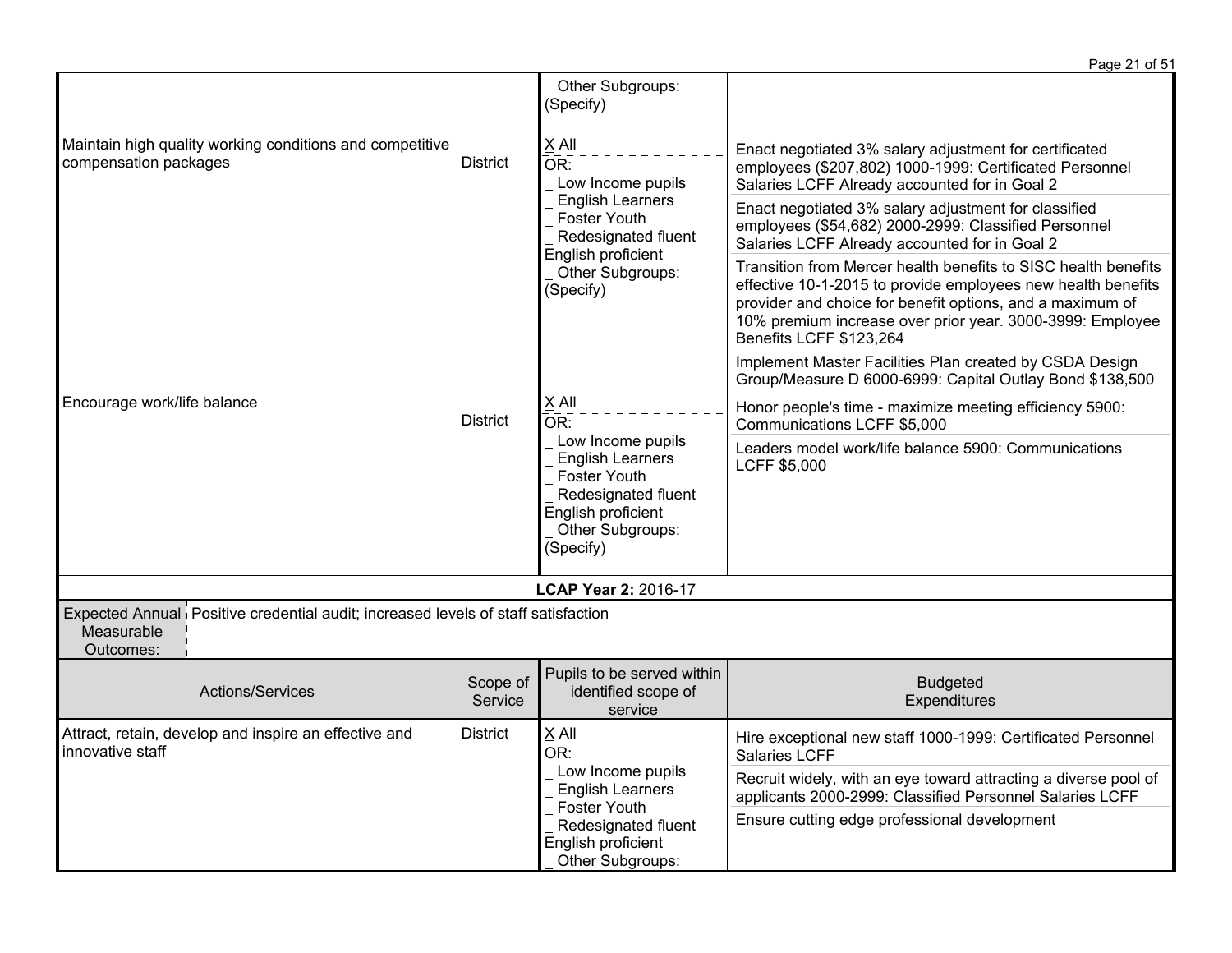| | | | |
|---|---|---|---|
| | | _ Other Subgroups: (Specify) | |
| Maintain high quality working conditions and competitive compensation packages | District | X All<br>OR:<br>_ Low Income pupils<br>_ English Learners<br>_ Foster Youth<br>_ Redesignated fluent English proficient<br>_ Other Subgroups: (Specify) | Enact negotiated 3% salary adjustment for certificated employees ($207,802) 1000-1999: Certificated Personnel Salaries LCFF Already accounted for in Goal 2<br><br>Enact negotiated 3% salary adjustment for classified employees ($54,682) 2000-2999: Classified Personnel Salaries LCFF Already accounted for in Goal 2<br><br>Transition from Mercer health benefits to SISC health benefits effective 10-1-2015 to provide employees new health benefits provider and choice for benefit options, and a maximum of 10% premium increase over prior year. 3000-3999: Employee Benefits LCFF $123,264<br><br>Implement Master Facilities Plan created by CSDA Design Group/Measure D 6000-6999: Capital Outlay Bond $138,500 |
| Encourage work/life balance | District | X All<br>OR:<br>_ Low Income pupils<br>_ English Learners<br>_ Foster Youth<br>_ Redesignated fluent English proficient<br>_ Other Subgroups: (Specify) | Honor people's time - maximize meeting efficiency 5900: Communications LCFF $5,000<br><br>Leaders model work/life balance 5900: Communications LCFF $5,000 |

**LCAP Year 2:** 2016-17

| Expected Annual Measurable Outcomes: | Positive credential audit; increased levels of staff satisfaction |
|---|---|

| Actions/Services | Scope of Service | Pupils to be served within identified scope of service | Budgeted Expenditures |
|---|---|---|---|
| Attract, retain, develop and inspire an effective and innovative staff | District | X All<br>OR:<br>_ Low Income pupils<br>_ English Learners<br>_ Foster Youth<br>_ Redesignated fluent English proficient<br>_ Other Subgroups: | Hire exceptional new staff 1000-1999: Certificated Personnel Salaries LCFF<br><br>Recruit widely, with an eye toward attracting a diverse pool of applicants 2000-2999: Classified Personnel Salaries LCFF<br><br>Ensure cutting edge professional development |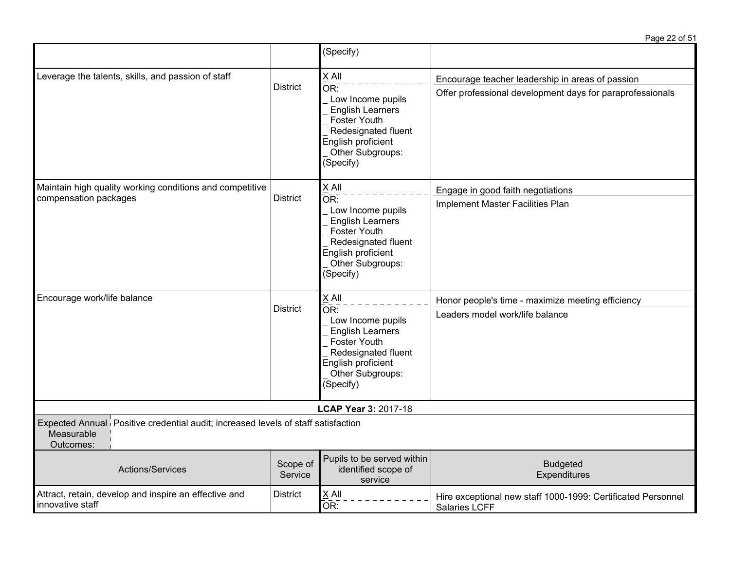| Actions/Services | Scope of Service | Pupils to be served within identified scope of service | Budgeted Expenditures |
|---|---|---|---|
| | | (Specify) | |
| Leverage the talents, skills, and passion of staff | District | X All<br>OR:<br>_ Low Income pupils<br>_ English Learners<br>_ Foster Youth<br>_ Redesignated fluent English proficient<br>_ Other Subgroups: (Specify) | Encourage teacher leadership in areas of passion<br>Offer professional development days for paraprofessionals |
| Maintain high quality working conditions and competitive compensation packages | District | X All<br>OR:<br>_ Low Income pupils<br>_ English Learners<br>_ Foster Youth<br>_ Redesignated fluent English proficient<br>_ Other Subgroups: (Specify) | Engage in good faith negotiations<br>Implement Master Facilities Plan |
| Encourage work/life balance | District | X All<br>OR:<br>_ Low Income pupils<br>_ English Learners<br>_ Foster Youth<br>_ Redesignated fluent English proficient<br>_ Other Subgroups: (Specify) | Honor people's time - maximize meeting efficiency<br>Leaders model work/life balance |

**LCAP Year 3:** 2017-18

| Expected Annual Measurable Outcomes: | Positive credential audit; increased levels of staff satisfaction |
|---|---|

| Actions/Services | Scope of Service | Pupils to be served within identified scope of service | Budgeted Expenditures |
|---|---|---|---|
| Attract, retain, develop and inspire an effective and innovative staff | District | X All<br>OR: | Hire exceptional new staff 1000-1999: Certificated Personnel Salaries LCFF |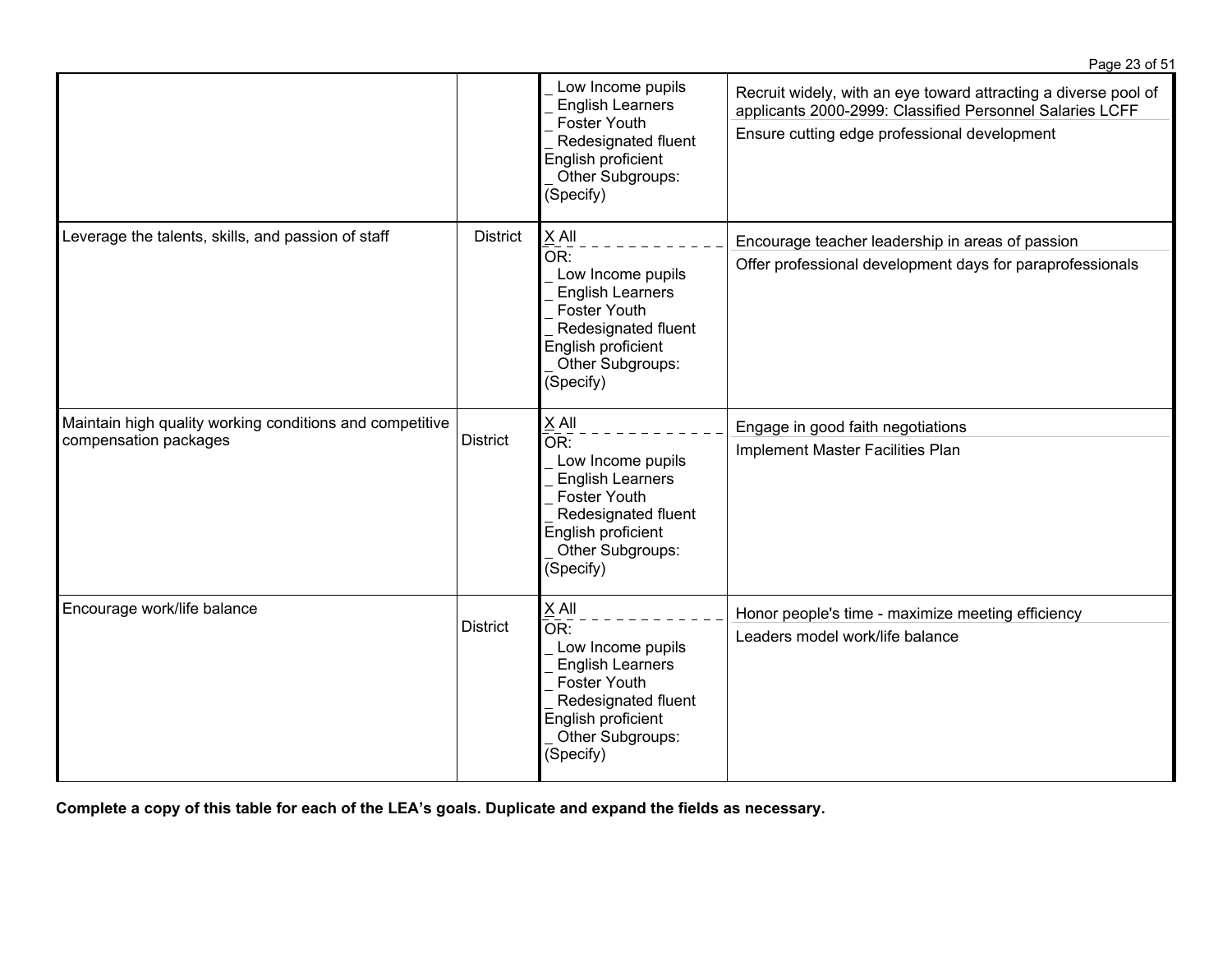| | | | |
|---|---|---|---|
| | | _ Low Income pupils<br>_ English Learners<br>_ Foster Youth<br>_ Redesignated fluent English proficient<br>_ Other Subgroups: (Specify) | Recruit widely, with an eye toward attracting a diverse pool of applicants 2000-2999: Classified Personnel Salaries LCFF<br>Ensure cutting edge professional development |
| Leverage the talents, skills, and passion of staff | District | X All<br>OR:<br>_ Low Income pupils<br>_ English Learners<br>_ Foster Youth<br>_ Redesignated fluent English proficient<br>_ Other Subgroups: (Specify) | Encourage teacher leadership in areas of passion<br>Offer professional development days for paraprofessionals |
| Maintain high quality working conditions and competitive compensation packages | District | X All<br>OR:<br>_ Low Income pupils<br>_ English Learners<br>_ Foster Youth<br>_ Redesignated fluent English proficient<br>_ Other Subgroups: (Specify) | Engage in good faith negotiations<br>Implement Master Facilities Plan |
| Encourage work/life balance | District | X All<br>OR:<br>_ Low Income pupils<br>_ English Learners<br>_ Foster Youth<br>_ Redesignated fluent English proficient<br>_ Other Subgroups: (Specify) | Honor people's time - maximize meeting efficiency<br>Leaders model work/life balance |

**Complete a copy of this table for each of the LEA's goals. Duplicate and expand the fields as necessary.**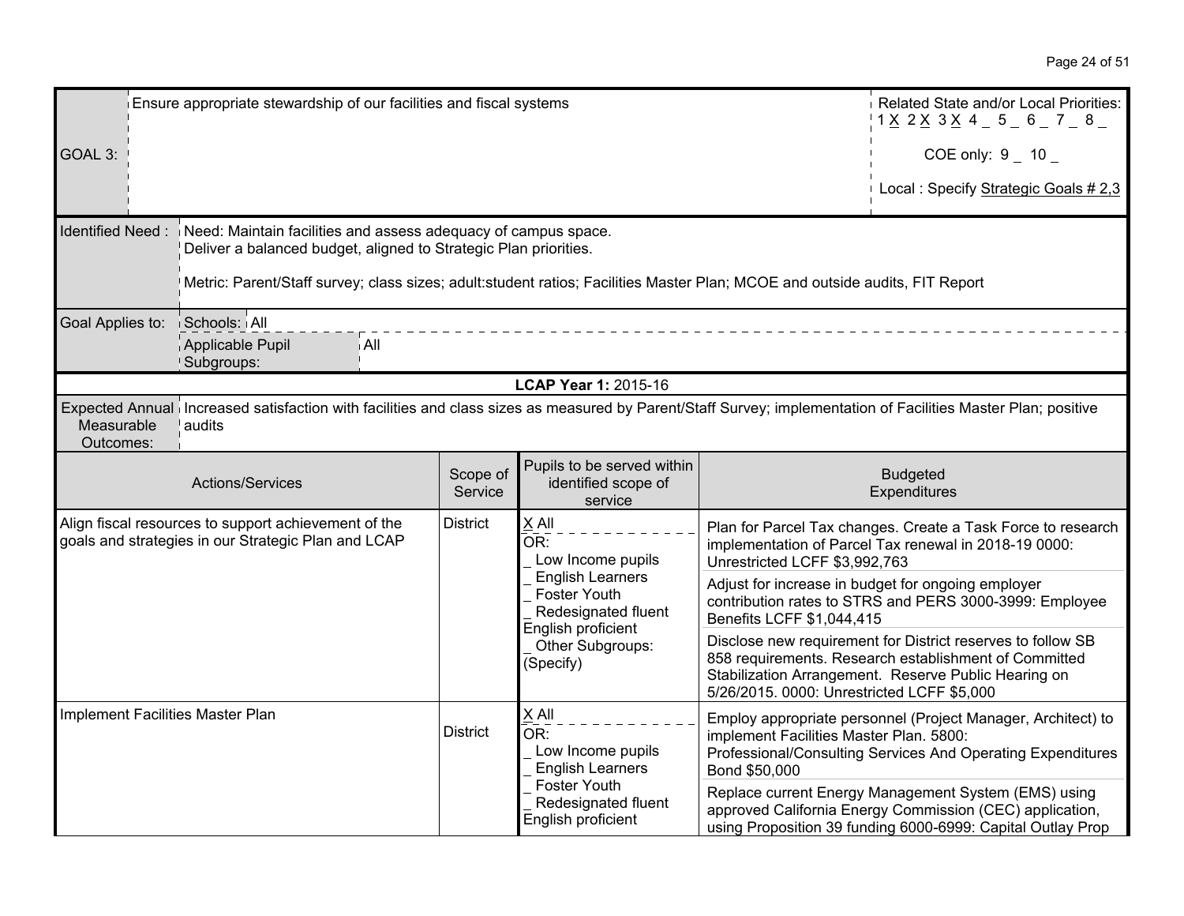| GOAL 3: | Ensure appropriate stewardship of our facilities and fiscal systems | Related State and/or Local Priorities: 1 X 2 X 3 X 4 _ 5 _ 6 _ 7 _ 8 _ COE only: 9 _ 10 _ Local : Specify Strategic Goals # 2,3 |
|---|---|---|

| Identified Need : | Need: Maintain facilities and assess adequacy of campus space. Deliver a balanced budget, aligned to Strategic Plan priorities. Metric: Parent/Staff survey; class sizes; adult:student ratios; Facilities Master Plan; MCOE and outside audits, FIT Report |
|---|---|
| Goal Applies to: | Schools: All |
| | Applicable Pupil Subgroups: All |

**LCAP Year 1:** 2015-16

| Expected Annual Measurable Outcomes: | Increased satisfaction with facilities and class sizes as measured by Parent/Staff Survey; implementation of Facilities Master Plan; positive audits |
|---|---|

| Actions/Services | Scope of Service | Pupils to be served within identified scope of service | Budgeted Expenditures |
|---|---|---|---|
| Align fiscal resources to support achievement of the goals and strategies in our Strategic Plan and LCAP | District | X All OR: _ Low Income pupils _ English Learners _ Foster Youth _ Redesignated fluent English proficient _ Other Subgroups: (Specify) | Plan for Parcel Tax changes. Create a Task Force to research implementation of Parcel Tax renewal in 2018-19 0000: Unrestricted LCFF $3,992,763 |
| | | | Adjust for increase in budget for ongoing employer contribution rates to STRS and PERS 3000-3999: Employee Benefits LCFF $1,044,415 |
| | | | Disclose new requirement for District reserves to follow SB 858 requirements. Research establishment of Committed Stabilization Arrangement. Reserve Public Hearing on 5/26/2015. 0000: Unrestricted LCFF $5,000 |
| Implement Facilities Master Plan | District | X All OR: _ Low Income pupils _ English Learners _ Foster Youth _ Redesignated fluent English proficient | Employ appropriate personnel (Project Manager, Architect) to implement Facilities Master Plan. 5800: Professional/Consulting Services And Operating Expenditures Bond $50,000 |
| | | | Replace current Energy Management System (EMS) using approved California Energy Commission (CEC) application, using Proposition 39 funding 6000-6999: Capital Outlay Prop |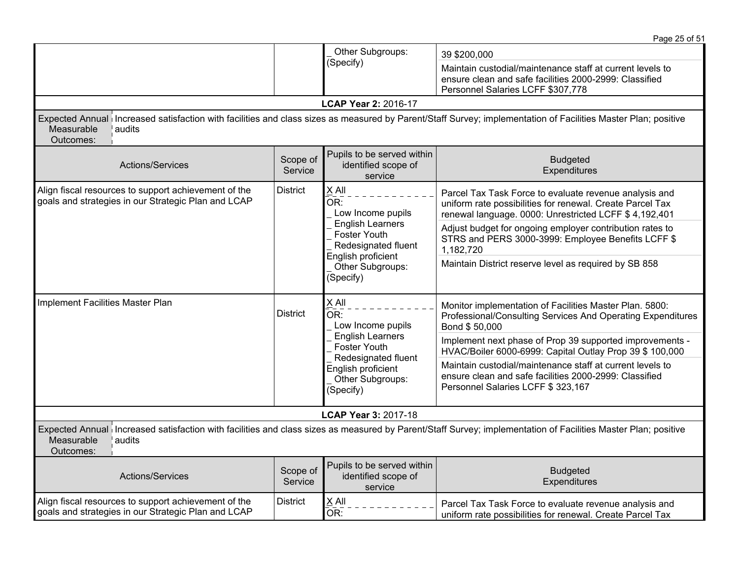| Actions/Services | Scope of Service | Pupils to be served within identified scope of service | Budgeted Expenditures |
|---|---|---|---|
| | | _ Other Subgroups: (Specify) | 39 $200,000<br>Maintain custodial/maintenance staff at current levels to ensure clean and safe facilities 2000-2999: Classified Personnel Salaries LCFF $307,778 |

**LCAP Year 2:** 2016-17

**Expected Annual Measurable Outcomes:** Increased satisfaction with facilities and class sizes as measured by Parent/Staff Survey; implementation of Facilities Master Plan; positive audits

| Actions/Services | Scope of Service | Pupils to be served within identified scope of service | Budgeted Expenditures |
|---|---|---|---|
| Align fiscal resources to support achievement of the goals and strategies in our Strategic Plan and LCAP | District | X All<br>OR:<br>_ Low Income pupils<br>_ English Learners<br>_ Foster Youth<br>_ Redesignated fluent English proficient<br>_ Other Subgroups: (Specify) | Parcel Tax Task Force to evaluate revenue analysis and uniform rate possibilities for renewal. Create Parcel Tax renewal language. 0000: Unrestricted LCFF $ 4,192,401<br>Adjust budget for ongoing employer contribution rates to STRS and PERS 3000-3999: Employee Benefits LCFF $ 1,182,720<br>Maintain District reserve level as required by SB 858 |
| Implement Facilities Master Plan | District | X All<br>OR:<br>_ Low Income pupils<br>_ English Learners<br>_ Foster Youth<br>_ Redesignated fluent English proficient<br>_ Other Subgroups: (Specify) | Monitor implementation of Facilities Master Plan. 5800: Professional/Consulting Services And Operating Expenditures Bond $ 50,000<br>Implement next phase of Prop 39 supported improvements - HVAC/Boiler 6000-6999: Capital Outlay Prop 39 $ 100,000<br>Maintain custodial/maintenance staff at current levels to ensure clean and safe facilities 2000-2999: Classified Personnel Salaries LCFF $ 323,167 |

**LCAP Year 3:** 2017-18

**Expected Annual Measurable Outcomes:** Increased satisfaction with facilities and class sizes as measured by Parent/Staff Survey; implementation of Facilities Master Plan; positive audits

| Actions/Services | Scope of Service | Pupils to be served within identified scope of service | Budgeted Expenditures |
|---|---|---|---|
| Align fiscal resources to support achievement of the goals and strategies in our Strategic Plan and LCAP | District | X All<br>OR: | Parcel Tax Task Force to evaluate revenue analysis and uniform rate possibilities for renewal. Create Parcel Tax |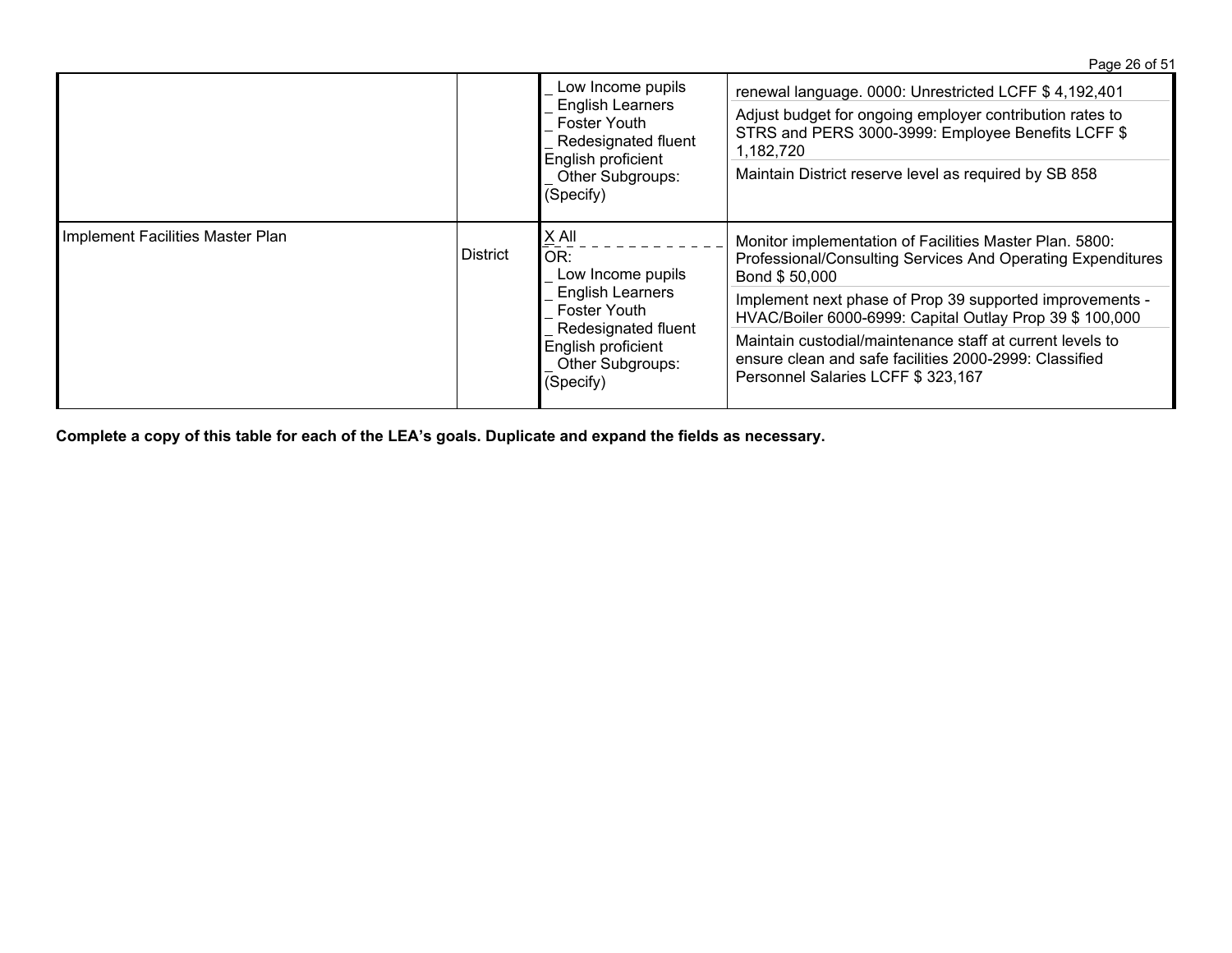| | | | |
|---|---|---|---|
| | | _ Low Income pupils<br>_ English Learners<br>_ Foster Youth<br>_ Redesignated fluent English proficient<br>_ Other Subgroups: (Specify) | renewal language. 0000: Unrestricted LCFF $ 4,192,401<br>Adjust budget for ongoing employer contribution rates to STRS and PERS 3000-3999: Employee Benefits LCFF $ 1,182,720<br>Maintain District reserve level as required by SB 858 |
| Implement Facilities Master Plan | District | X All<br>OR:<br>_ Low Income pupils<br>_ English Learners<br>_ Foster Youth<br>_ Redesignated fluent English proficient<br>_ Other Subgroups: (Specify) | Monitor implementation of Facilities Master Plan. 5800: Professional/Consulting Services And Operating Expenditures Bond $ 50,000<br>Implement next phase of Prop 39 supported improvements - HVAC/Boiler 6000-6999: Capital Outlay Prop 39 $ 100,000<br>Maintain custodial/maintenance staff at current levels to ensure clean and safe facilities 2000-2999: Classified Personnel Salaries LCFF $ 323,167 |

**Complete a copy of this table for each of the LEA's goals. Duplicate and expand the fields as necessary.**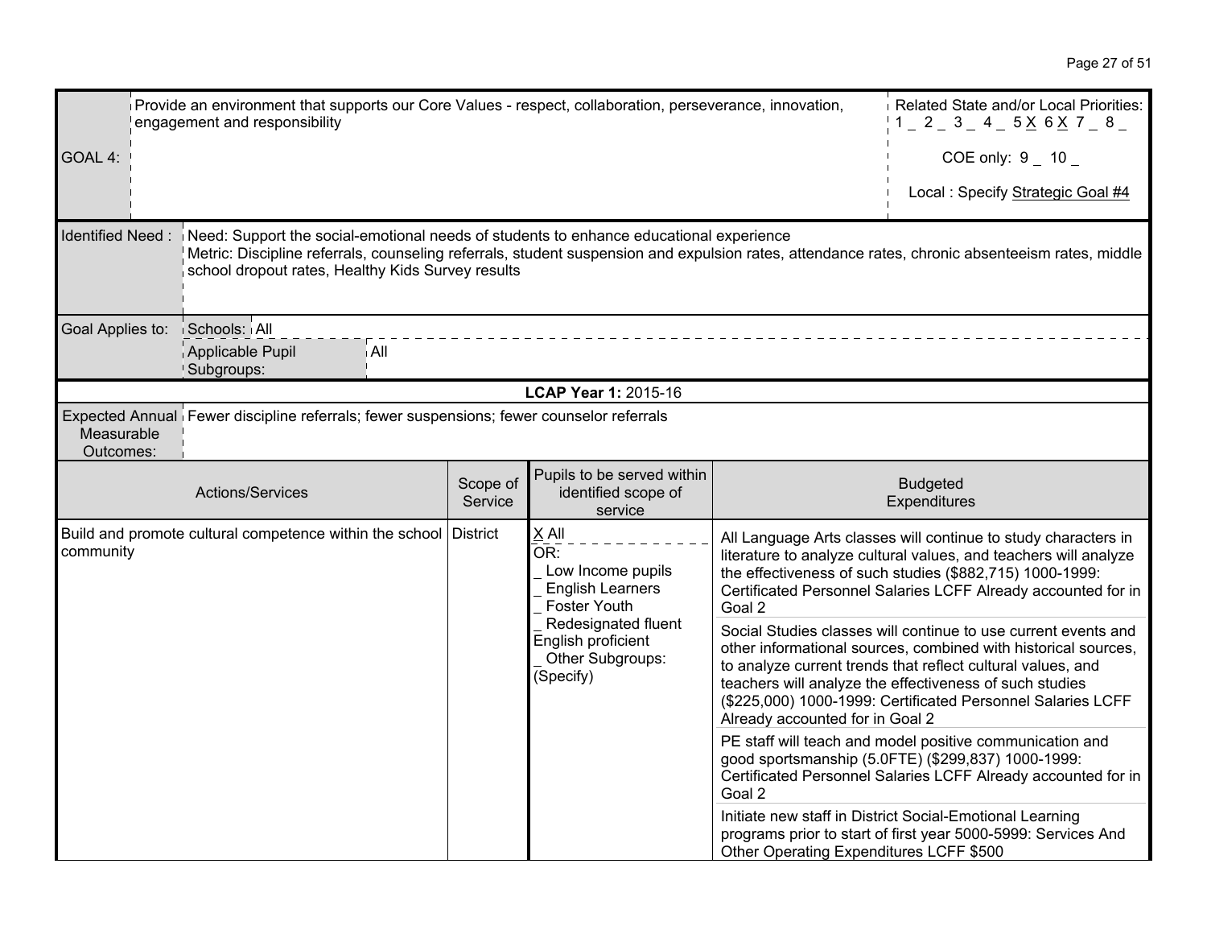| GOAL 4: | Provide an environment that supports our Core Values - respect, collaboration, perseverance, innovation, engagement and responsibility | | Related State and/or Local Priorities: 1 _ 2 _ 3 _ 4 _ 5 X 6 X 7 _ 8 _<br>COE only: 9 _ 10 _<br>Local : Specify Strategic Goal #4 |
|---|---|---|---|
| Identified Need : | Need: Support the social-emotional needs of students to enhance educational experience<br>Metric: Discipline referrals, counseling referrals, student suspension and expulsion rates, attendance rates, chronic absenteeism rates, middle school dropout rates, Healthy Kids Survey results | | |
| Goal Applies to: | Schools: All | | |
| | Applicable Pupil Subgroups: | All | |

**LCAP Year 1:** 2015-16

| Expected Annual Measurable Outcomes: | Fewer discipline referrals; fewer suspensions; fewer counselor referrals |
|---|---|

| Actions/Services | Scope of Service | Pupils to be served within identified scope of service | Budgeted Expenditures |
|---|---|---|---|
| Build and promote cultural competence within the school community | District | X All<br>OR:<br>_ Low Income pupils<br>_ English Learners<br>_ Foster Youth<br>_ Redesignated fluent English proficient<br>_ Other Subgroups: (Specify) | All Language Arts classes will continue to study characters in literature to analyze cultural values, and teachers will analyze the effectiveness of such studies ($882,715) 1000-1999: Certificated Personnel Salaries LCFF Already accounted for in Goal 2 |
| | | | Social Studies classes will continue to use current events and other informational sources, combined with historical sources, to analyze current trends that reflect cultural values, and teachers will analyze the effectiveness of such studies ($225,000) 1000-1999: Certificated Personnel Salaries LCFF Already accounted for in Goal 2 |
| | | | PE staff will teach and model positive communication and good sportsmanship (5.0FTE) ($299,837) 1000-1999: Certificated Personnel Salaries LCFF Already accounted for in Goal 2 |
| | | | Initiate new staff in District Social-Emotional Learning programs prior to start of first year 5000-5999: Services And Other Operating Expenditures LCFF $500 |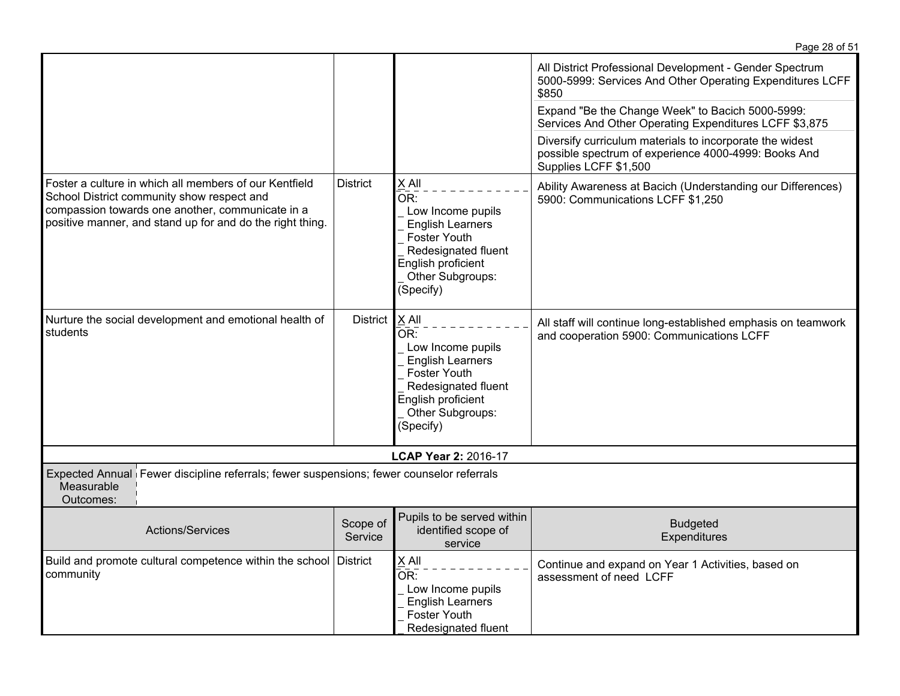| Actions/Services | Scope of Service | Pupils to be served within identified scope of service | Budgeted Expenditures |
|---|---|---|---|
| | | | All District Professional Development - Gender Spectrum 5000-5999: Services And Other Operating Expenditures LCFF $850<br>Expand "Be the Change Week" to Bacich 5000-5999: Services And Other Operating Expenditures LCFF $3,875<br>Diversify curriculum materials to incorporate the widest possible spectrum of experience 4000-4999: Books And Supplies LCFF $1,500 |
| Foster a culture in which all members of our Kentfield School District community show respect and compassion towards one another, communicate in a positive manner, and stand up for and do the right thing. | District | X All<br>OR:<br>_ Low Income pupils<br>_ English Learners<br>_ Foster Youth<br>_ Redesignated fluent English proficient<br>_ Other Subgroups: (Specify) | Ability Awareness at Bacich (Understanding our Differences) 5900: Communications LCFF $1,250 |
| Nurture the social development and emotional health of students | District | X All<br>OR:<br>_ Low Income pupils<br>_ English Learners<br>_ Foster Youth<br>_ Redesignated fluent English proficient<br>_ Other Subgroups: (Specify) | All staff will continue long-established emphasis on teamwork and cooperation 5900: Communications LCFF |

**LCAP Year 2:** 2016-17

**Expected Annual Measurable Outcomes:** Fewer discipline referrals; fewer suspensions; fewer counselor referrals

| Actions/Services | Scope of Service | Pupils to be served within identified scope of service | Budgeted Expenditures |
|---|---|---|---|
| Build and promote cultural competence within the school community | District | X All<br>OR:<br>_ Low Income pupils<br>_ English Learners<br>_ Foster Youth<br>_ Redesignated fluent | Continue and expand on Year 1 Activities, based on assessment of need LCFF |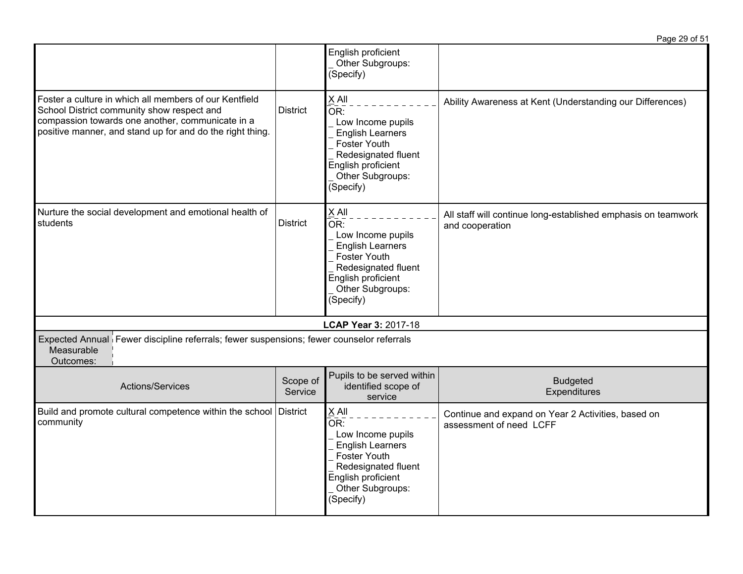| | | | |
|---|---|---|---|
| | | English proficient<br>_ Other Subgroups: (Specify) | |
| Foster a culture in which all members of our Kentfield School District community show respect and compassion towards one another, communicate in a positive manner, and stand up for and do the right thing. | District | X All<br>OR:<br>_ Low Income pupils<br>_ English Learners<br>_ Foster Youth<br>_ Redesignated fluent English proficient<br>_ Other Subgroups: (Specify) | Ability Awareness at Kent (Understanding our Differences) |
| Nurture the social development and emotional health of students | District | X All<br>OR:<br>_ Low Income pupils<br>_ English Learners<br>_ Foster Youth<br>_ Redesignated fluent English proficient<br>_ Other Subgroups: (Specify) | All staff will continue long-established emphasis on teamwork and cooperation |

**LCAP Year 3:** 2017-18

| Expected Annual Measurable Outcomes: | Fewer discipline referrals; fewer suspensions; fewer counselor referrals |
|---|---|

| Actions/Services | Scope of Service | Pupils to be served within identified scope of service | Budgeted Expenditures |
|---|---|---|---|
| Build and promote cultural competence within the school community | District | X All<br>OR:<br>_ Low Income pupils<br>_ English Learners<br>_ Foster Youth<br>_ Redesignated fluent English proficient<br>_ Other Subgroups: (Specify) | Continue and expand on Year 2 Activities, based on assessment of need LCFF |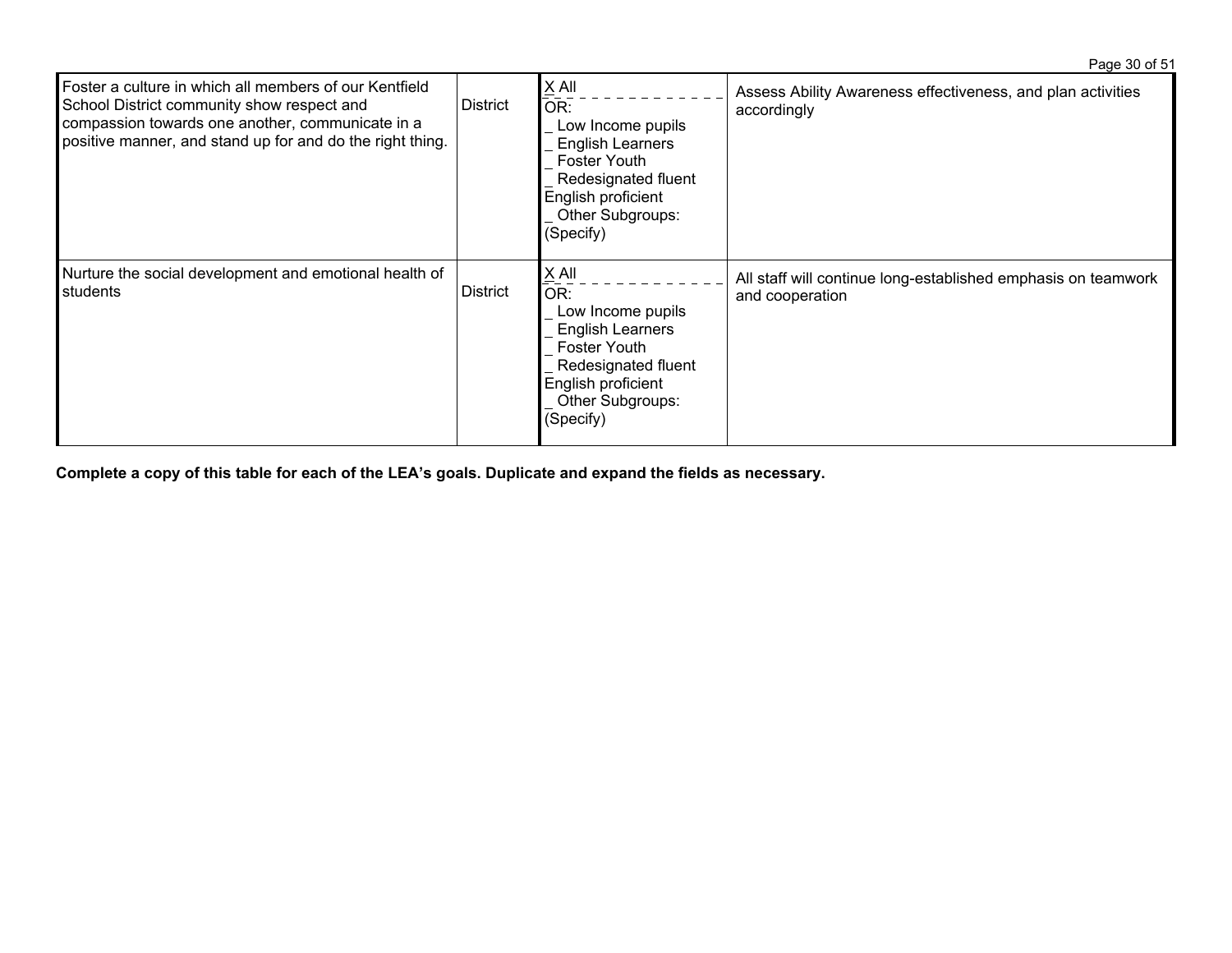| | | | |
|---|---|---|---|
| Foster a culture in which all members of our Kentfield School District community show respect and compassion towards one another, communicate in a positive manner, and stand up for and do the right thing. | District | X All<br>OR:<br>_ Low Income pupils<br>_ English Learners<br>_ Foster Youth<br>_ Redesignated fluent English proficient<br>_ Other Subgroups: (Specify) | Assess Ability Awareness effectiveness, and plan activities accordingly |
| Nurture the social development and emotional health of students | District | X All<br>OR:<br>_ Low Income pupils<br>_ English Learners<br>_ Foster Youth<br>_ Redesignated fluent English proficient<br>_ Other Subgroups: (Specify) | All staff will continue long-established emphasis on teamwork and cooperation |

**Complete a copy of this table for each of the LEA's goals. Duplicate and expand the fields as necessary.**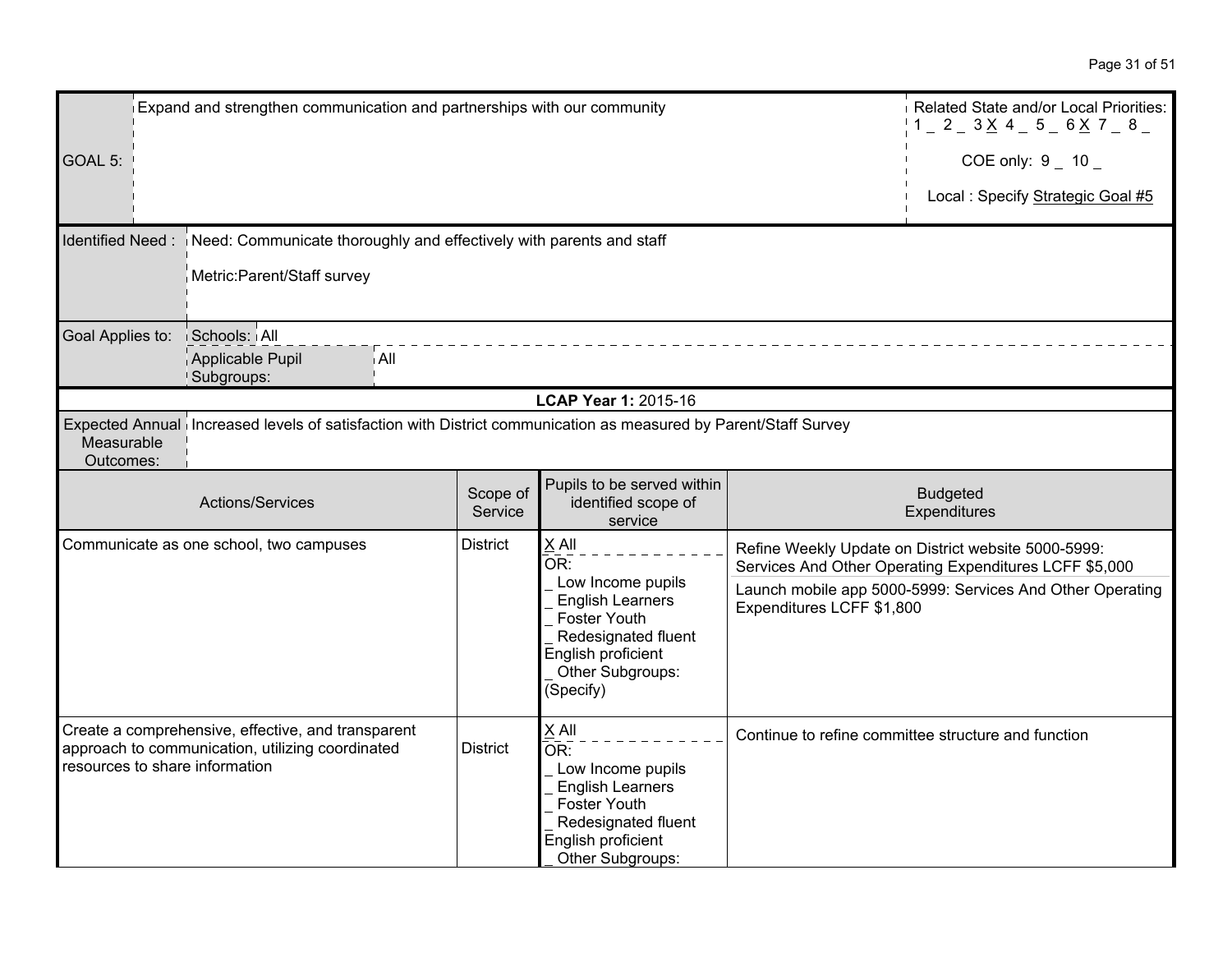| GOAL 5: | Expand and strengthen communication and partnerships with our community | Related State and/or Local Priorities: 1 _ 2 _ 3 X 4 _ 5 _ 6 X 7 _ 8 _ <br> COE only: 9 _ 10 _ <br> Local : Specify Strategic Goal #5 |
|---|---|---|

| Identified Need : | Need: Communicate thoroughly and effectively with parents and staff <br> Metric:Parent/Staff survey | |
|---|---|---|
| Goal Applies to: | Schools: All | |
| | Applicable Pupil Subgroups: | All |

**LCAP Year 1:** 2015-16

| Expected Annual Measurable Outcomes: | Increased levels of satisfaction with District communication as measured by Parent/Staff Survey |
|---|---|

| Actions/Services | Scope of Service | Pupils to be served within identified scope of service | Budgeted Expenditures |
|---|---|---|---|
| Communicate as one school, two campuses | District | X All<br>OR:<br>_ Low Income pupils<br>_ English Learners<br>_ Foster Youth<br>_ Redesignated fluent English proficient<br>_ Other Subgroups: (Specify) | Refine Weekly Update on District website 5000-5999: Services And Other Operating Expenditures LCFF $5,000<br>Launch mobile app 5000-5999: Services And Other Operating Expenditures LCFF $1,800 |
| Create a comprehensive, effective, and transparent approach to communication, utilizing coordinated resources to share information | District | X All<br>OR:<br>_ Low Income pupils<br>_ English Learners<br>_ Foster Youth<br>_ Redesignated fluent English proficient<br>_ Other Subgroups: | Continue to refine committee structure and function |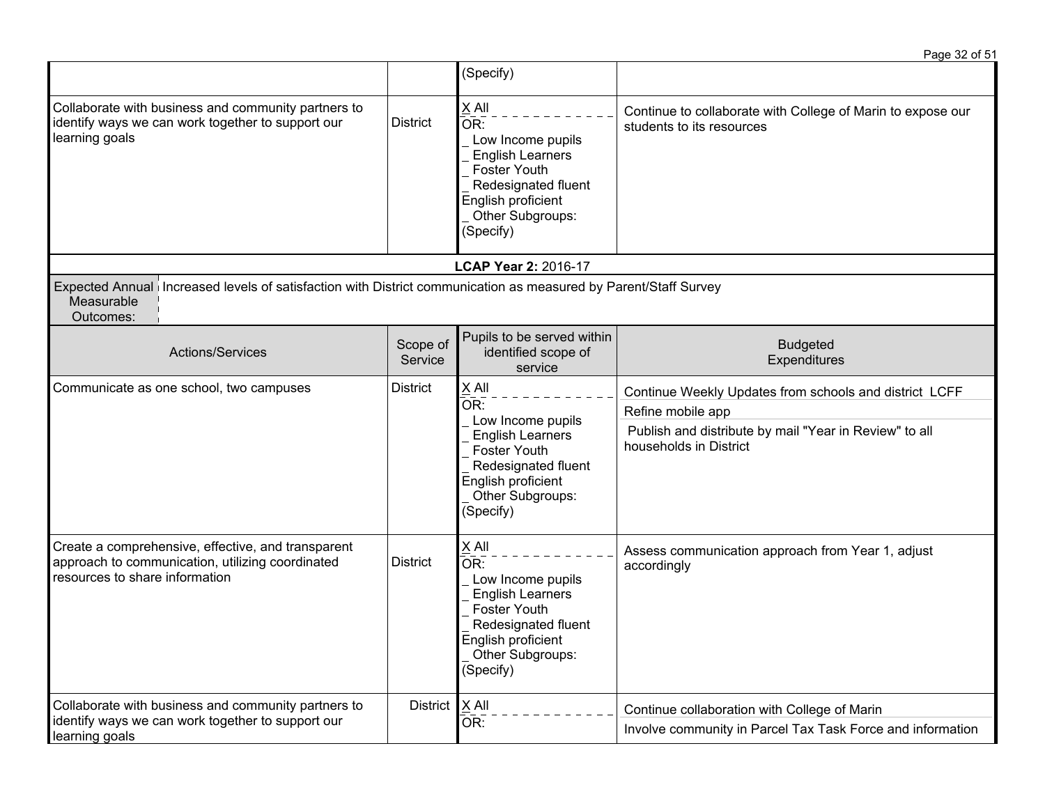| | | (Specify) | |
|---|---|---|---|
| Collaborate with business and community partners to identify ways we can work together to support our learning goals | District | X All<br>OR:<br>_ Low Income pupils<br>_ English Learners<br>_ Foster Youth<br>_ Redesignated fluent English proficient<br>_ Other Subgroups: (Specify) | Continue to collaborate with College of Marin to expose our students to its resources |

**LCAP Year 2:** 2016-17

| Expected Annual Measurable Outcomes: | Increased levels of satisfaction with District communication as measured by Parent/Staff Survey |
|---|---|

| Actions/Services | Scope of Service | Pupils to be served within identified scope of service | Budgeted Expenditures |
|---|---|---|---|
| Communicate as one school, two campuses | District | X All<br>OR:<br>_ Low Income pupils<br>_ English Learners<br>_ Foster Youth<br>_ Redesignated fluent English proficient<br>_ Other Subgroups: (Specify) | Continue Weekly Updates from schools and district LCFF<br>Refine mobile app<br>Publish and distribute by mail "Year in Review" to all households in District |
| Create a comprehensive, effective, and transparent approach to communication, utilizing coordinated resources to share information | District | X All<br>OR:<br>_ Low Income pupils<br>_ English Learners<br>_ Foster Youth<br>_ Redesignated fluent English proficient<br>_ Other Subgroups: (Specify) | Assess communication approach from Year 1, adjust accordingly |
| Collaborate with business and community partners to identify ways we can work together to support our learning goals | District | X All<br>OR: | Continue collaboration with College of Marin<br>Involve community in Parcel Tax Task Force and information |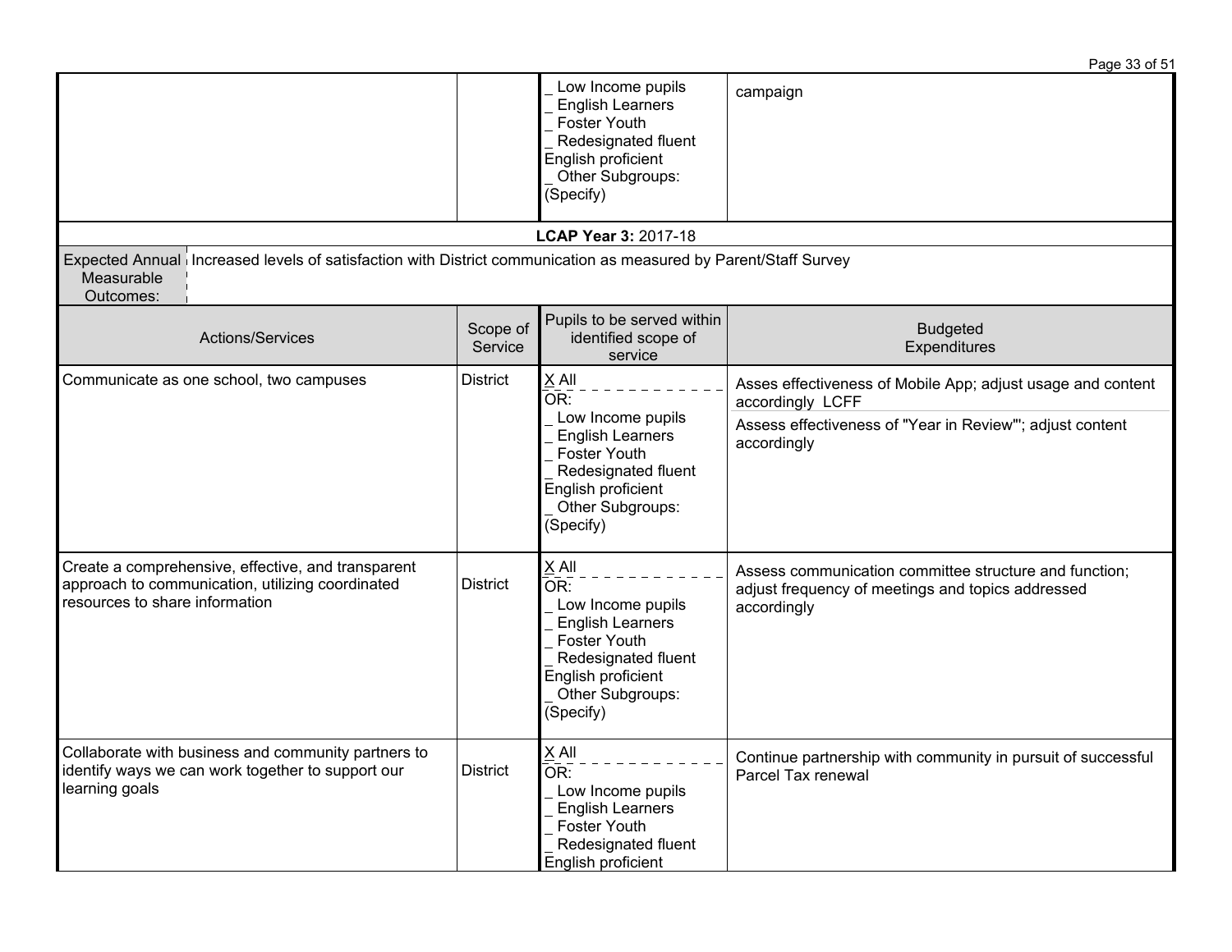| | | _ Low Income pupils<br>_ English Learners<br>_ Foster Youth<br>_ Redesignated fluent English proficient<br>_ Other Subgroups: (Specify) | campaign |
|---|---|---|---|

**LCAP Year 3:** 2017-18

| Expected Annual Measurable Outcomes: | Increased levels of satisfaction with District communication as measured by Parent/Staff Survey |
|---|---|

| Actions/Services | Scope of Service | Pupils to be served within identified scope of service | Budgeted Expenditures |
|---|---|---|---|
| Communicate as one school, two campuses | District | X All<br>OR:<br>_ Low Income pupils<br>_ English Learners<br>_ Foster Youth<br>_ Redesignated fluent English proficient<br>_ Other Subgroups: (Specify) | Asses effectiveness of Mobile App; adjust usage and content accordingly LCFF<br>Assess effectiveness of "Year in Review"'; adjust content accordingly |
| Create a comprehensive, effective, and transparent approach to communication, utilizing coordinated resources to share information | District | X All<br>OR:<br>_ Low Income pupils<br>_ English Learners<br>_ Foster Youth<br>_ Redesignated fluent English proficient<br>_ Other Subgroups: (Specify) | Assess communication committee structure and function; adjust frequency of meetings and topics addressed accordingly |
| Collaborate with business and community partners to identify ways we can work together to support our learning goals | District | X All<br>OR:<br>_ Low Income pupils<br>_ English Learners<br>_ Foster Youth<br>_ Redesignated fluent English proficient | Continue partnership with community in pursuit of successful Parcel Tax renewal |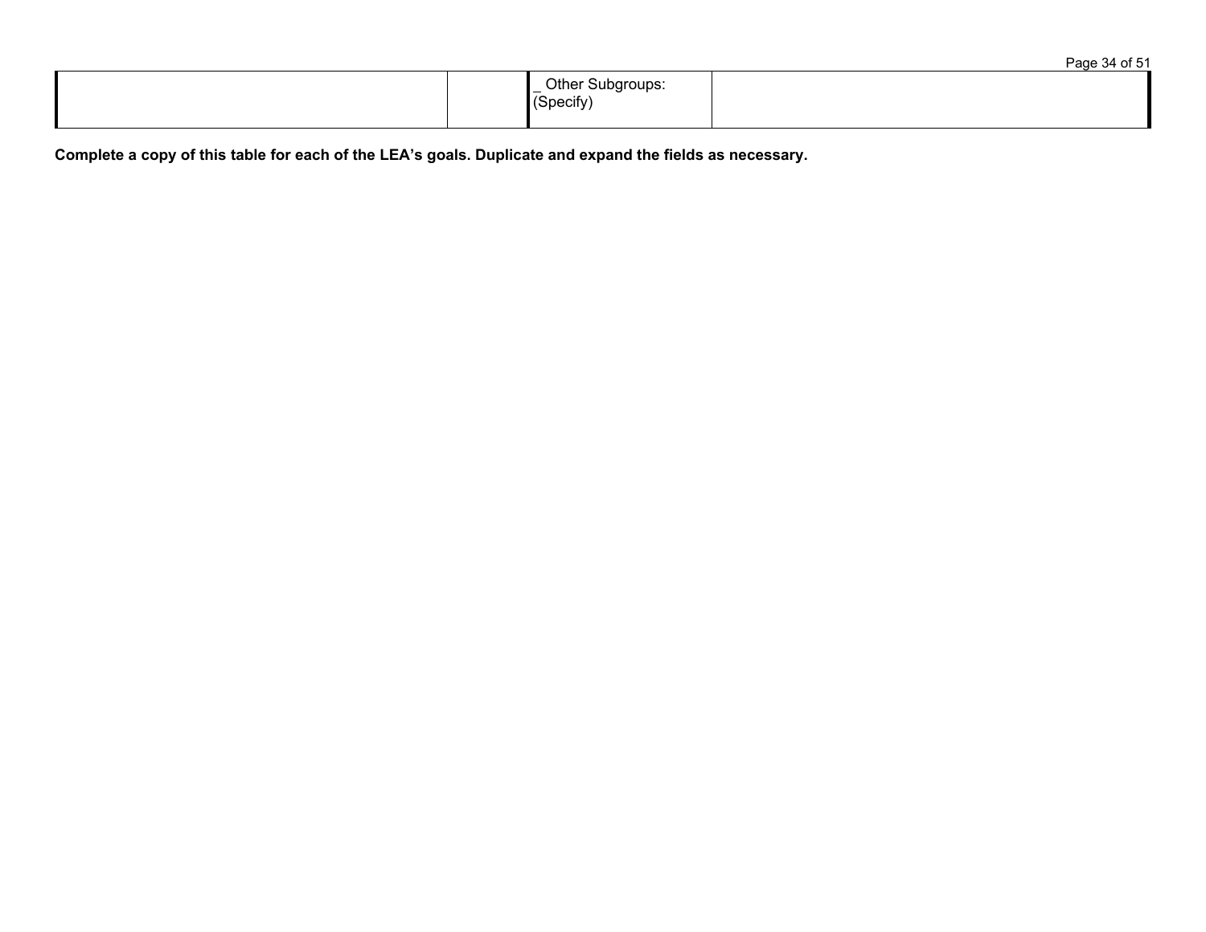| | | _ Other Subgroups: (Specify) | |
|---|---|---|---|

**Complete a copy of this table for each of the LEA's goals. Duplicate and expand the fields as necessary.**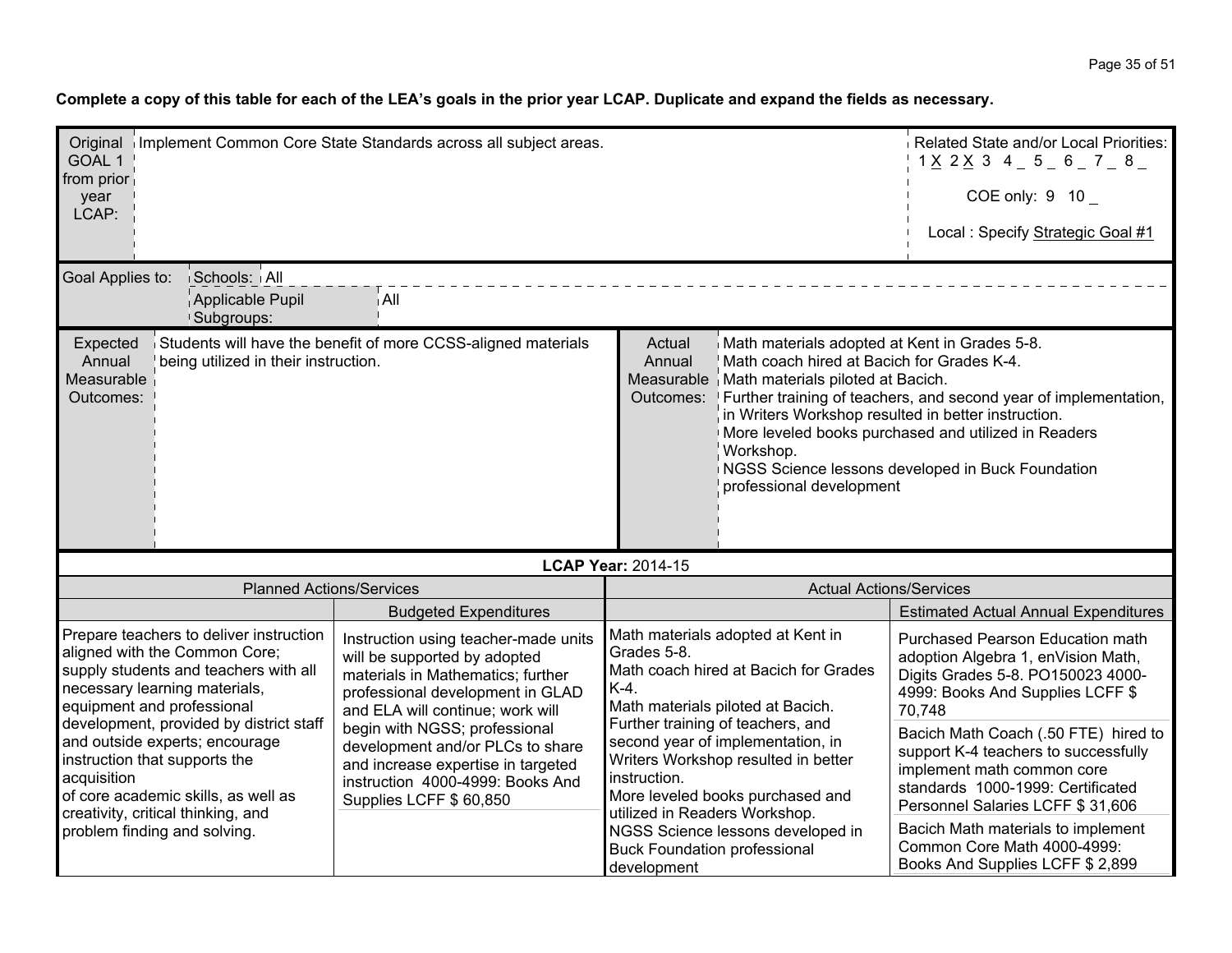**Complete a copy of this table for each of the LEA's goals in the prior year LCAP. Duplicate and expand the fields as necessary.**

| Original GOAL 1 from prior year LCAP: | Implement Common Core State Standards across all subject areas. | Related State and/or Local Priorities: 1 X 2 X 3 4 _ 5 _ 6 _ 7 _ 8 _ COE only: 9 10 _ Local : Specify Strategic Goal #1 |
|---|---|---|
| Goal Applies to: | Schools: All; Applicable Pupil Subgroups: All | |

| Expected Annual Measurable Outcomes: | Students will have the benefit of more CCSS-aligned materials being utilized in their instruction. | Actual Annual Measurable Outcomes: | Math materials adopted at Kent in Grades 5-8.<br>Math coach hired at Bacich for Grades K-4.<br>Math materials piloted at Bacich.<br>Further training of teachers, and second year of implementation, in Writers Workshop resulted in better instruction.<br>More leveled books purchased and utilized in Readers Workshop.<br>NGSS Science lessons developed in Buck Foundation professional development |
|---|---|---|---|

**LCAP Year:** 2014-15

| Planned Actions/Services | Budgeted Expenditures | Actual Actions/Services | Estimated Actual Annual Expenditures |
|---|---|---|---|
| Prepare teachers to deliver instruction aligned with the Common Core; supply students and teachers with all necessary learning materials, equipment and professional development, provided by district staff and outside experts; encourage instruction that supports the acquisition of core academic skills, as well as creativity, critical thinking, and problem finding and solving. | Instruction using teacher-made units will be supported by adopted materials in Mathematics; further professional development in GLAD and ELA will continue; work will begin with NGSS; professional development and/or PLCs to share and increase expertise in targeted instruction 4000-4999: Books And Supplies LCFF $ 60,850 | Math materials adopted at Kent in Grades 5-8.<br>Math coach hired at Bacich for Grades K-4.<br>Math materials piloted at Bacich.<br>Further training of teachers, and second year of implementation, in Writers Workshop resulted in better instruction.<br>More leveled books purchased and utilized in Readers Workshop.<br>NGSS Science lessons developed in Buck Foundation professional development | Purchased Pearson Education math adoption Algebra 1, enVision Math, Digits Grades 5-8. PO150023 4000-4999: Books And Supplies LCFF $ 70,748<br><br>Bacich Math Coach (.50 FTE) hired to support K-4 teachers to successfully implement math common core standards 1000-1999: Certificated Personnel Salaries LCFF $ 31,606<br><br>Bacich Math materials to implement Common Core Math 4000-4999: Books And Supplies LCFF $ 2,899 |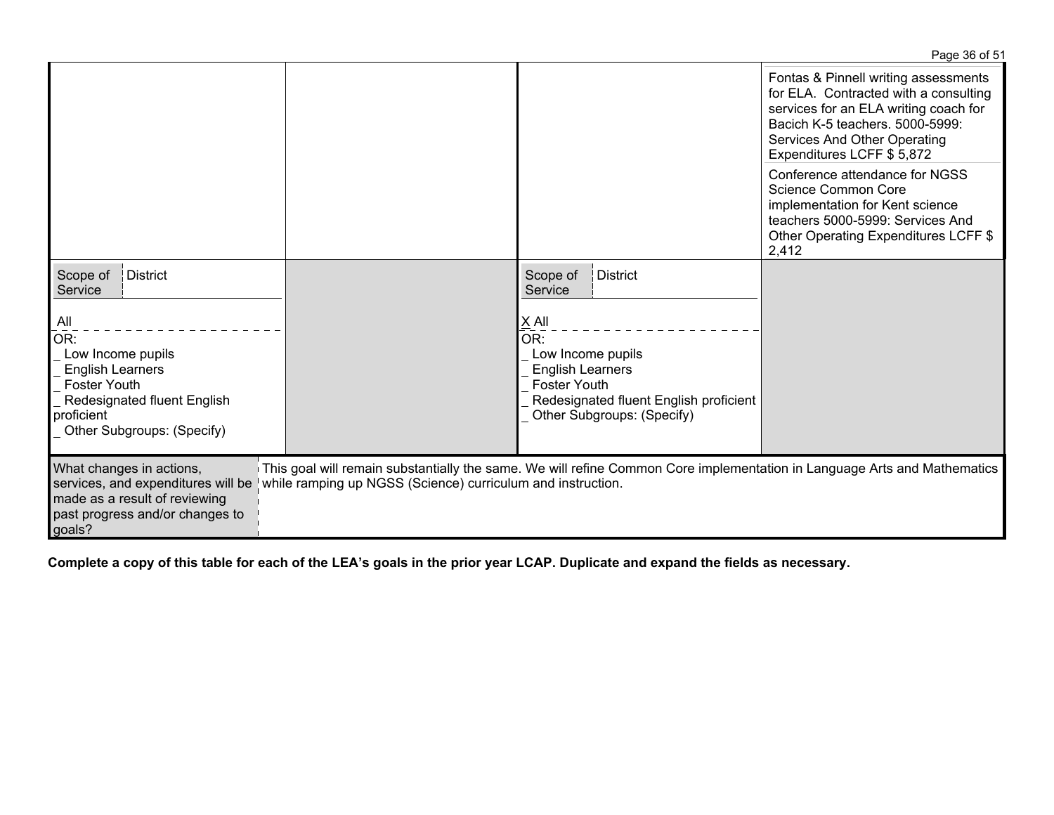| | | | |
|---|---|---|---|
| | | | Fontas & Pinnell writing assessments for ELA. Contracted with a consulting services for an ELA writing coach for Bacich K-5 teachers. 5000-5999: Services And Other Operating Expenditures LCFF $ 5,872<br><br>Conference attendance for NGSS Science Common Core implementation for Kent science teachers 5000-5999: Services And Other Operating Expenditures LCFF $ 2,412 |
| Scope of Service: District<br><br>All<br>OR:<br>_ Low Income pupils<br>_ English Learners<br>_ Foster Youth<br>_ Redesignated fluent English proficient<br>_ Other Subgroups: (Specify) | | Scope of Service: District<br><br>X All<br>OR:<br>_ Low Income pupils<br>_ English Learners<br>_ Foster Youth<br>_ Redesignated fluent English proficient<br>_ Other Subgroups: (Specify) | |

| | |
|---|---|
| What changes in actions, services, and expenditures will be made as a result of reviewing past progress and/or changes to goals? | This goal will remain substantially the same. We will refine Common Core implementation in Language Arts and Mathematics while ramping up NGSS (Science) curriculum and instruction. |

**Complete a copy of this table for each of the LEA's goals in the prior year LCAP. Duplicate and expand the fields as necessary.**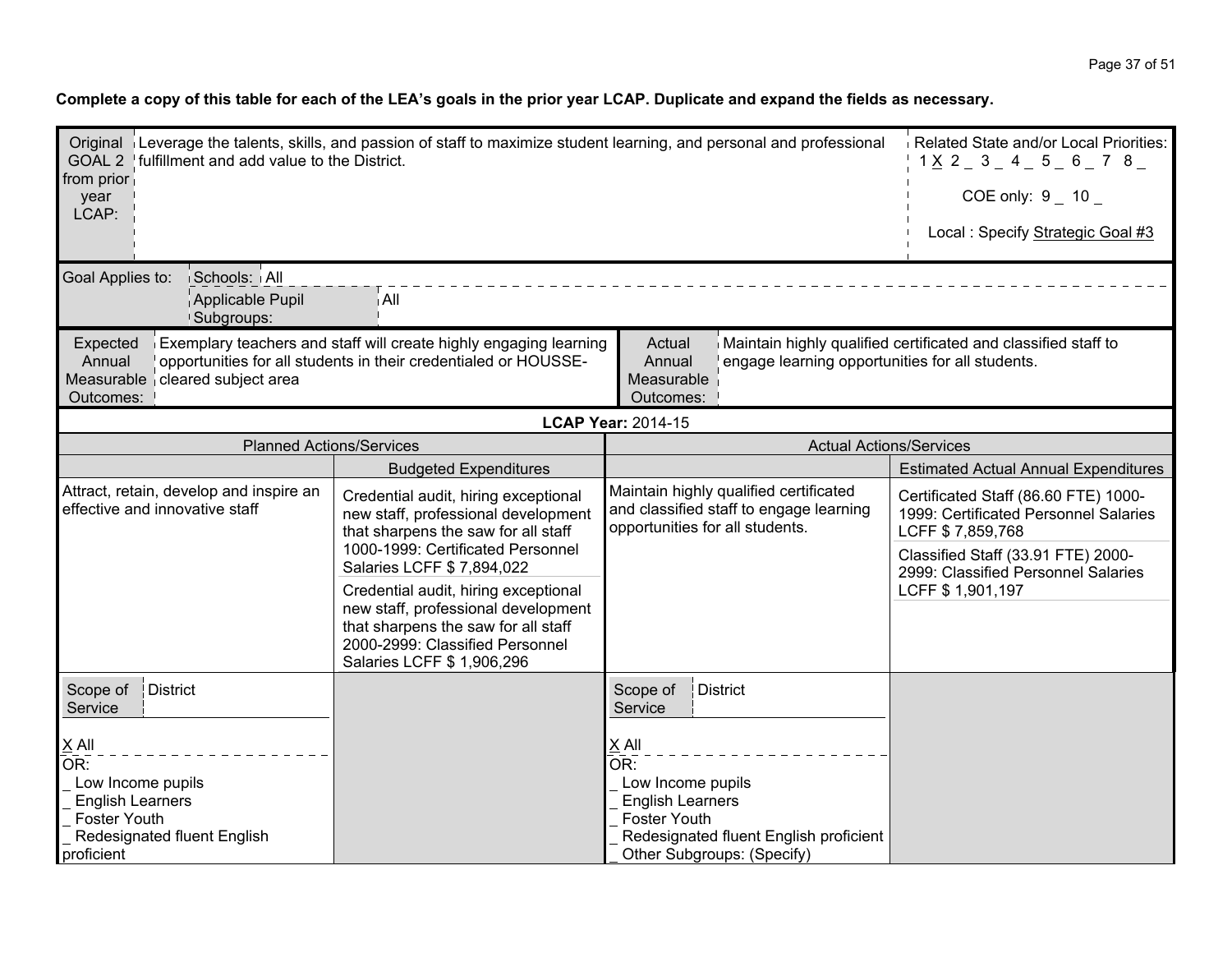**Complete a copy of this table for each of the LEA's goals in the prior year LCAP. Duplicate and expand the fields as necessary.**

| Original GOAL 2 from prior year LCAP: | Leverage the talents, skills, and passion of staff to maximize student learning, and personal and professional fulfillment and add value to the District. | | Related State and/or Local Priorities: 1 X 2 _ 3 _ 4 _ 5 _ 6 _ 7 8 _ COE only: 9 _ 10 _ Local : Specify Strategic Goal #3 |
|---|---|---|---|
| Goal Applies to: | Schools: All | | |
| | Applicable Pupil Subgroups: | All | |
| Expected Annual Measurable Outcomes: | Exemplary teachers and staff will create highly engaging learning opportunities for all students in their credentialed or HOUSSE-cleared subject area | Actual Annual Measurable Outcomes: | Maintain highly qualified certificated and classified staff to engage learning opportunities for all students. |

**LCAP Year:** 2014-15

| Planned Actions/Services | Budgeted Expenditures | Actual Actions/Services | Estimated Actual Annual Expenditures |
|---|---|---|---|
| Attract, retain, develop and inspire an effective and innovative staff | Credential audit, hiring exceptional new staff, professional development that sharpens the saw for all staff 1000-1999: Certificated Personnel Salaries LCFF $ 7,894,022 | Maintain highly qualified certificated and classified staff to engage learning opportunities for all students. | Certificated Staff (86.60 FTE) 1000-1999: Certificated Personnel Salaries LCFF $ 7,859,768 |
| | Credential audit, hiring exceptional new staff, professional development that sharpens the saw for all staff 2000-2999: Classified Personnel Salaries LCFF $ 1,906,296 | | Classified Staff (33.91 FTE) 2000-2999: Classified Personnel Salaries LCFF $ 1,901,197 |
| Scope of Service: District<br>X All<br>OR:<br>_ Low Income pupils<br>_ English Learners<br>_ Foster Youth<br>_ Redesignated fluent English proficient | | Scope of Service: District<br>X All<br>OR:<br>_ Low Income pupils<br>_ English Learners<br>_ Foster Youth<br>_ Redesignated fluent English proficient<br>_ Other Subgroups: (Specify) | |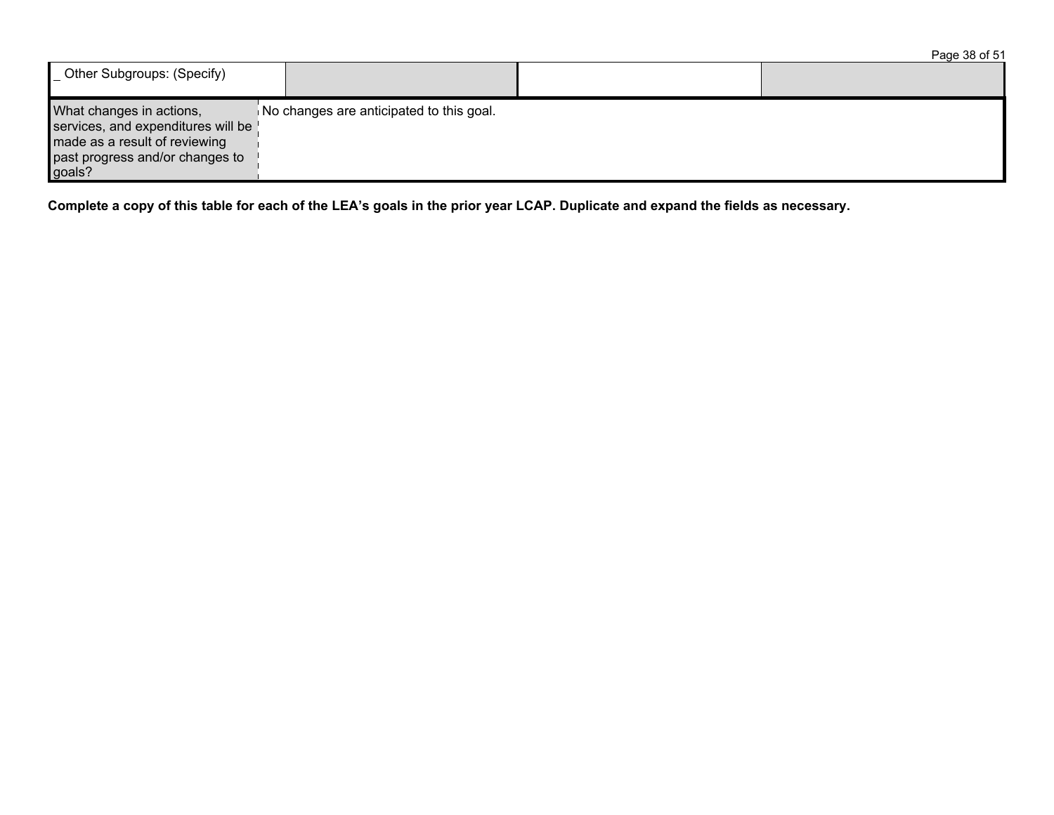| _ Other Subgroups: (Specify) | | | |
|---|---|---|---|

| What changes in actions, services, and expenditures will be made as a result of reviewing past progress and/or changes to goals? | No changes are anticipated to this goal. |
|---|---|

**Complete a copy of this table for each of the LEA's goals in the prior year LCAP. Duplicate and expand the fields as necessary.**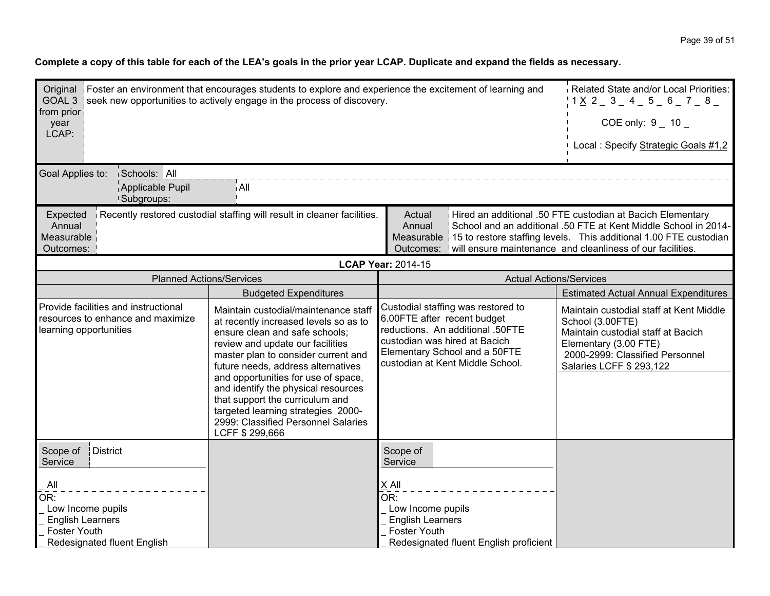**Complete a copy of this table for each of the LEA's goals in the prior year LCAP. Duplicate and expand the fields as necessary.**

| Original GOAL 3 from prior year LCAP: | Foster an environment that encourages students to explore and experience the excitement of learning and seek new opportunities to actively engage in the process of discovery. | Related State and/or Local Priorities: 1 X 2 _ 3 _ 4 _ 5 _ 6 _ 7 _ 8 _ <br><br> COE only: 9 _ 10 _ <br><br> Local : Specify Strategic Goals #1,2 |
|---|---|---|

| Goal Applies to: | Schools: All |
|---|---|
| | Applicable Pupil Subgroups: All |

| Expected Annual Measurable Outcomes: | Recently restored custodial staffing will result in cleaner facilities. | Actual Annual Measurable Outcomes: | Hired an additional .50 FTE custodian at Bacich Elementary School and an additional .50 FTE at Kent Middle School in 2014-15 to restore staffing levels. This additional 1.00 FTE custodian will ensure maintenance and cleanliness of our facilities. |
|---|---|---|---|

**LCAP Year:** 2014-15

| Planned Actions/Services | | Actual Actions/Services | |
|---|---|---|---|
| | Budgeted Expenditures | | Estimated Actual Annual Expenditures |
| Provide facilities and instructional resources to enhance and maximize learning opportunities | Maintain custodial/maintenance staff at recently increased levels so as to ensure clean and safe schools; review and update our facilities master plan to consider current and future needs, address alternatives and opportunities for use of space, and identify the physical resources that support the curriculum and targeted learning strategies 2000-2999: Classified Personnel Salaries LCFF $ 299,666 | Custodial staffing was restored to 6.00FTE after recent budget reductions. An additional .50FTE custodian was hired at Bacich Elementary School and a 50FTE custodian at Kent Middle School. | Maintain custodial staff at Kent Middle School (3.00FTE)<br>Maintain custodial staff at Bacich Elementary (3.00 FTE)<br>2000-2999: Classified Personnel Salaries LCFF $ 293,122 |
| Scope of Service: District<br><br>_ All<br>OR:<br>_ Low Income pupils<br>_ English Learners<br>_ Foster Youth<br>_ Redesignated fluent English | | Scope of Service:<br><br>X All<br>OR:<br>_ Low Income pupils<br>_ English Learners<br>_ Foster Youth<br>_ Redesignated fluent English proficient | |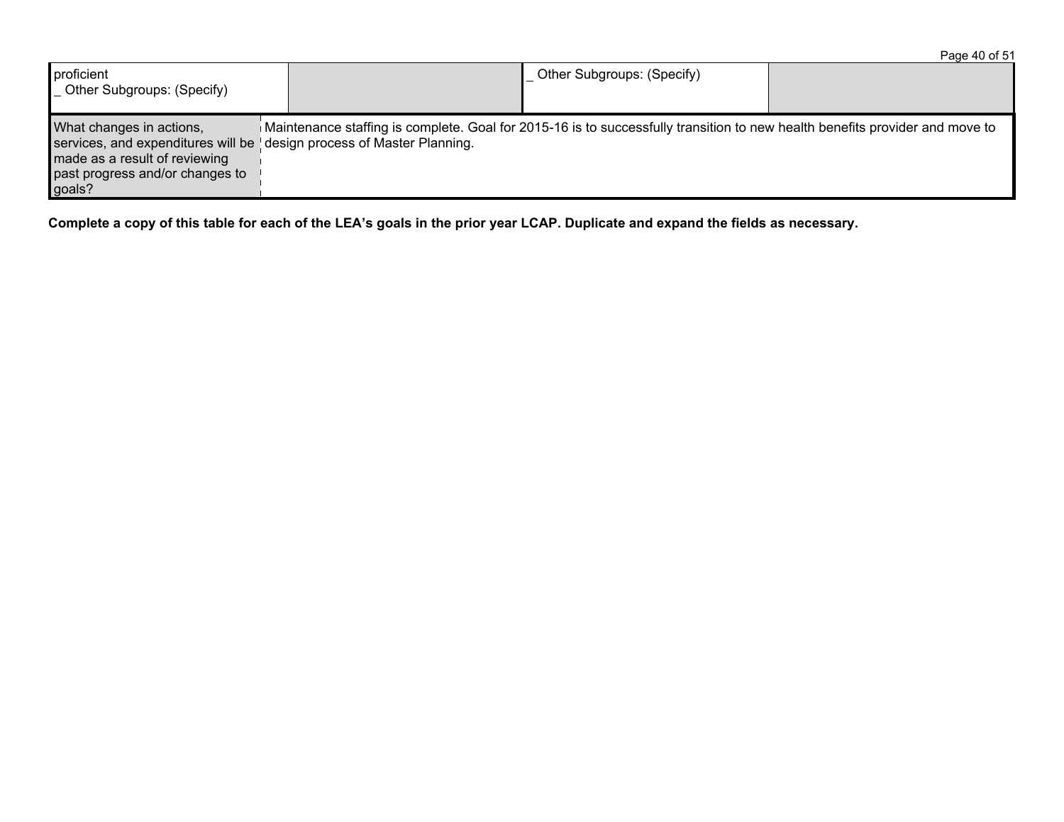| proficient<br>_ Other Subgroups: (Specify) | | _ Other Subgroups: (Specify) | |
|---|---|---|---|

| What changes in actions, services, and expenditures will be made as a result of reviewing past progress and/or changes to goals? | Maintenance staffing is complete. Goal for 2015-16 is to successfully transition to new health benefits provider and move to design process of Master Planning. |
|---|---|

**Complete a copy of this table for each of the LEA's goals in the prior year LCAP. Duplicate and expand the fields as necessary.**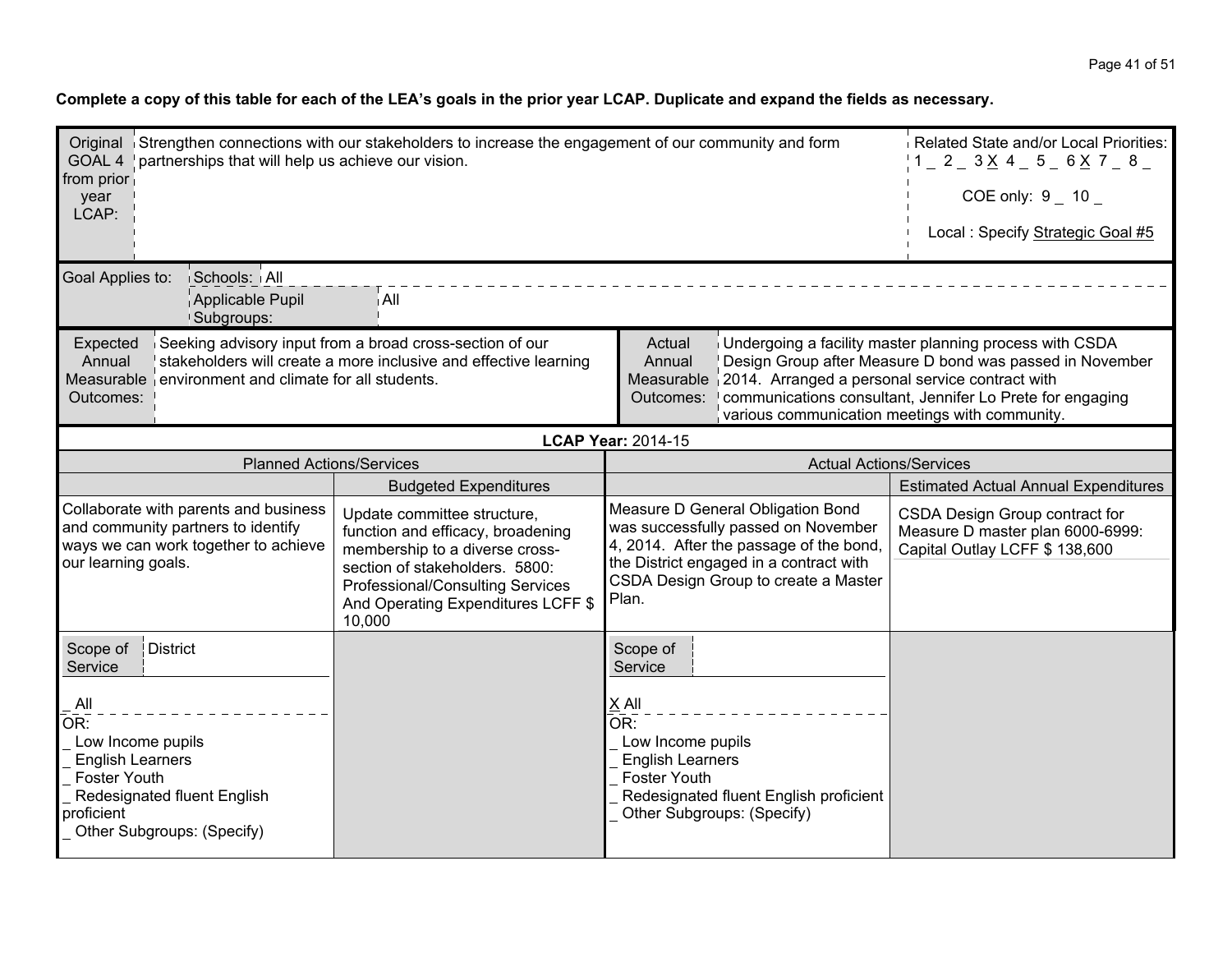**Complete a copy of this table for each of the LEA's goals in the prior year LCAP. Duplicate and expand the fields as necessary.**

| Original GOAL 4 from prior year LCAP: | Strengthen connections with our stakeholders to increase the engagement of our community and form partnerships that will help us achieve our vision. | | Related State and/or Local Priorities: 1 _ 2 _ 3 X 4 _ 5 _ 6 X 7 _ 8 _ COE only: 9 _ 10 _ Local : Specify Strategic Goal #5 |
|---|---|---|---|
| Goal Applies to: | Schools: All | | |
| | Applicable Pupil Subgroups: | All | |

| Expected Annual Measurable Outcomes: | Seeking advisory input from a broad cross-section of our stakeholders will create a more inclusive and effective learning environment and climate for all students. | Actual Annual Measurable Outcomes: | Undergoing a facility master planning process with CSDA Design Group after Measure D bond was passed in November 2014. Arranged a personal service contract with communications consultant, Jennifer Lo Prete for engaging various communication meetings with community. |
|---|---|---|---|

**LCAP Year:** 2014-15

| Planned Actions/Services | | Actual Actions/Services | |
|---|---|---|---|
| | Budgeted Expenditures | | Estimated Actual Annual Expenditures |
| Collaborate with parents and business and community partners to identify ways we can work together to achieve our learning goals. | Update committee structure, function and efficacy, broadening membership to a diverse cross-section of stakeholders. 5800: Professional/Consulting Services And Operating Expenditures LCFF $ 10,000 | Measure D General Obligation Bond was successfully passed on November 4, 2014. After the passage of the bond, the District engaged in a contract with CSDA Design Group to create a Master Plan. | CSDA Design Group contract for Measure D master plan 6000-6999: Capital Outlay LCFF $ 138,600 |
| Scope of Service: District<br><br>_ All<br>OR:<br>_ Low Income pupils<br>_ English Learners<br>_ Foster Youth<br>_ Redesignated fluent English proficient<br>_ Other Subgroups: (Specify) | | Scope of Service:<br><br>X All<br>OR:<br>_ Low Income pupils<br>_ English Learners<br>_ Foster Youth<br>_ Redesignated fluent English proficient<br>_ Other Subgroups: (Specify) | |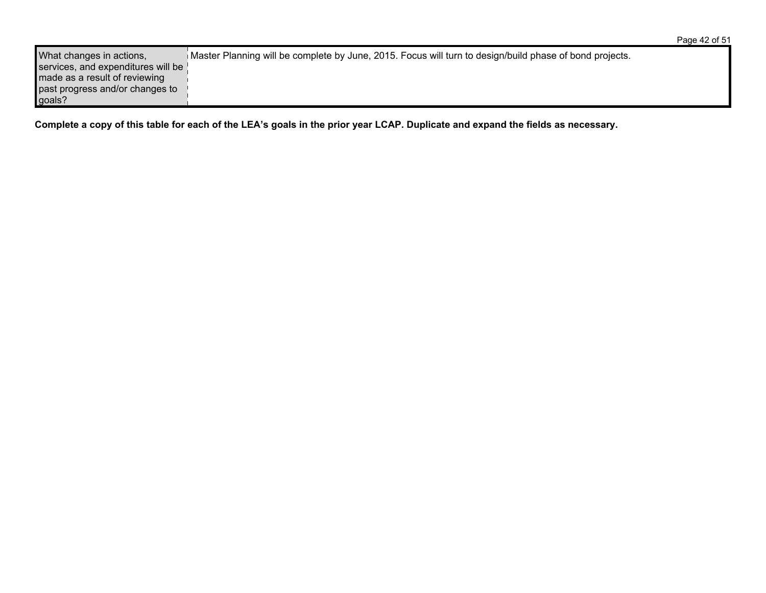| What changes in actions, services, and expenditures will be made as a result of reviewing past progress and/or changes to goals? | Master Planning will be complete by June, 2015. Focus will turn to design/build phase of bond projects. |
|---|---|

**Complete a copy of this table for each of the LEA's goals in the prior year LCAP. Duplicate and expand the fields as necessary.**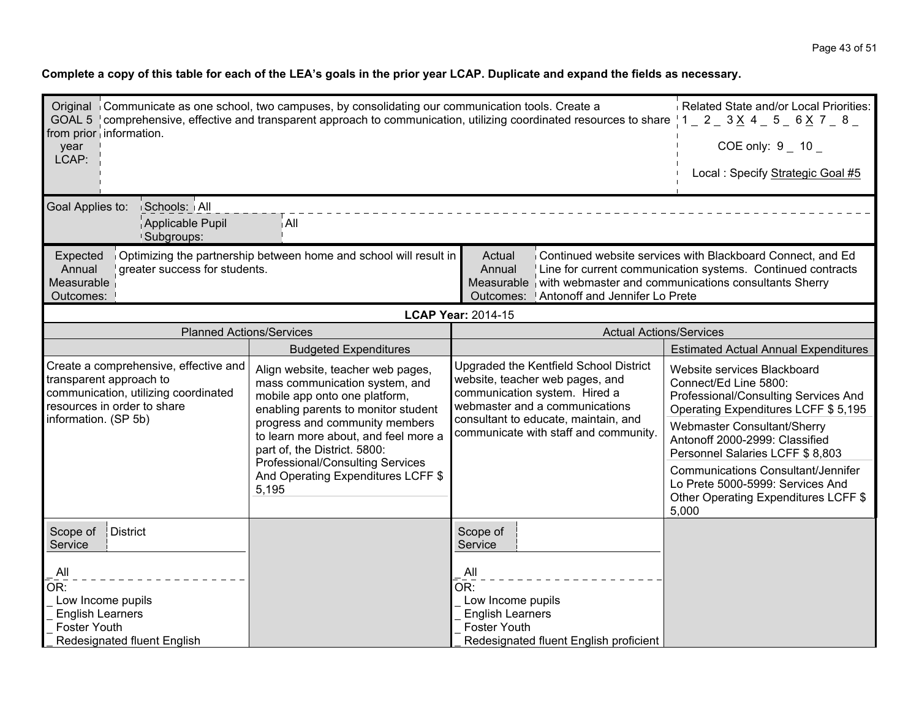**Complete a copy of this table for each of the LEA's goals in the prior year LCAP. Duplicate and expand the fields as necessary.**

| Original GOAL 5 from prior year LCAP: | Communicate as one school, two campuses, by consolidating our communication tools. Create a comprehensive, effective and transparent approach to communication, utilizing coordinated resources to share information. | Related State and/or Local Priorities: 1 _ 2 _ 3 X 4 _ 5 _ 6 X 7 _ 8 _<br>COE only: 9 _ 10 _<br>Local : Specify Strategic Goal #5 |
|---|---|---|
| Goal Applies to: | Schools: All<br>Applicable Pupil Subgroups: All | |

| Expected Annual Measurable Outcomes: | Optimizing the partnership between home and school will result in greater success for students. | Actual Annual Measurable Outcomes: | Continued website services with Blackboard Connect, and Ed Line for current communication systems. Continued contracts with webmaster and communications consultants Sherry Antonoff and Jennifer Lo Prete |
|---|---|---|---|

**LCAP Year: 2014-15**

| Planned Actions/Services | | Actual Actions/Services | |
|---|---|---|---|
| | Budgeted Expenditures | | Estimated Actual Annual Expenditures |
| Create a comprehensive, effective and transparent approach to communication, utilizing coordinated resources in order to share information. (SP 5b) | Align website, teacher web pages, mass communication system, and mobile app onto one platform, enabling parents to monitor student progress and community members to learn more about, and feel more a part of, the District. 5800: Professional/Consulting Services And Operating Expenditures LCFF $ 5,195 | Upgraded the Kentfield School District website, teacher web pages, and communication system. Hired a webmaster and a communications consultant to educate, maintain, and communicate with staff and community. | Website services Blackboard Connect/Ed Line 5800: Professional/Consulting Services And Operating Expenditures LCFF $ 5,195<br>Webmaster Consultant/Sherry Antonoff 2000-2999: Classified Personnel Salaries LCFF $ 8,803<br>Communications Consultant/Jennifer Lo Prete 5000-5999: Services And Other Operating Expenditures LCFF $ 5,000 |
| Scope of Service: District<br>_ All<br>OR:<br>_ Low Income pupils<br>_ English Learners<br>_ Foster Youth<br>_ Redesignated fluent English | | Scope of Service:<br>_ All<br>OR:<br>_ Low Income pupils<br>_ English Learners<br>_ Foster Youth<br>_ Redesignated fluent English proficient | |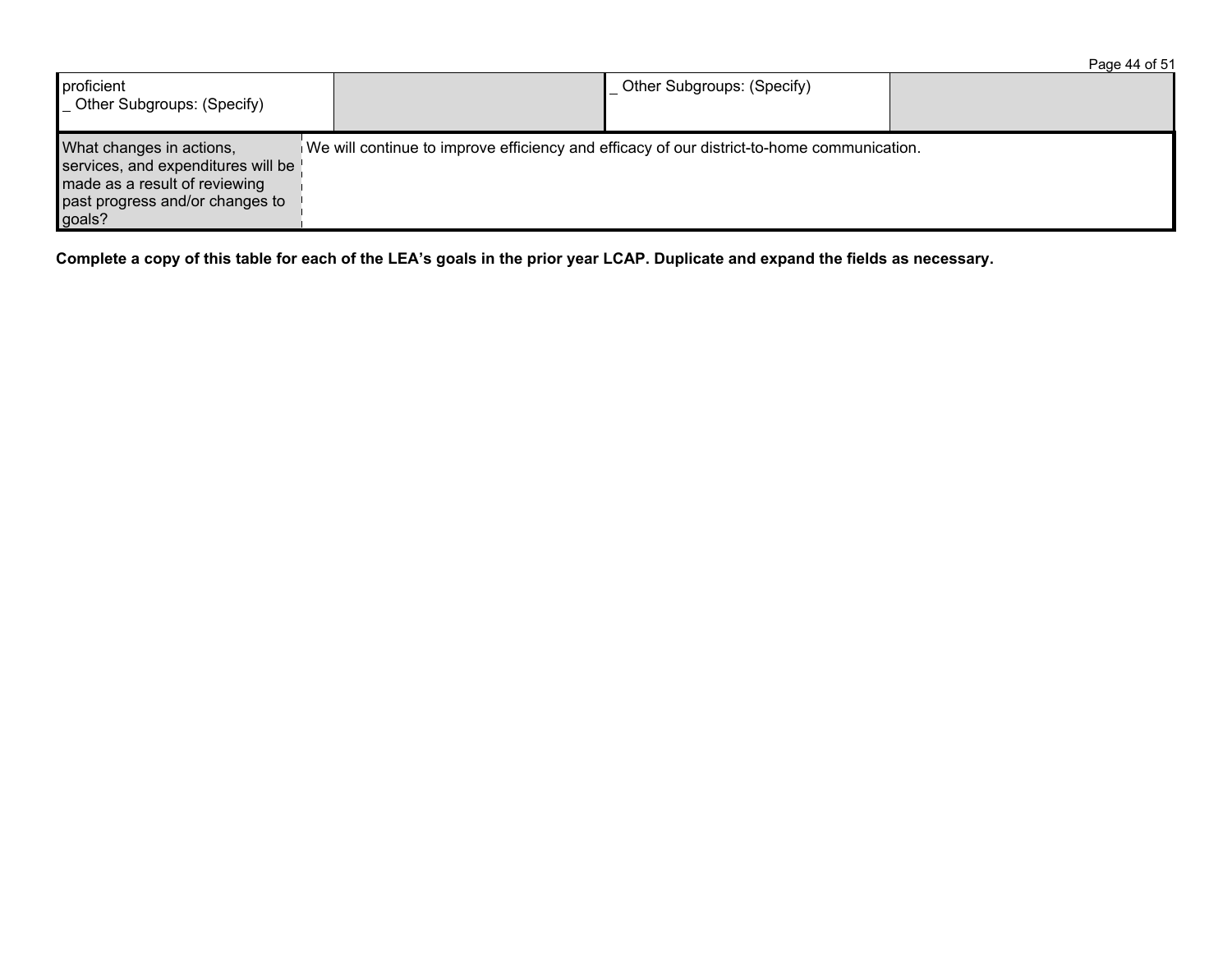| proficient<br>_ Other Subgroups: (Specify) | | _ Other Subgroups: (Specify) | |
|---|---|---|---|

| What changes in actions, services, and expenditures will be made as a result of reviewing past progress and/or changes to goals? | We will continue to improve efficiency and efficacy of our district-to-home communication. |
|---|---|

**Complete a copy of this table for each of the LEA's goals in the prior year LCAP. Duplicate and expand the fields as necessary.**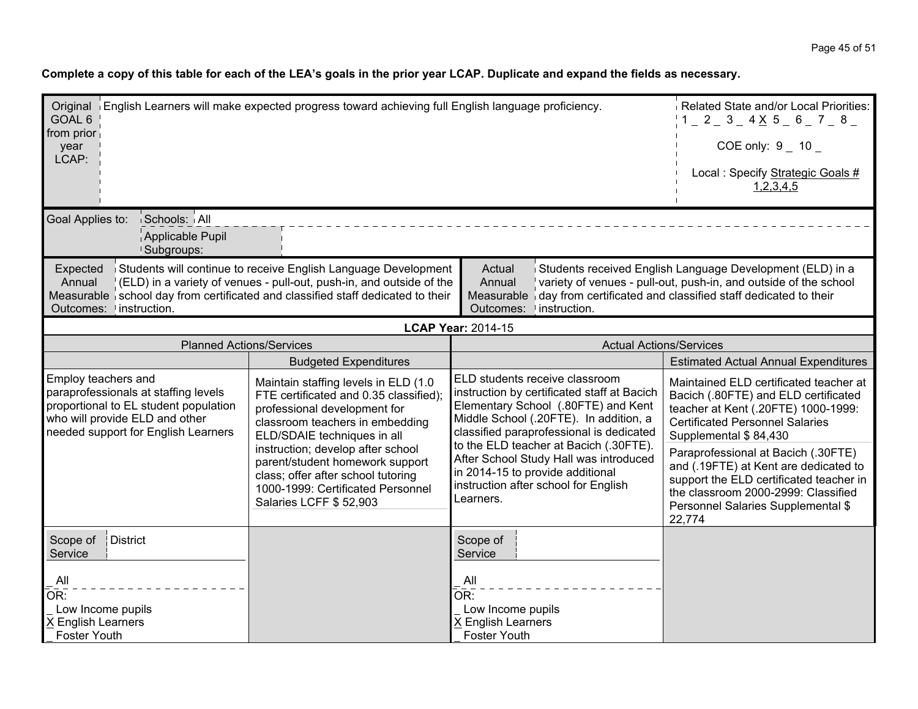**Complete a copy of this table for each of the LEA's goals in the prior year LCAP. Duplicate and expand the fields as necessary.**

| Original GOAL 6 from prior year LCAP: | English Learners will make expected progress toward achieving full English language proficiency. | Related State and/or Local Priorities: 1 _ 2 _ 3 _ 4 X 5 _ 6 _ 7 _ 8 _ <br> COE only: 9 _ 10 _ <br> Local : Specify Strategic Goals # 1,2,3,4,5 |
|---|---|---|

| Goal Applies to: | Schools: | All |
|---|---|---|
| | Applicable Pupil Subgroups: | |

| Expected Annual Measurable Outcomes: | Students will continue to receive English Language Development (ELD) in a variety of venues - pull-out, push-in, and outside of the school day from certificated and classified staff dedicated to their instruction. | Actual Annual Measurable Outcomes: | Students received English Language Development (ELD) in a variety of venues - pull-out, push-in, and outside of the school day from certificated and classified staff dedicated to their instruction. |
|---|---|---|---|

**LCAP Year:** 2014-15

| Planned Actions/Services | | Actual Actions/Services | |
|---|---|---|---|
| | Budgeted Expenditures | | Estimated Actual Annual Expenditures |
| Employ teachers and paraprofessionals at staffing levels proportional to EL student population who will provide ELD and other needed support for English Learners | Maintain staffing levels in ELD (1.0 FTE certificated and 0.35 classified); professional development for classroom teachers in embedding ELD/SDAIE techniques in all instruction; develop after school parent/student homework support class; offer after school tutoring 1000-1999: Certificated Personnel Salaries LCFF $ 52,903 | ELD students receive classroom instruction by certificated staff at Bacich Elementary School (.80FTE) and Kent Middle School (.20FTE). In addition, a classified paraprofessional is dedicated to the ELD teacher at Bacich (.30FTE). After School Study Hall was introduced in 2014-15 to provide additional instruction after school for English Learners. | Maintained ELD certificated teacher at Bacich (.80FTE) and ELD certificated teacher at Kent (.20FTE) 1000-1999: Certificated Personnel Salaries Supplemental $ 84,430 <br><br> Paraprofessional at Bacich (.30FTE) and (.19FTE) at Kent are dedicated to support the ELD certificated teacher in the classroom 2000-2999: Classified Personnel Salaries Supplemental $ 22,774 |
| Scope of Service: District <br><br> _ All <br> OR: <br> _ Low Income pupils <br> X English Learners <br> _ Foster Youth | | Scope of Service: <br><br> _ All <br> OR: <br> _ Low Income pupils <br> X English Learners <br> _ Foster Youth | |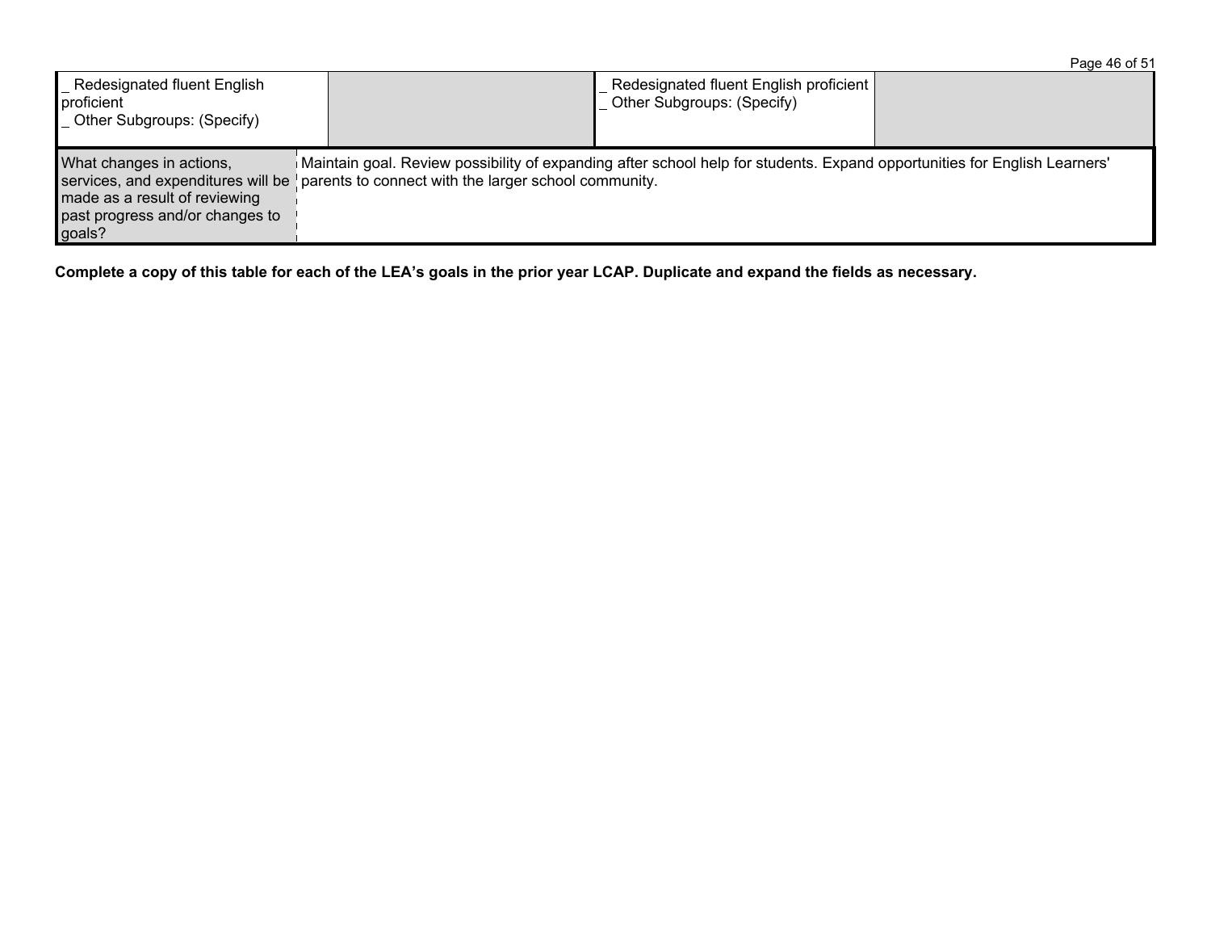| _ Redesignated fluent English proficient<br>_ Other Subgroups: (Specify) | | _ Redesignated fluent English proficient<br>_ Other Subgroups: (Specify) | |
|---|---|---|---|

| What changes in actions, services, and expenditures will be made as a result of reviewing past progress and/or changes to goals? | Maintain goal. Review possibility of expanding after school help for students. Expand opportunities for English Learners' parents to connect with the larger school community. |
|---|---|

**Complete a copy of this table for each of the LEA's goals in the prior year LCAP. Duplicate and expand the fields as necessary.**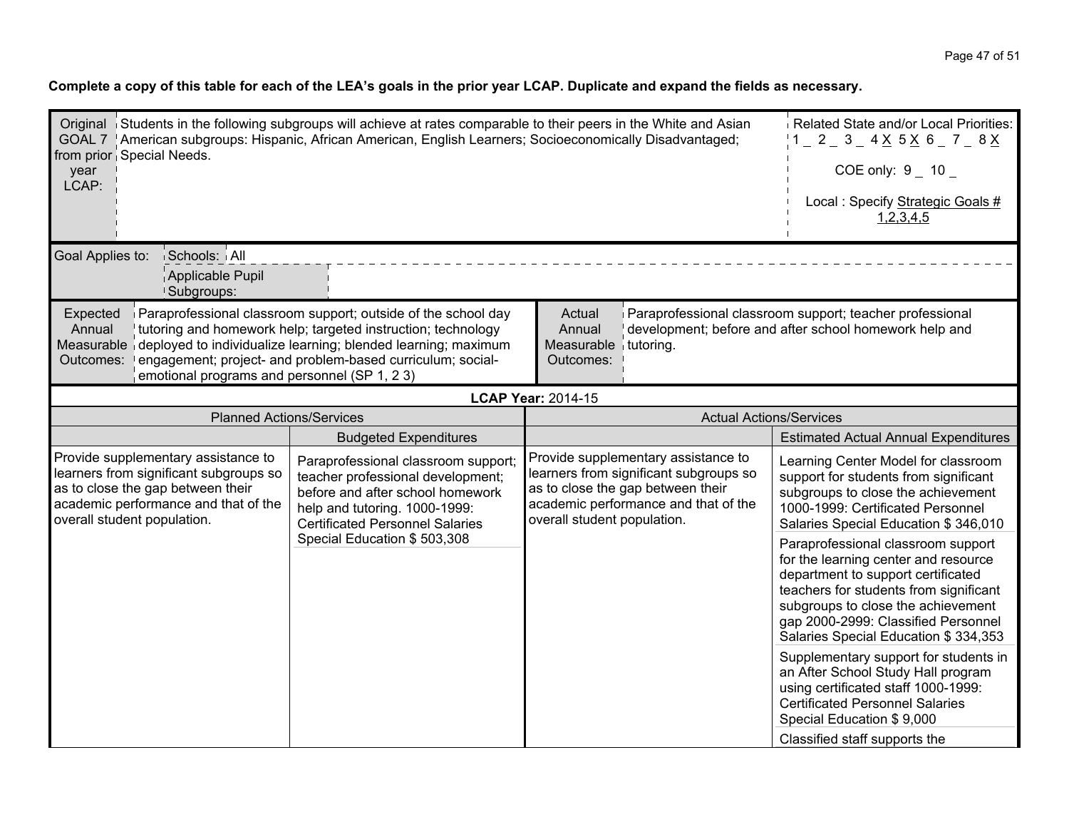**Complete a copy of this table for each of the LEA's goals in the prior year LCAP. Duplicate and expand the fields as necessary.**

| Original GOAL 7 from prior year LCAP: | Students in the following subgroups will achieve at rates comparable to their peers in the White and Asian American subgroups: Hispanic, African American, English Learners; Socioeconomically Disadvantaged; Special Needs. | Related State and/or Local Priorities: 1 _ 2 _ 3 _ 4 X 5 X 6 _ 7 _ 8 X<br>COE only: 9 _ 10 _<br>Local : Specify Strategic Goals # 1,2,3,4,5 |
|---|---|---|

| Goal Applies to: | Schools: | All |
|---|---|---|
| | Applicable Pupil Subgroups: | |

| Expected Annual Measurable Outcomes: | Paraprofessional classroom support; outside of the school day tutoring and homework help; targeted instruction; technology deployed to individualize learning; blended learning; maximum engagement; project- and problem-based curriculum; social-emotional programs and personnel (SP 1, 2 3) | Actual Annual Measurable Outcomes: | Paraprofessional classroom support; teacher professional development; before and after school homework help and tutoring. |
|---|---|---|---|

**LCAP Year:** 2014-15

| Planned Actions/Services | | Actual Actions/Services | |
|---|---|---|---|
| | Budgeted Expenditures | | Estimated Actual Annual Expenditures |
| Provide supplementary assistance to learners from significant subgroups so as to close the gap between their academic performance and that of the overall student population. | Paraprofessional classroom support; teacher professional development; before and after school homework help and tutoring. 1000-1999: Certificated Personnel Salaries Special Education $ 503,308 | Provide supplementary assistance to learners from significant subgroups so as to close the gap between their academic performance and that of the overall student population. | Learning Center Model for classroom support for students from significant subgroups to close the achievement 1000-1999: Certificated Personnel Salaries Special Education $ 346,010 |
| | | | Paraprofessional classroom support for the learning center and resource department to support certificated teachers for students from significant subgroups to close the achievement gap 2000-2999: Classified Personnel Salaries Special Education $ 334,353 |
| | | | Supplementary support for students in an After School Study Hall program using certificated staff 1000-1999: Certificated Personnel Salaries Special Education $ 9,000 |
| | | | Classified staff supports the |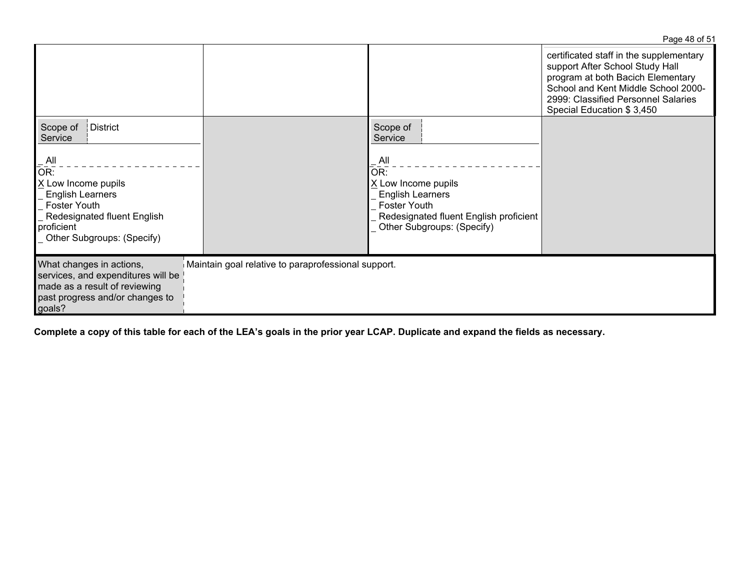| | | | |
|---|---|---|---|
| | | | certificated staff in the supplementary support After School Study Hall program at both Bacich Elementary School and Kent Middle School 2000-2999: Classified Personnel Salaries Special Education $ 3,450 |
| Scope of Service: District<br><br>_ All<br>OR:<br>X Low Income pupils<br>_ English Learners<br>_ Foster Youth<br>_ Redesignated fluent English proficient<br>_ Other Subgroups: (Specify) | | Scope of Service:<br><br>_ All<br>OR:<br>X Low Income pupils<br>_ English Learners<br>_ Foster Youth<br>_ Redesignated fluent English proficient<br>_ Other Subgroups: (Specify) | |

| What changes in actions, services, and expenditures will be made as a result of reviewing past progress and/or changes to goals? | Maintain goal relative to paraprofessional support. |
|---|---|

**Complete a copy of this table for each of the LEA's goals in the prior year LCAP. Duplicate and expand the fields as necessary.**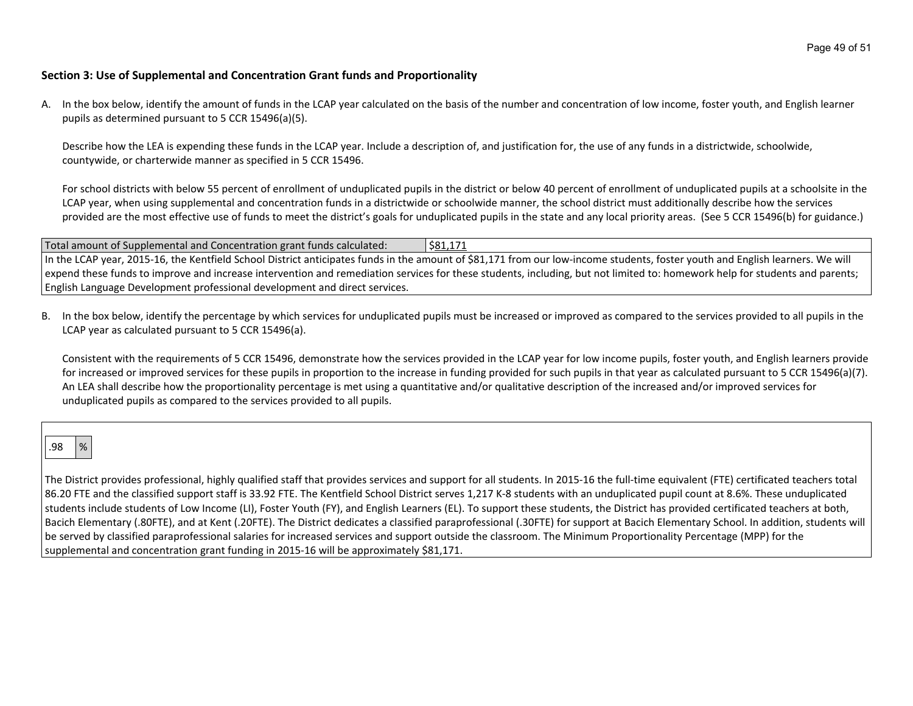**Section 3: Use of Supplemental and Concentration Grant funds and Proportionality**

A. In the box below, identify the amount of funds in the LCAP year calculated on the basis of the number and concentration of low income, foster youth, and English learner pupils as determined pursuant to 5 CCR 15496(a)(5).

   Describe how the LEA is expending these funds in the LCAP year. Include a description of, and justification for, the use of any funds in a districtwide, schoolwide, countywide, or charterwide manner as specified in 5 CCR 15496.

   For school districts with below 55 percent of enrollment of unduplicated pupils in the district or below 40 percent of enrollment of unduplicated pupils at a schoolsite in the LCAP year, when using supplemental and concentration funds in a districtwide or schoolwide manner, the school district must additionally describe how the services provided are the most effective use of funds to meet the district's goals for unduplicated pupils in the state and any local priority areas. (See 5 CCR 15496(b) for guidance.)

| Total amount of Supplemental and Concentration grant funds calculated: | $81,171 |
|---|---|
| In the LCAP year, 2015-16, the Kentfield School District anticipates funds in the amount of $81,171 from our low-income students, foster youth and English learners. We will expend these funds to improve and increase intervention and remediation services for these students, including, but not limited to: homework help for students and parents; English Language Development professional development and direct services. | |

B. In the box below, identify the percentage by which services for unduplicated pupils must be increased or improved as compared to the services provided to all pupils in the LCAP year as calculated pursuant to 5 CCR 15496(a).

   Consistent with the requirements of 5 CCR 15496, demonstrate how the services provided in the LCAP year for low income pupils, foster youth, and English learners provide for increased or improved services for these pupils in proportion to the increase in funding provided for such pupils in that year as calculated pursuant to 5 CCR 15496(a)(7). An LEA shall describe how the proportionality percentage is met using a quantitative and/or qualitative description of the increased and/or improved services for unduplicated pupils as compared to the services provided to all pupils.

| .98 | % |
|---|---|

The District provides professional, highly qualified staff that provides services and support for all students. In 2015-16 the full-time equivalent (FTE) certificated teachers total 86.20 FTE and the classified support staff is 33.92 FTE. The Kentfield School District serves 1,217 K-8 students with an unduplicated pupil count at 8.6%. These unduplicated students include students of Low Income (LI), Foster Youth (FY), and English Learners (EL). To support these students, the District has provided certificated teachers at both, Bacich Elementary (.80FTE), and at Kent (.20FTE). The District dedicates a classified paraprofessional (.30FTE) for support at Bacich Elementary School. In addition, students will be served by classified paraprofessional salaries for increased services and support outside the classroom. The Minimum Proportionality Percentage (MPP) for the supplemental and concentration grant funding in 2015-16 will be approximately $81,171.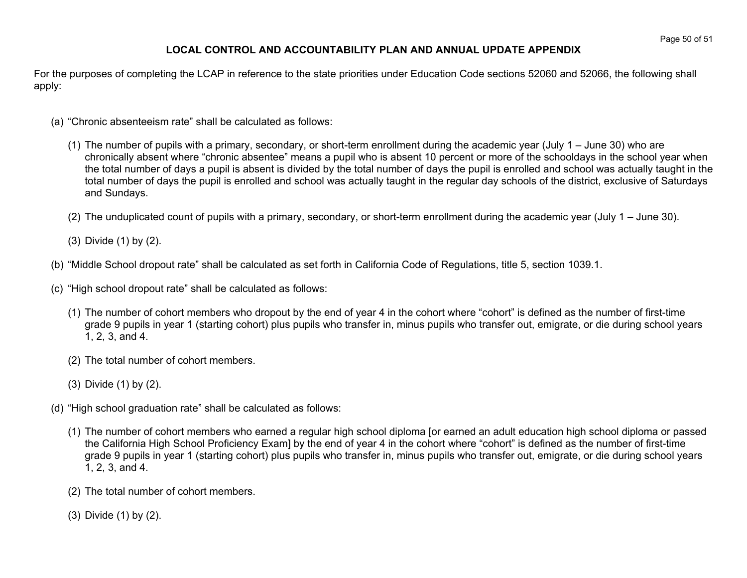## LOCAL CONTROL AND ACCOUNTABILITY PLAN AND ANNUAL UPDATE APPENDIX

For the purposes of completing the LCAP in reference to the state priorities under Education Code sections 52060 and 52066, the following shall apply:

(a) "Chronic absenteeism rate" shall be calculated as follows:

(1) The number of pupils with a primary, secondary, or short-term enrollment during the academic year (July 1 – June 30) who are chronically absent where "chronic absentee" means a pupil who is absent 10 percent or more of the schooldays in the school year when the total number of days a pupil is absent is divided by the total number of days the pupil is enrolled and school was actually taught in the total number of days the pupil is enrolled and school was actually taught in the regular day schools of the district, exclusive of Saturdays and Sundays.

(2) The unduplicated count of pupils with a primary, secondary, or short-term enrollment during the academic year (July 1 – June 30).

(3) Divide (1) by (2).

(b) "Middle School dropout rate" shall be calculated as set forth in California Code of Regulations, title 5, section 1039.1.

(c) "High school dropout rate" shall be calculated as follows:

(1) The number of cohort members who dropout by the end of year 4 in the cohort where "cohort" is defined as the number of first-time grade 9 pupils in year 1 (starting cohort) plus pupils who transfer in, minus pupils who transfer out, emigrate, or die during school years 1, 2, 3, and 4.

(2) The total number of cohort members.

(3) Divide (1) by (2).

(d) "High school graduation rate" shall be calculated as follows:

(1) The number of cohort members who earned a regular high school diploma [or earned an adult education high school diploma or passed the California High School Proficiency Exam] by the end of year 4 in the cohort where "cohort" is defined as the number of first-time grade 9 pupils in year 1 (starting cohort) plus pupils who transfer in, minus pupils who transfer out, emigrate, or die during school years 1, 2, 3, and 4.

(2) The total number of cohort members.

(3) Divide (1) by (2).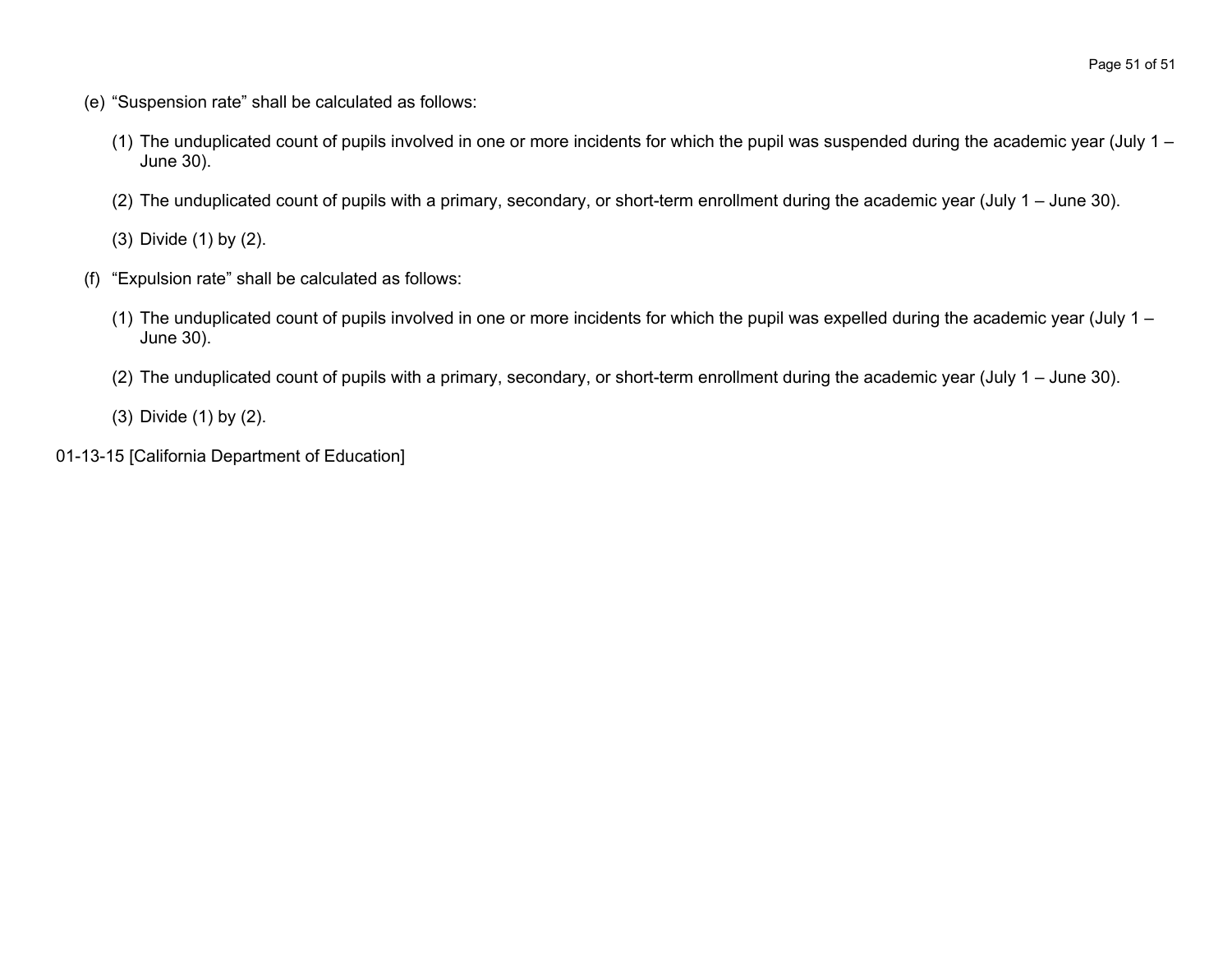(e) “Suspension rate” shall be calculated as follows:

(1) The unduplicated count of pupils involved in one or more incidents for which the pupil was suspended during the academic year (July 1 – June 30).

(2) The unduplicated count of pupils with a primary, secondary, or short-term enrollment during the academic year (July 1 – June 30).

(3) Divide (1) by (2).

(f) “Expulsion rate” shall be calculated as follows:

(1) The unduplicated count of pupils involved in one or more incidents for which the pupil was expelled during the academic year (July 1 – June 30).

(2) The unduplicated count of pupils with a primary, secondary, or short-term enrollment during the academic year (July 1 – June 30).

(3) Divide (1) by (2).

01-13-15 [California Department of Education]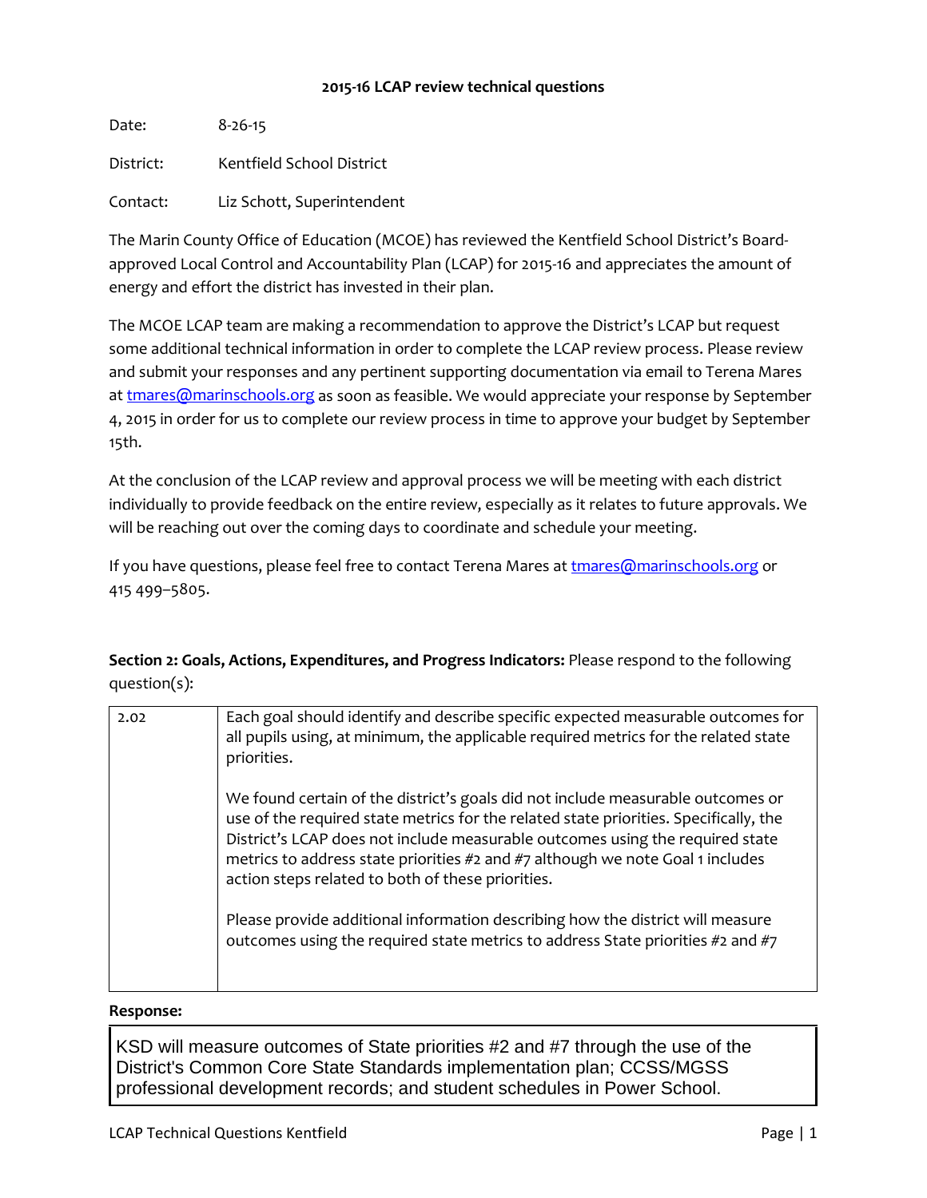**2015-16 LCAP review technical questions**

Date: 8-26-15

District: Kentfield School District

Contact: Liz Schott, Superintendent

The Marin County Office of Education (MCOE) has reviewed the Kentfield School District's Board-approved Local Control and Accountability Plan (LCAP) for 2015-16 and appreciates the amount of energy and effort the district has invested in their plan.

The MCOE LCAP team are making a recommendation to approve the District's LCAP but request some additional technical information in order to complete the LCAP review process. Please review and submit your responses and any pertinent supporting documentation via email to Terena Mares at tmares@marinschools.org as soon as feasible. We would appreciate your response by September 4, 2015 in order for us to complete our review process in time to approve your budget by September 15th.

At the conclusion of the LCAP review and approval process we will be meeting with each district individually to provide feedback on the entire review, especially as it relates to future approvals. We will be reaching out over the coming days to coordinate and schedule your meeting.

If you have questions, please feel free to contact Terena Mares at tmares@marinschools.org or 415 499–5805.

**Section 2: Goals, Actions, Expenditures, and Progress Indicators:** Please respond to the following question(s):

| | |
|---|---|
| 2.02 | Each goal should identify and describe specific expected measurable outcomes for all pupils using, at minimum, the applicable required metrics for the related state priorities.<br><br>We found certain of the district's goals did not include measurable outcomes or use of the required state metrics for the related state priorities. Specifically, the District's LCAP does not include measurable outcomes using the required state metrics to address state priorities #2 and #7 although we note Goal 1 includes action steps related to both of these priorities.<br><br>Please provide additional information describing how the district will measure outcomes using the required state metrics to address State priorities #2 and #7 |

**Response:**

KSD will measure outcomes of State priorities #2 and #7 through the use of the District's Common Core State Standards implementation plan; CCSS/MGSS professional development records; and student schedules in Power School.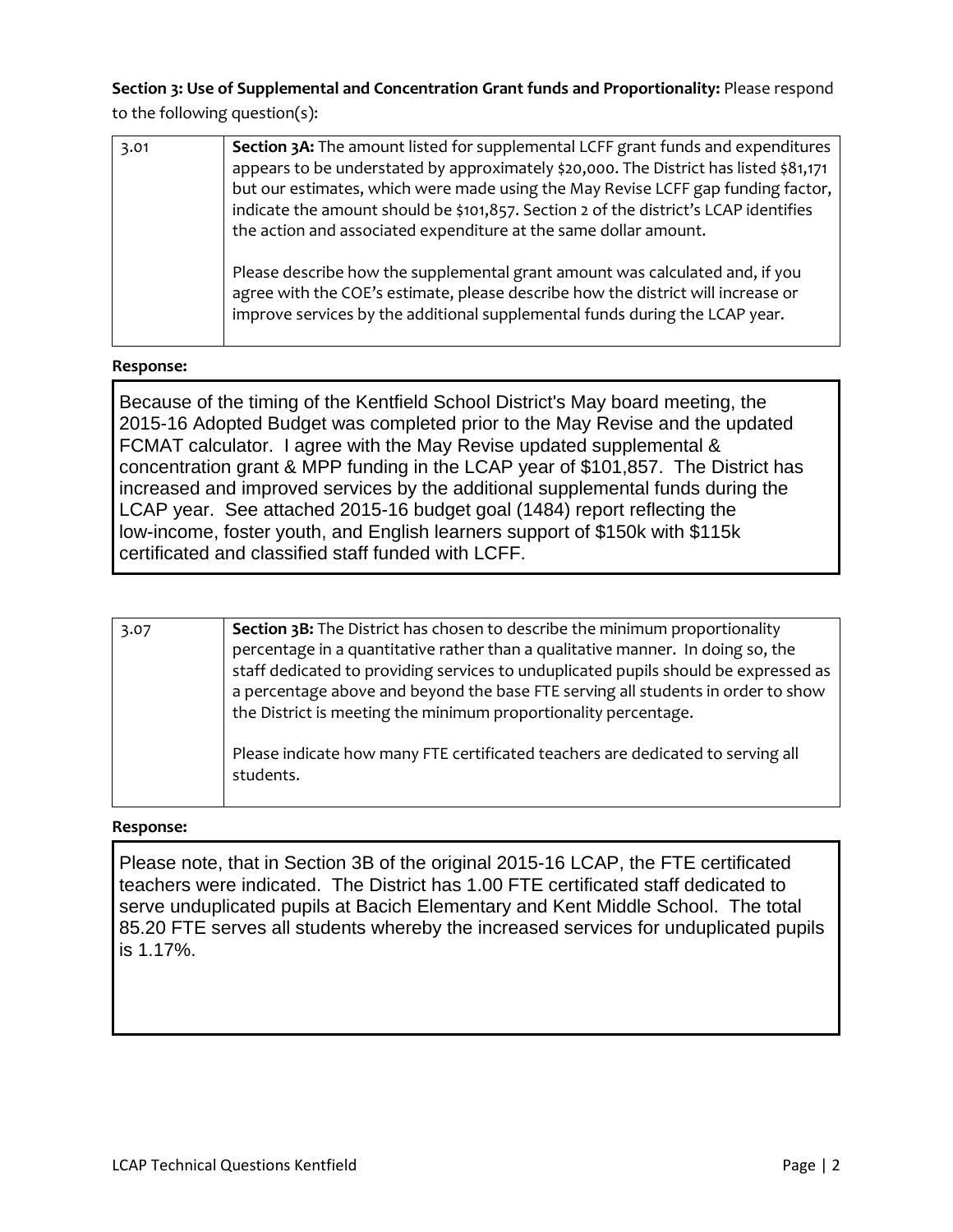**Section 3: Use of Supplemental and Concentration Grant funds and Proportionality:** Please respond to the following question(s):

| | |
|---|---|
| 3.01 | **Section 3A:** The amount listed for supplemental LCFF grant funds and expenditures appears to be understated by approximately $20,000. The District has listed $81,171 but our estimates, which were made using the May Revise LCFF gap funding factor, indicate the amount should be $101,857. Section 2 of the district's LCAP identifies the action and associated expenditure at the same dollar amount.<br><br>Please describe how the supplemental grant amount was calculated and, if you agree with the COE's estimate, please describe how the district will increase or improve services by the additional supplemental funds during the LCAP year. |

**Response:**

Because of the timing of the Kentfield School District's May board meeting, the 2015-16 Adopted Budget was completed prior to the May Revise and the updated FCMAT calculator. I agree with the May Revise updated supplemental & concentration grant & MPP funding in the LCAP year of $101,857. The District has increased and improved services by the additional supplemental funds during the LCAP year. See attached 2015-16 budget goal (1484) report reflecting the low-income, foster youth, and English learners support of $150k with $115k certificated and classified staff funded with LCFF.

| | |
|---|---|
| 3.07 | **Section 3B:** The District has chosen to describe the minimum proportionality percentage in a quantitative rather than a qualitative manner. In doing so, the staff dedicated to providing services to unduplicated pupils should be expressed as a percentage above and beyond the base FTE serving all students in order to show the District is meeting the minimum proportionality percentage.<br><br>Please indicate how many FTE certificated teachers are dedicated to serving all students. |

**Response:**

Please note, that in Section 3B of the original 2015-16 LCAP, the FTE certificated teachers were indicated. The District has 1.00 FTE certificated staff dedicated to serve unduplicated pupils at Bacich Elementary and Kent Middle School. The total 85.20 FTE serves all students whereby the increased services for unduplicated pupils is 1.17%.